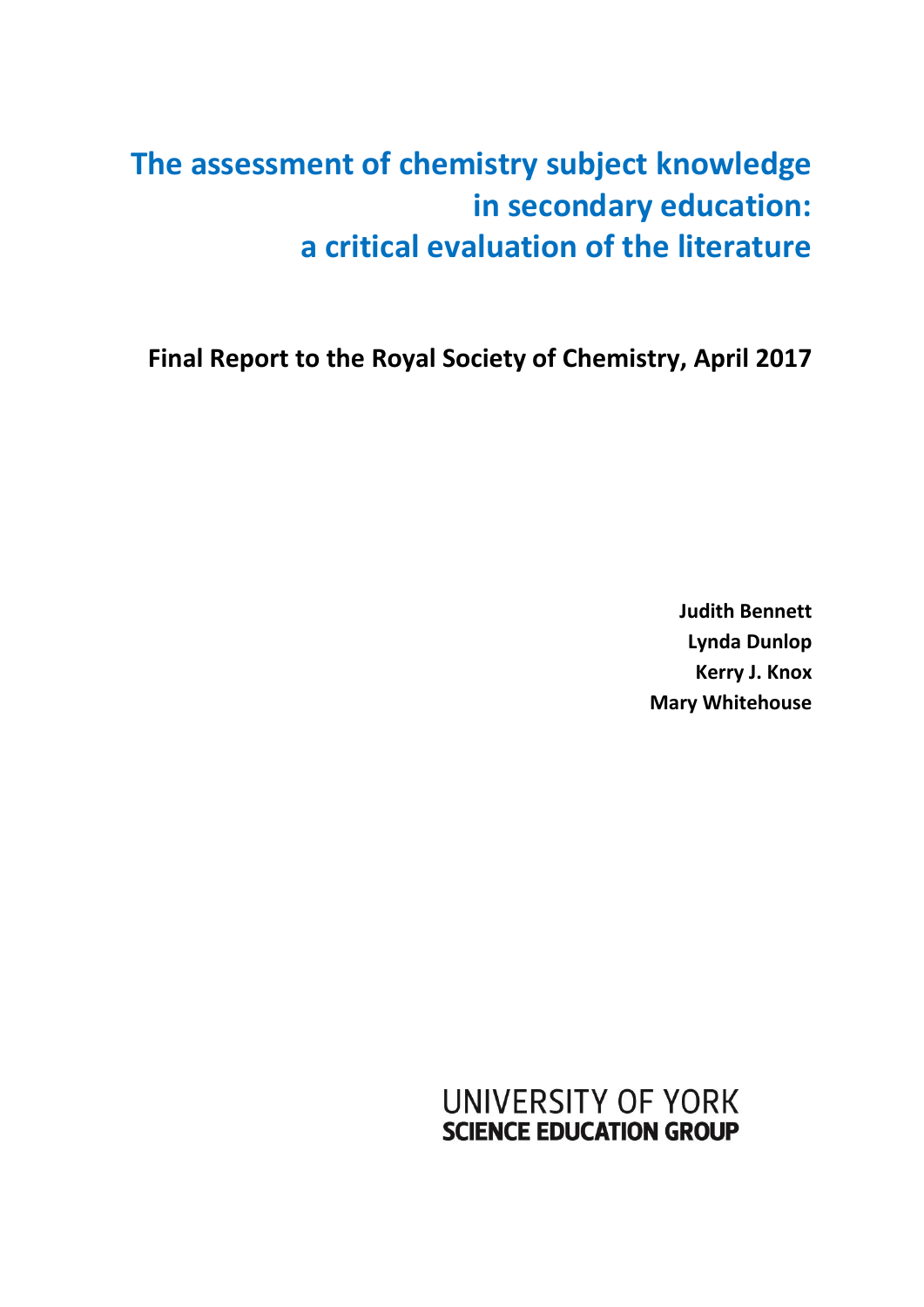# The assessment of chemistry subject knowledge in secondary education: a critical evaluation of the literature

**Final Report to the Royal Society of Chemistry, April 2017**

**Judith Bennett**
**Lynda Dunlop**
**Kerry J. Knox**
**Mary Whitehouse**

UNIVERSITY OF YORK
**SCIENCE EDUCATION GROUP**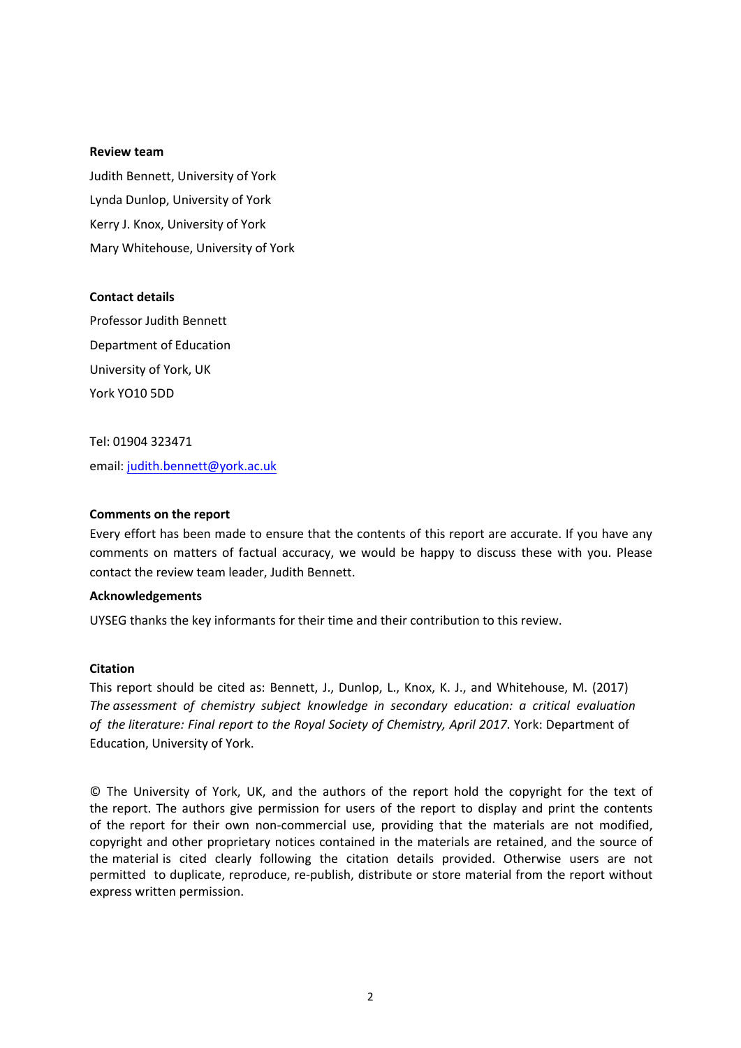**Review team**

Judith Bennett, University of York

Lynda Dunlop, University of York

Kerry J. Knox, University of York

Mary Whitehouse, University of York

**Contact details**

Professor Judith Bennett

Department of Education

University of York, UK

York YO10 5DD

Tel: 01904 323471

email: judith.bennett@york.ac.uk

**Comments on the report**

Every effort has been made to ensure that the contents of this report are accurate. If you have any comments on matters of factual accuracy, we would be happy to discuss these with you. Please contact the review team leader, Judith Bennett.

**Acknowledgements**

UYSEG thanks the key informants for their time and their contribution to this review.

**Citation**

This report should be cited as: Bennett, J., Dunlop, L., Knox, K. J., and Whitehouse, M. (2017) *The assessment of chemistry subject knowledge in secondary education: a critical evaluation of the literature: Final report to the Royal Society of Chemistry, April 2017.* York: Department of Education, University of York.

© The University of York, UK, and the authors of the report hold the copyright for the text of the report. The authors give permission for users of the report to display and print the contents of the report for their own non-commercial use, providing that the materials are not modified, copyright and other proprietary notices contained in the materials are retained, and the source of the material is cited clearly following the citation details provided. Otherwise users are not permitted to duplicate, reproduce, re-publish, distribute or store material from the report without express written permission.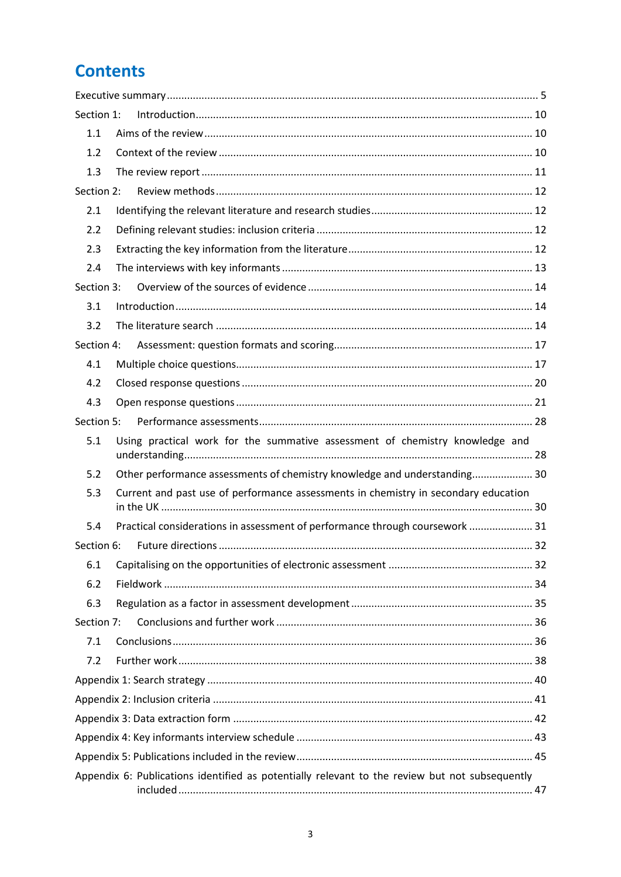# Contents

Executive summary ............................................................................................................................... 5

Section 1: Introduction .................................................................................................................... 10

1.1 Aims of the review ................................................................................................................ 10

1.2 Context of the review ........................................................................................................... 10

1.3 The review report ................................................................................................................. 11

Section 2: Review methods ............................................................................................................ 12

2.1 Identifying the relevant literature and research studies ....................................................... 12

2.2 Defining relevant studies: inclusion criteria .......................................................................... 12

2.3 Extracting the key information from the literature ............................................................... 12

2.4 The interviews with key informants ..................................................................................... 13

Section 3: Overview of the sources of evidence ............................................................................. 14

3.1 Introduction .......................................................................................................................... 14

3.2 The literature search ............................................................................................................ 14

Section 4: Assessment: question formats and scoring .................................................................... 17

4.1 Multiple choice questions ..................................................................................................... 17

4.2 Closed response questions ................................................................................................... 20

4.3 Open response questions ..................................................................................................... 21

Section 5: Performance assessments .............................................................................................. 28

5.1 Using practical work for the summative assessment of chemistry knowledge and understanding ........................................................................................................................ 28

5.2 Other performance assessments of chemistry knowledge and understanding ..................... 30

5.3 Current and past use of performance assessments in chemistry in secondary education in the UK ............................................................................................................................... 30

5.4 Practical considerations in assessment of performance through coursework ...................... 31

Section 6: Future directions ............................................................................................................ 32

6.1 Capitalising on the opportunities of electronic assessment ................................................. 32

6.2 Fieldwork .............................................................................................................................. 34

6.3 Regulation as a factor in assessment development .............................................................. 35

Section 7: Conclusions and further work ........................................................................................ 36

7.1 Conclusions ........................................................................................................................... 36

7.2 Further work ......................................................................................................................... 38

Appendix 1: Search strategy ............................................................................................................... 40

Appendix 2: Inclusion criteria ............................................................................................................. 41

Appendix 3: Data extraction form ...................................................................................................... 42

Appendix 4: Key informants interview schedule ................................................................................ 43

Appendix 5: Publications included in the review ................................................................................ 45

Appendix 6: Publications identified as potentially relevant to the review but not subsequently included ......................................................................................................................... 47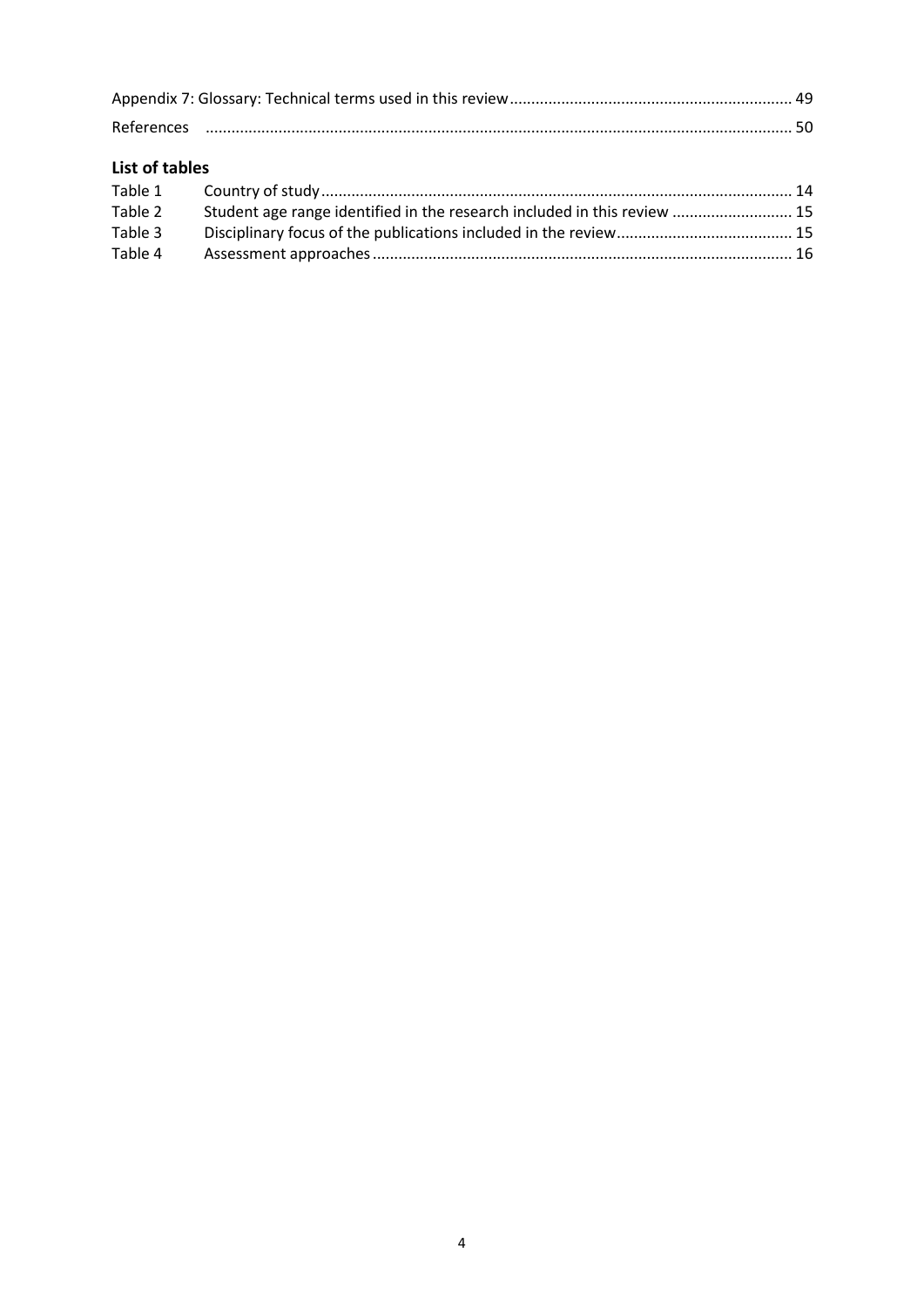Appendix 7: Glossary: Technical terms used in this review ..... 49

References ..... 50

### List of tables

Table 1 Country of study ..... 14

Table 2 Student age range identified in the research included in this review ..... 15

Table 3 Disciplinary focus of the publications included in the review ..... 15

Table 4 Assessment approaches ..... 16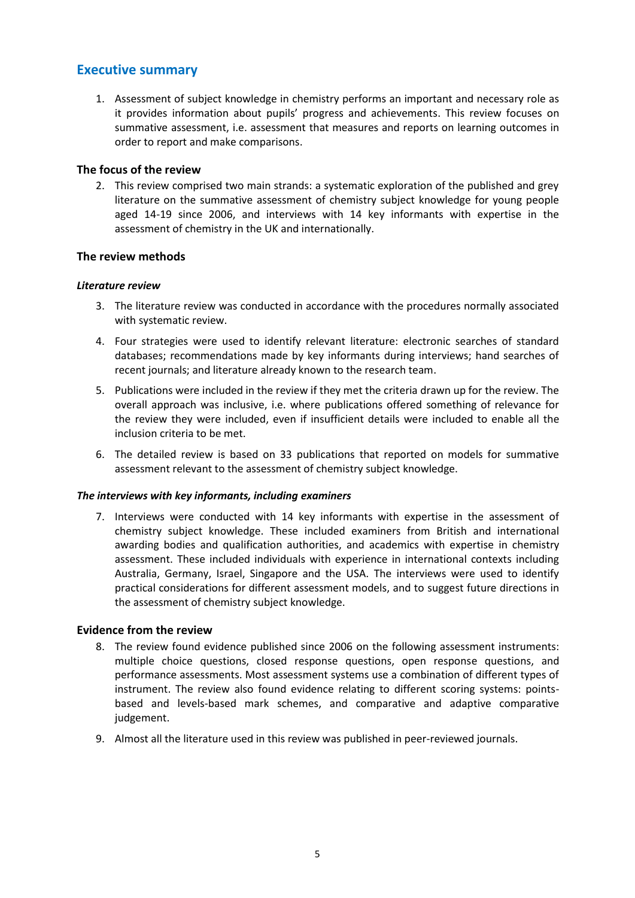## Executive summary

1. Assessment of subject knowledge in chemistry performs an important and necessary role as it provides information about pupils' progress and achievements. This review focuses on summative assessment, i.e. assessment that measures and reports on learning outcomes in order to report and make comparisons.

### The focus of the review

2. This review comprised two main strands: a systematic exploration of the published and grey literature on the summative assessment of chemistry subject knowledge for young people aged 14-19 since 2006, and interviews with 14 key informants with expertise in the assessment of chemistry in the UK and internationally.

### The review methods

#### *Literature review*

3. The literature review was conducted in accordance with the procedures normally associated with systematic review.

4. Four strategies were used to identify relevant literature: electronic searches of standard databases; recommendations made by key informants during interviews; hand searches of recent journals; and literature already known to the research team.

5. Publications were included in the review if they met the criteria drawn up for the review. The overall approach was inclusive, i.e. where publications offered something of relevance for the review they were included, even if insufficient details were included to enable all the inclusion criteria to be met.

6. The detailed review is based on 33 publications that reported on models for summative assessment relevant to the assessment of chemistry subject knowledge.

#### *The interviews with key informants, including examiners*

7. Interviews were conducted with 14 key informants with expertise in the assessment of chemistry subject knowledge. These included examiners from British and international awarding bodies and qualification authorities, and academics with expertise in chemistry assessment. These included individuals with experience in international contexts including Australia, Germany, Israel, Singapore and the USA. The interviews were used to identify practical considerations for different assessment models, and to suggest future directions in the assessment of chemistry subject knowledge.

### Evidence from the review

8. The review found evidence published since 2006 on the following assessment instruments: multiple choice questions, closed response questions, open response questions, and performance assessments. Most assessment systems use a combination of different types of instrument. The review also found evidence relating to different scoring systems: points-based and levels-based mark schemes, and comparative and adaptive comparative judgement.

9. Almost all the literature used in this review was published in peer-reviewed journals.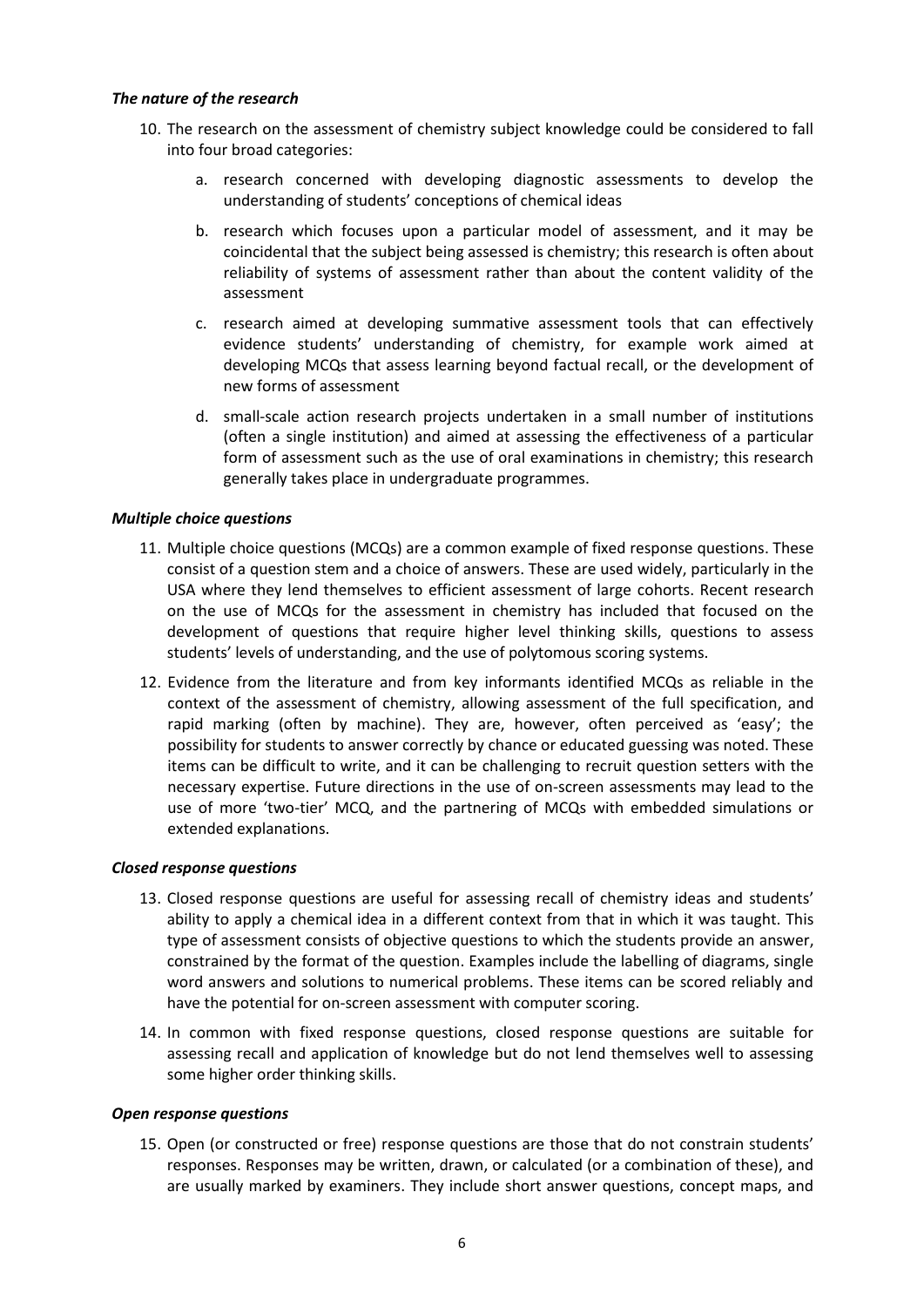### *The nature of the research*

10. The research on the assessment of chemistry subject knowledge could be considered to fall into four broad categories:

    a. research concerned with developing diagnostic assessments to develop the understanding of students' conceptions of chemical ideas

    b. research which focuses upon a particular model of assessment, and it may be coincidental that the subject being assessed is chemistry; this research is often about reliability of systems of assessment rather than about the content validity of the assessment

    c. research aimed at developing summative assessment tools that can effectively evidence students' understanding of chemistry, for example work aimed at developing MCQs that assess learning beyond factual recall, or the development of new forms of assessment

    d. small-scale action research projects undertaken in a small number of institutions (often a single institution) and aimed at assessing the effectiveness of a particular form of assessment such as the use of oral examinations in chemistry; this research generally takes place in undergraduate programmes.

### *Multiple choice questions*

11. Multiple choice questions (MCQs) are a common example of fixed response questions. These consist of a question stem and a choice of answers. These are used widely, particularly in the USA where they lend themselves to efficient assessment of large cohorts. Recent research on the use of MCQs for the assessment in chemistry has included that focused on the development of questions that require higher level thinking skills, questions to assess students' levels of understanding, and the use of polytomous scoring systems.

12. Evidence from the literature and from key informants identified MCQs as reliable in the context of the assessment of chemistry, allowing assessment of the full specification, and rapid marking (often by machine). They are, however, often perceived as 'easy'; the possibility for students to answer correctly by chance or educated guessing was noted. These items can be difficult to write, and it can be challenging to recruit question setters with the necessary expertise. Future directions in the use of on-screen assessments may lead to the use of more 'two-tier' MCQ, and the partnering of MCQs with embedded simulations or extended explanations.

### *Closed response questions*

13. Closed response questions are useful for assessing recall of chemistry ideas and students' ability to apply a chemical idea in a different context from that in which it was taught. This type of assessment consists of objective questions to which the students provide an answer, constrained by the format of the question. Examples include the labelling of diagrams, single word answers and solutions to numerical problems. These items can be scored reliably and have the potential for on-screen assessment with computer scoring.

14. In common with fixed response questions, closed response questions are suitable for assessing recall and application of knowledge but do not lend themselves well to assessing some higher order thinking skills.

### *Open response questions*

15. Open (or constructed or free) response questions are those that do not constrain students' responses. Responses may be written, drawn, or calculated (or a combination of these), and are usually marked by examiners. They include short answer questions, concept maps, and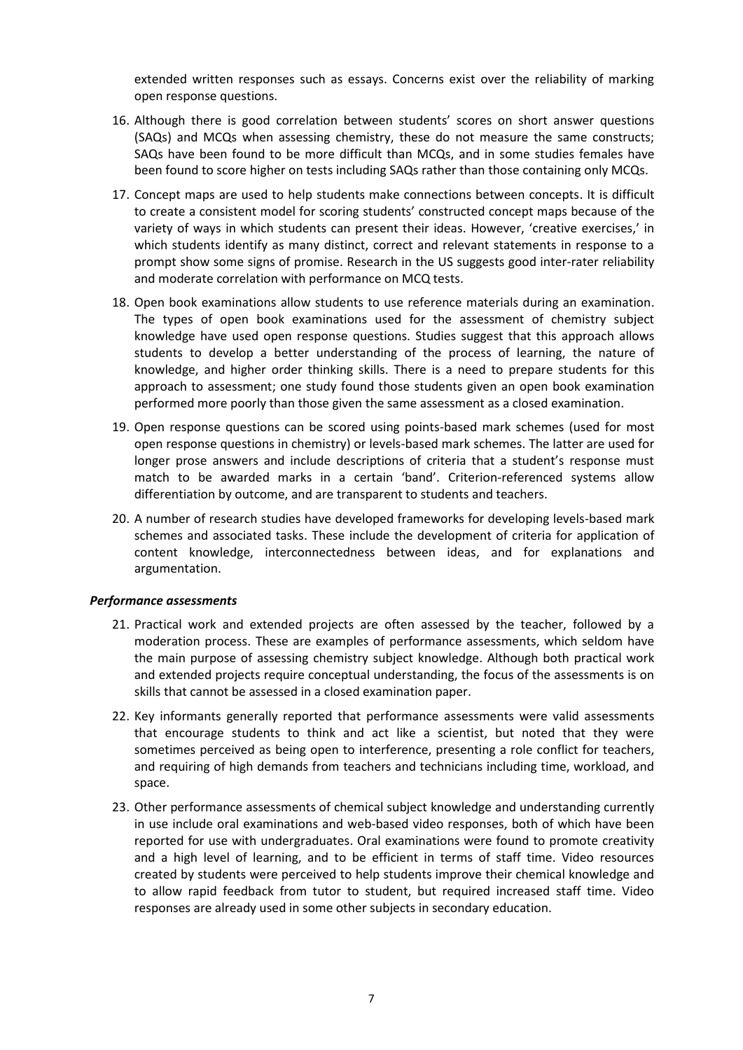extended written responses such as essays. Concerns exist over the reliability of marking open response questions.

16. Although there is good correlation between students' scores on short answer questions (SAQs) and MCQs when assessing chemistry, these do not measure the same constructs; SAQs have been found to be more difficult than MCQs, and in some studies females have been found to score higher on tests including SAQs rather than those containing only MCQs.
17. Concept maps are used to help students make connections between concepts. It is difficult to create a consistent model for scoring students' constructed concept maps because of the variety of ways in which students can present their ideas. However, 'creative exercises,' in which students identify as many distinct, correct and relevant statements in response to a prompt show some signs of promise. Research in the US suggests good inter-rater reliability and moderate correlation with performance on MCQ tests.
18. Open book examinations allow students to use reference materials during an examination. The types of open book examinations used for the assessment of chemistry subject knowledge have used open response questions. Studies suggest that this approach allows students to develop a better understanding of the process of learning, the nature of knowledge, and higher order thinking skills. There is a need to prepare students for this approach to assessment; one study found those students given an open book examination performed more poorly than those given the same assessment as a closed examination.
19. Open response questions can be scored using points-based mark schemes (used for most open response questions in chemistry) or levels-based mark schemes. The latter are used for longer prose answers and include descriptions of criteria that a student's response must match to be awarded marks in a certain 'band'. Criterion-referenced systems allow differentiation by outcome, and are transparent to students and teachers.
20. A number of research studies have developed frameworks for developing levels-based mark schemes and associated tasks. These include the development of criteria for application of content knowledge, interconnectedness between ideas, and for explanations and argumentation.

***Performance assessments***

21. Practical work and extended projects are often assessed by the teacher, followed by a moderation process. These are examples of performance assessments, which seldom have the main purpose of assessing chemistry subject knowledge. Although both practical work and extended projects require conceptual understanding, the focus of the assessments is on skills that cannot be assessed in a closed examination paper.
22. Key informants generally reported that performance assessments were valid assessments that encourage students to think and act like a scientist, but noted that they were sometimes perceived as being open to interference, presenting a role conflict for teachers, and requiring of high demands from teachers and technicians including time, workload, and space.
23. Other performance assessments of chemical subject knowledge and understanding currently in use include oral examinations and web-based video responses, both of which have been reported for use with undergraduates. Oral examinations were found to promote creativity and a high level of learning, and to be efficient in terms of staff time. Video resources created by students were perceived to help students improve their chemical knowledge and to allow rapid feedback from tutor to student, but required increased staff time. Video responses are already used in some other subjects in secondary education.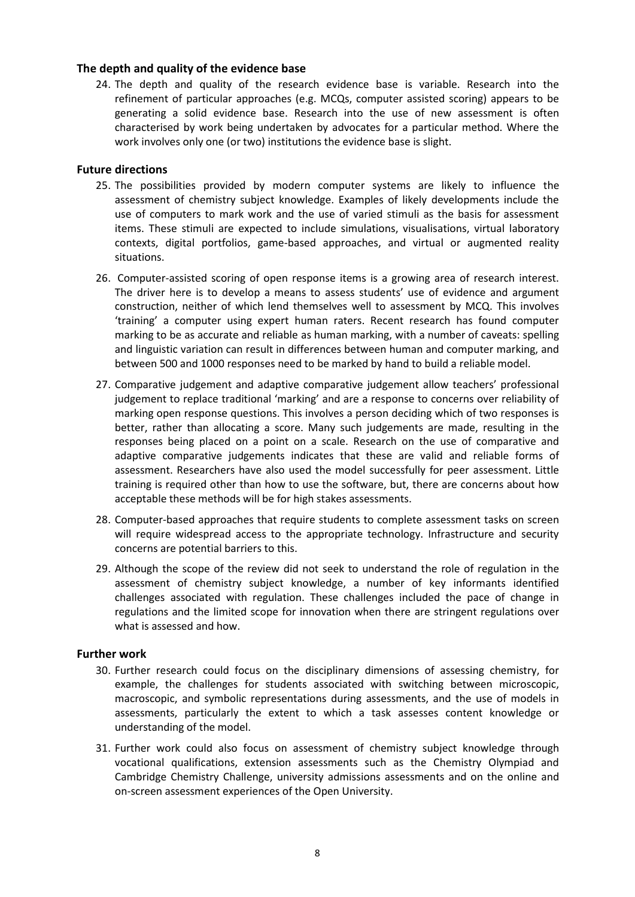### The depth and quality of the evidence base

24. The depth and quality of the research evidence base is variable. Research into the refinement of particular approaches (e.g. MCQs, computer assisted scoring) appears to be generating a solid evidence base. Research into the use of new assessment is often characterised by work being undertaken by advocates for a particular method. Where the work involves only one (or two) institutions the evidence base is slight.

### Future directions

25. The possibilities provided by modern computer systems are likely to influence the assessment of chemistry subject knowledge. Examples of likely developments include the use of computers to mark work and the use of varied stimuli as the basis for assessment items. These stimuli are expected to include simulations, visualisations, virtual laboratory contexts, digital portfolios, game-based approaches, and virtual or augmented reality situations.

26. Computer-assisted scoring of open response items is a growing area of research interest. The driver here is to develop a means to assess students' use of evidence and argument construction, neither of which lend themselves well to assessment by MCQ. This involves 'training' a computer using expert human raters. Recent research has found computer marking to be as accurate and reliable as human marking, with a number of caveats: spelling and linguistic variation can result in differences between human and computer marking, and between 500 and 1000 responses need to be marked by hand to build a reliable model.

27. Comparative judgement and adaptive comparative judgement allow teachers' professional judgement to replace traditional 'marking' and are a response to concerns over reliability of marking open response questions. This involves a person deciding which of two responses is better, rather than allocating a score. Many such judgements are made, resulting in the responses being placed on a point on a scale. Research on the use of comparative and adaptive comparative judgements indicates that these are valid and reliable forms of assessment. Researchers have also used the model successfully for peer assessment. Little training is required other than how to use the software, but, there are concerns about how acceptable these methods will be for high stakes assessments.

28. Computer-based approaches that require students to complete assessment tasks on screen will require widespread access to the appropriate technology. Infrastructure and security concerns are potential barriers to this.

29. Although the scope of the review did not seek to understand the role of regulation in the assessment of chemistry subject knowledge, a number of key informants identified challenges associated with regulation. These challenges included the pace of change in regulations and the limited scope for innovation when there are stringent regulations over what is assessed and how.

### Further work

30. Further research could focus on the disciplinary dimensions of assessing chemistry, for example, the challenges for students associated with switching between microscopic, macroscopic, and symbolic representations during assessments, and the use of models in assessments, particularly the extent to which a task assesses content knowledge or understanding of the model.

31. Further work could also focus on assessment of chemistry subject knowledge through vocational qualifications, extension assessments such as the Chemistry Olympiad and Cambridge Chemistry Challenge, university admissions assessments and on the online and on-screen assessment experiences of the Open University.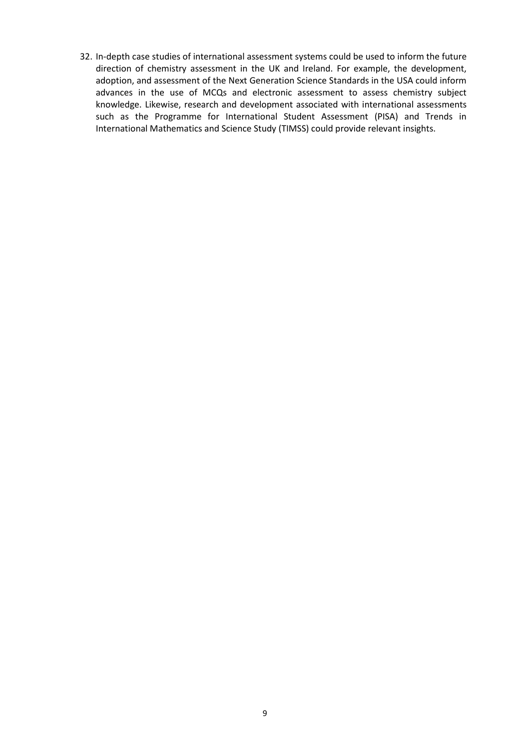32. In-depth case studies of international assessment systems could be used to inform the future direction of chemistry assessment in the UK and Ireland. For example, the development, adoption, and assessment of the Next Generation Science Standards in the USA could inform advances in the use of MCQs and electronic assessment to assess chemistry subject knowledge. Likewise, research and development associated with international assessments such as the Programme for International Student Assessment (PISA) and Trends in International Mathematics and Science Study (TIMSS) could provide relevant insights.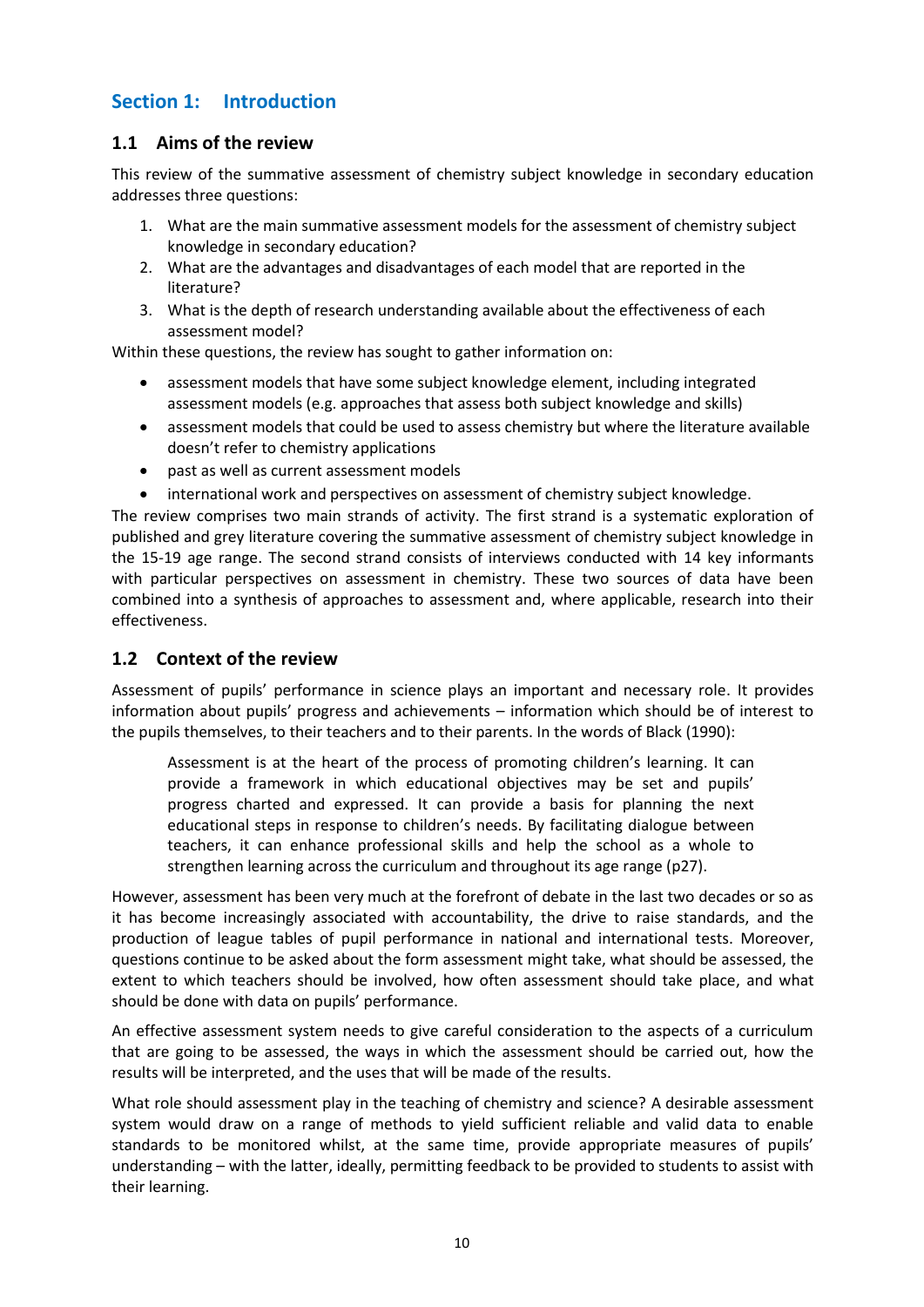# Section 1: Introduction

## 1.1 Aims of the review

This review of the summative assessment of chemistry subject knowledge in secondary education addresses three questions:

1. What are the main summative assessment models for the assessment of chemistry subject knowledge in secondary education?
2. What are the advantages and disadvantages of each model that are reported in the literature?
3. What is the depth of research understanding available about the effectiveness of each assessment model?

Within these questions, the review has sought to gather information on:

- assessment models that have some subject knowledge element, including integrated assessment models (e.g. approaches that assess both subject knowledge and skills)
- assessment models that could be used to assess chemistry but where the literature available doesn't refer to chemistry applications
- past as well as current assessment models
- international work and perspectives on assessment of chemistry subject knowledge.

The review comprises two main strands of activity. The first strand is a systematic exploration of published and grey literature covering the summative assessment of chemistry subject knowledge in the 15-19 age range. The second strand consists of interviews conducted with 14 key informants with particular perspectives on assessment in chemistry. These two sources of data have been combined into a synthesis of approaches to assessment and, where applicable, research into their effectiveness.

## 1.2 Context of the review

Assessment of pupils' performance in science plays an important and necessary role. It provides information about pupils' progress and achievements – information which should be of interest to the pupils themselves, to their teachers and to their parents. In the words of Black (1990):

> Assessment is at the heart of the process of promoting children's learning. It can provide a framework in which educational objectives may be set and pupils' progress charted and expressed. It can provide a basis for planning the next educational steps in response to children's needs. By facilitating dialogue between teachers, it can enhance professional skills and help the school as a whole to strengthen learning across the curriculum and throughout its age range (p27).

However, assessment has been very much at the forefront of debate in the last two decades or so as it has become increasingly associated with accountability, the drive to raise standards, and the production of league tables of pupil performance in national and international tests. Moreover, questions continue to be asked about the form assessment might take, what should be assessed, the extent to which teachers should be involved, how often assessment should take place, and what should be done with data on pupils' performance.

An effective assessment system needs to give careful consideration to the aspects of a curriculum that are going to be assessed, the ways in which the assessment should be carried out, how the results will be interpreted, and the uses that will be made of the results.

What role should assessment play in the teaching of chemistry and science? A desirable assessment system would draw on a range of methods to yield sufficient reliable and valid data to enable standards to be monitored whilst, at the same time, provide appropriate measures of pupils' understanding – with the latter, ideally, permitting feedback to be provided to students to assist with their learning.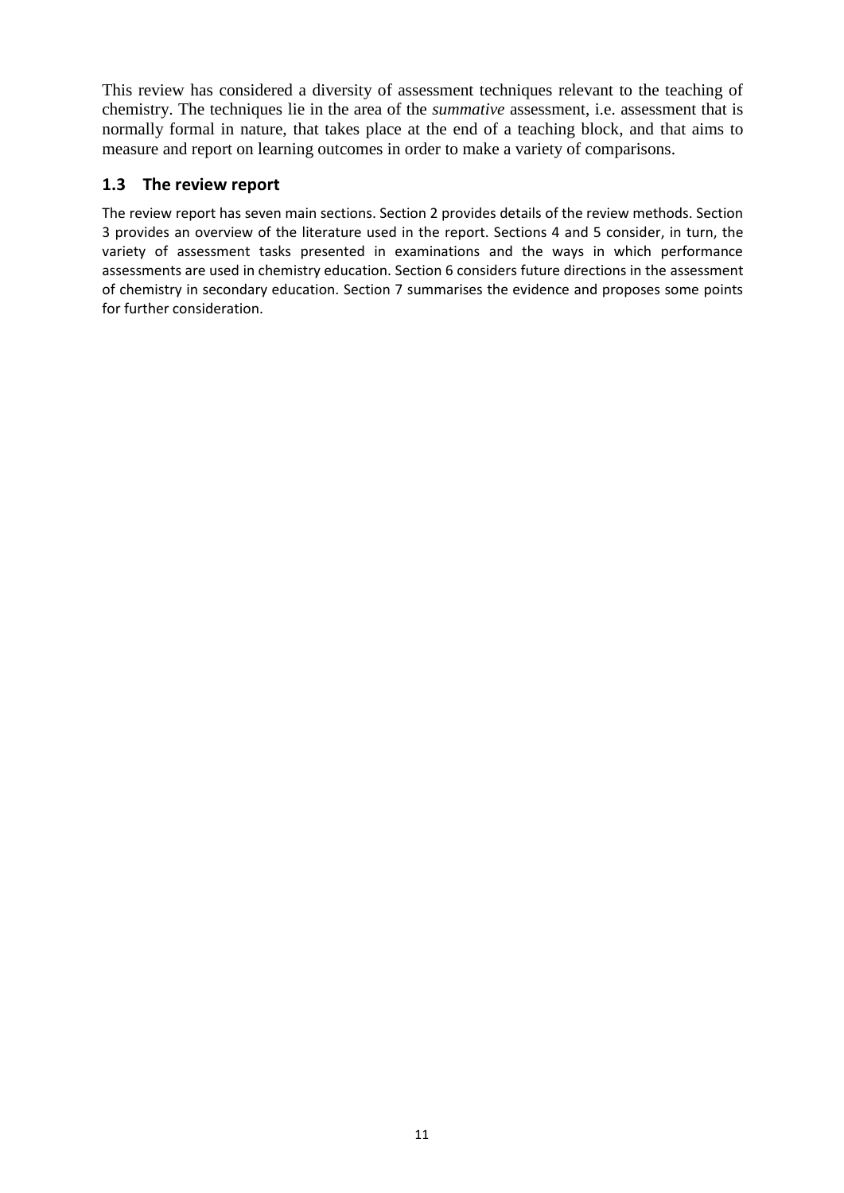This review has considered a diversity of assessment techniques relevant to the teaching of chemistry. The techniques lie in the area of the *summative* assessment, i.e. assessment that is normally formal in nature, that takes place at the end of a teaching block, and that aims to measure and report on learning outcomes in order to make a variety of comparisons.

## 1.3 The review report

The review report has seven main sections. Section 2 provides details of the review methods. Section 3 provides an overview of the literature used in the report. Sections 4 and 5 consider, in turn, the variety of assessment tasks presented in examinations and the ways in which performance assessments are used in chemistry education. Section 6 considers future directions in the assessment of chemistry in secondary education. Section 7 summarises the evidence and proposes some points for further consideration.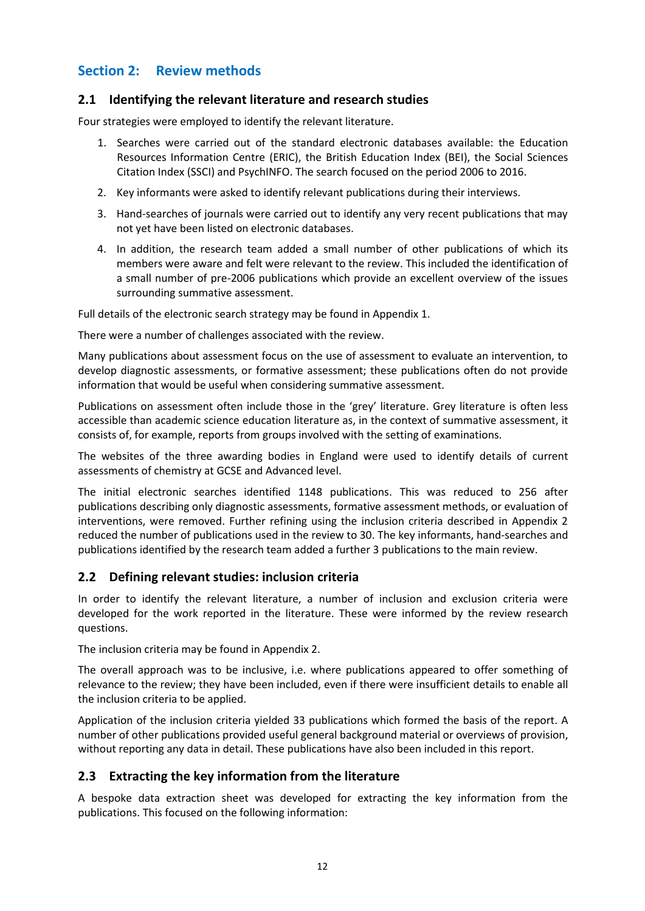## Section 2: Review methods

### 2.1 Identifying the relevant literature and research studies

Four strategies were employed to identify the relevant literature.

1. Searches were carried out of the standard electronic databases available: the Education Resources Information Centre (ERIC), the British Education Index (BEI), the Social Sciences Citation Index (SSCI) and PsychINFO. The search focused on the period 2006 to 2016.
2. Key informants were asked to identify relevant publications during their interviews.
3. Hand-searches of journals were carried out to identify any very recent publications that may not yet have been listed on electronic databases.
4. In addition, the research team added a small number of other publications of which its members were aware and felt were relevant to the review. This included the identification of a small number of pre-2006 publications which provide an excellent overview of the issues surrounding summative assessment.

Full details of the electronic search strategy may be found in Appendix 1.

There were a number of challenges associated with the review.

Many publications about assessment focus on the use of assessment to evaluate an intervention, to develop diagnostic assessments, or formative assessment; these publications often do not provide information that would be useful when considering summative assessment.

Publications on assessment often include those in the 'grey' literature. Grey literature is often less accessible than academic science education literature as, in the context of summative assessment, it consists of, for example, reports from groups involved with the setting of examinations.

The websites of the three awarding bodies in England were used to identify details of current assessments of chemistry at GCSE and Advanced level.

The initial electronic searches identified 1148 publications. This was reduced to 256 after publications describing only diagnostic assessments, formative assessment methods, or evaluation of interventions, were removed. Further refining using the inclusion criteria described in Appendix 2 reduced the number of publications used in the review to 30. The key informants, hand-searches and publications identified by the research team added a further 3 publications to the main review.

### 2.2 Defining relevant studies: inclusion criteria

In order to identify the relevant literature, a number of inclusion and exclusion criteria were developed for the work reported in the literature. These were informed by the review research questions.

The inclusion criteria may be found in Appendix 2.

The overall approach was to be inclusive, i.e. where publications appeared to offer something of relevance to the review; they have been included, even if there were insufficient details to enable all the inclusion criteria to be applied.

Application of the inclusion criteria yielded 33 publications which formed the basis of the report. A number of other publications provided useful general background material or overviews of provision, without reporting any data in detail. These publications have also been included in this report.

### 2.3 Extracting the key information from the literature

A bespoke data extraction sheet was developed for extracting the key information from the publications. This focused on the following information: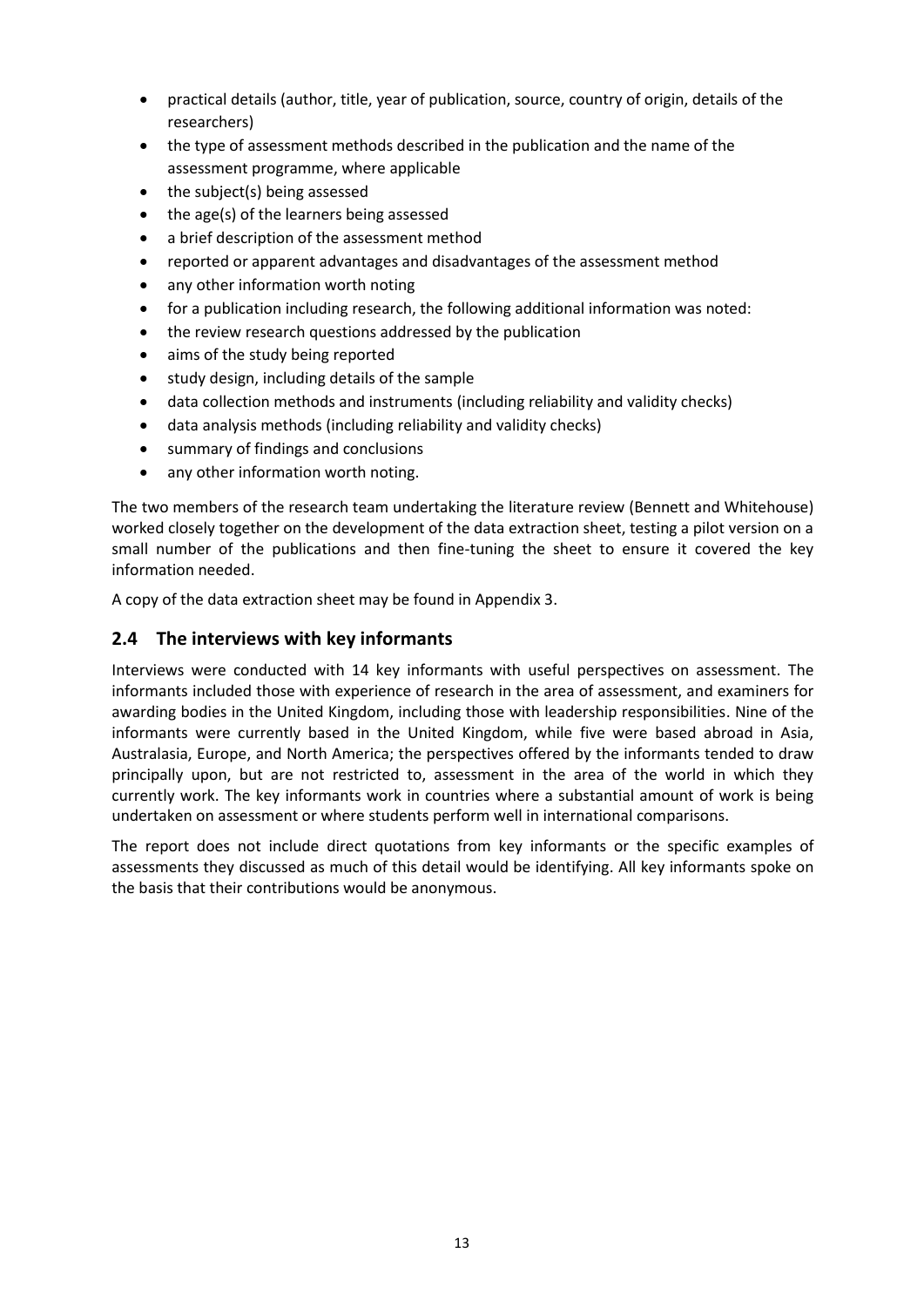- practical details (author, title, year of publication, source, country of origin, details of the researchers)
- the type of assessment methods described in the publication and the name of the assessment programme, where applicable
- the subject(s) being assessed
- the age(s) of the learners being assessed
- a brief description of the assessment method
- reported or apparent advantages and disadvantages of the assessment method
- any other information worth noting
- for a publication including research, the following additional information was noted:
- the review research questions addressed by the publication
- aims of the study being reported
- study design, including details of the sample
- data collection methods and instruments (including reliability and validity checks)
- data analysis methods (including reliability and validity checks)
- summary of findings and conclusions
- any other information worth noting.

The two members of the research team undertaking the literature review (Bennett and Whitehouse) worked closely together on the development of the data extraction sheet, testing a pilot version on a small number of the publications and then fine-tuning the sheet to ensure it covered the key information needed.

A copy of the data extraction sheet may be found in Appendix 3.

## 2.4 The interviews with key informants

Interviews were conducted with 14 key informants with useful perspectives on assessment. The informants included those with experience of research in the area of assessment, and examiners for awarding bodies in the United Kingdom, including those with leadership responsibilities. Nine of the informants were currently based in the United Kingdom, while five were based abroad in Asia, Australasia, Europe, and North America; the perspectives offered by the informants tended to draw principally upon, but are not restricted to, assessment in the area of the world in which they currently work. The key informants work in countries where a substantial amount of work is being undertaken on assessment or where students perform well in international comparisons.

The report does not include direct quotations from key informants or the specific examples of assessments they discussed as much of this detail would be identifying. All key informants spoke on the basis that their contributions would be anonymous.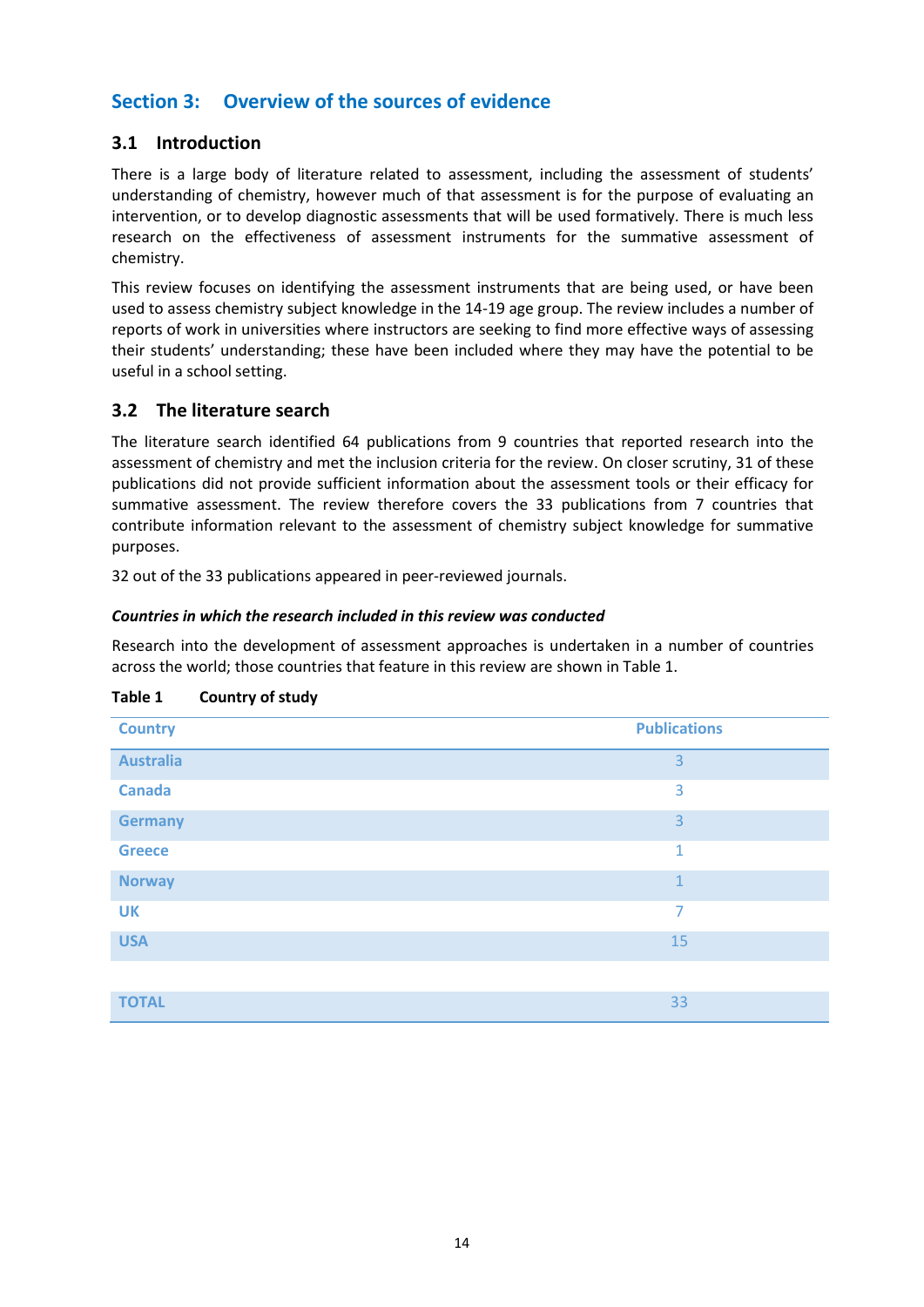## Section 3: Overview of the sources of evidence

### 3.1 Introduction

There is a large body of literature related to assessment, including the assessment of students' understanding of chemistry, however much of that assessment is for the purpose of evaluating an intervention, or to develop diagnostic assessments that will be used formatively. There is much less research on the effectiveness of assessment instruments for the summative assessment of chemistry.

This review focuses on identifying the assessment instruments that are being used, or have been used to assess chemistry subject knowledge in the 14-19 age group. The review includes a number of reports of work in universities where instructors are seeking to find more effective ways of assessing their students' understanding; these have been included where they may have the potential to be useful in a school setting.

### 3.2 The literature search

The literature search identified 64 publications from 9 countries that reported research into the assessment of chemistry and met the inclusion criteria for the review. On closer scrutiny, 31 of these publications did not provide sufficient information about the assessment tools or their efficacy for summative assessment. The review therefore covers the 33 publications from 7 countries that contribute information relevant to the assessment of chemistry subject knowledge for summative purposes.

32 out of the 33 publications appeared in peer-reviewed journals.

***Countries in which the research included in this review was conducted***

Research into the development of assessment approaches is undertaken in a number of countries across the world; those countries that feature in this review are shown in Table 1.

**Table 1 Country of study**

| Country | Publications |
|---|---|
| Australia | 3 |
| Canada | 3 |
| Germany | 3 |
| Greece | 1 |
| Norway | 1 |
| UK | 7 |
| USA | 15 |
| | |
| TOTAL | 33 |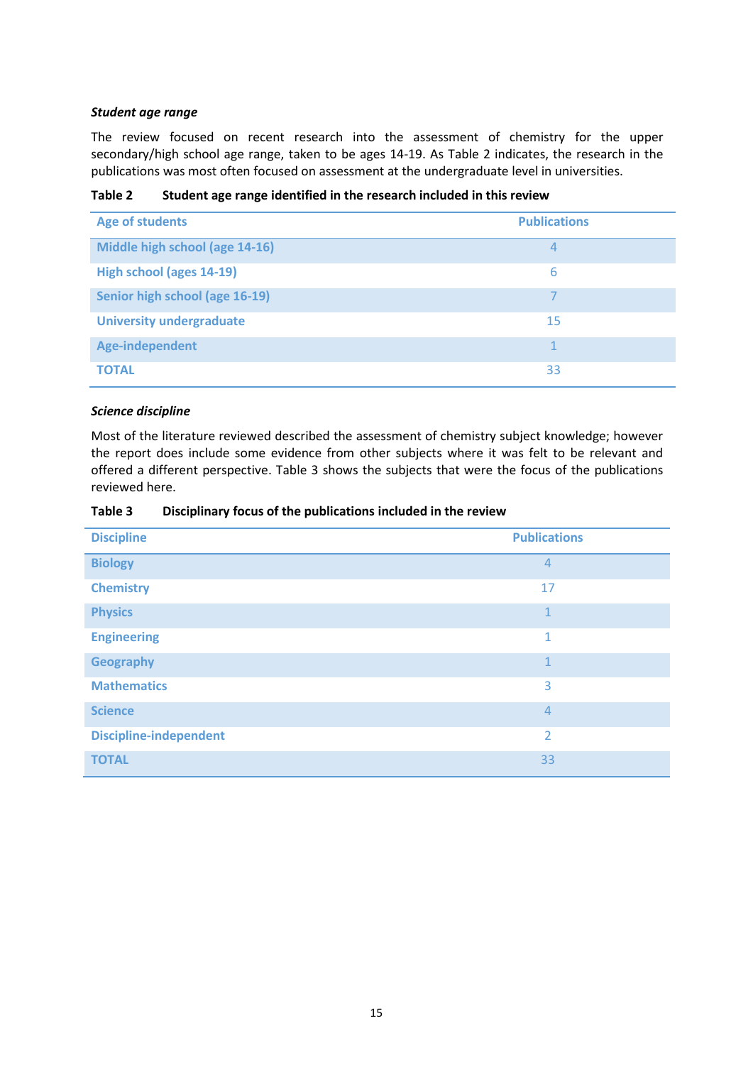***Student age range***

The review focused on recent research into the assessment of chemistry for the upper secondary/high school age range, taken to be ages 14-19. As Table 2 indicates, the research in the publications was most often focused on assessment at the undergraduate level in universities.

**Table 2 Student age range identified in the research included in this review**

| Age of students | Publications |
|---|---|
| Middle high school (age 14-16) | 4 |
| High school (ages 14-19) | 6 |
| Senior high school (age 16-19) | 7 |
| University undergraduate | 15 |
| Age-independent | 1 |
| TOTAL | 33 |

***Science discipline***

Most of the literature reviewed described the assessment of chemistry subject knowledge; however the report does include some evidence from other subjects where it was felt to be relevant and offered a different perspective. Table 3 shows the subjects that were the focus of the publications reviewed here.

**Table 3 Disciplinary focus of the publications included in the review**

| Discipline | Publications |
|---|---|
| Biology | 4 |
| Chemistry | 17 |
| Physics | 1 |
| Engineering | 1 |
| Geography | 1 |
| Mathematics | 3 |
| Science | 4 |
| Discipline-independent | 2 |
| TOTAL | 33 |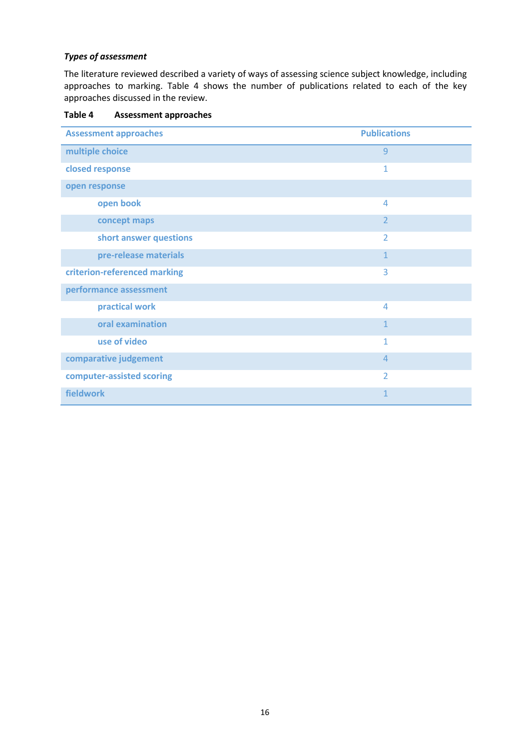***Types of assessment***

The literature reviewed described a variety of ways of assessing science subject knowledge, including approaches to marking. Table 4 shows the number of publications related to each of the key approaches discussed in the review.

**Table 4 Assessment approaches**

| Assessment approaches | Publications |
|---|---|
| multiple choice | 9 |
| closed response | 1 |
| open response | |
| open book | 4 |
| concept maps | 2 |
| short answer questions | 2 |
| pre-release materials | 1 |
| criterion-referenced marking | 3 |
| performance assessment | |
| practical work | 4 |
| oral examination | 1 |
| use of video | 1 |
| comparative judgement | 4 |
| computer-assisted scoring | 2 |
| fieldwork | 1 |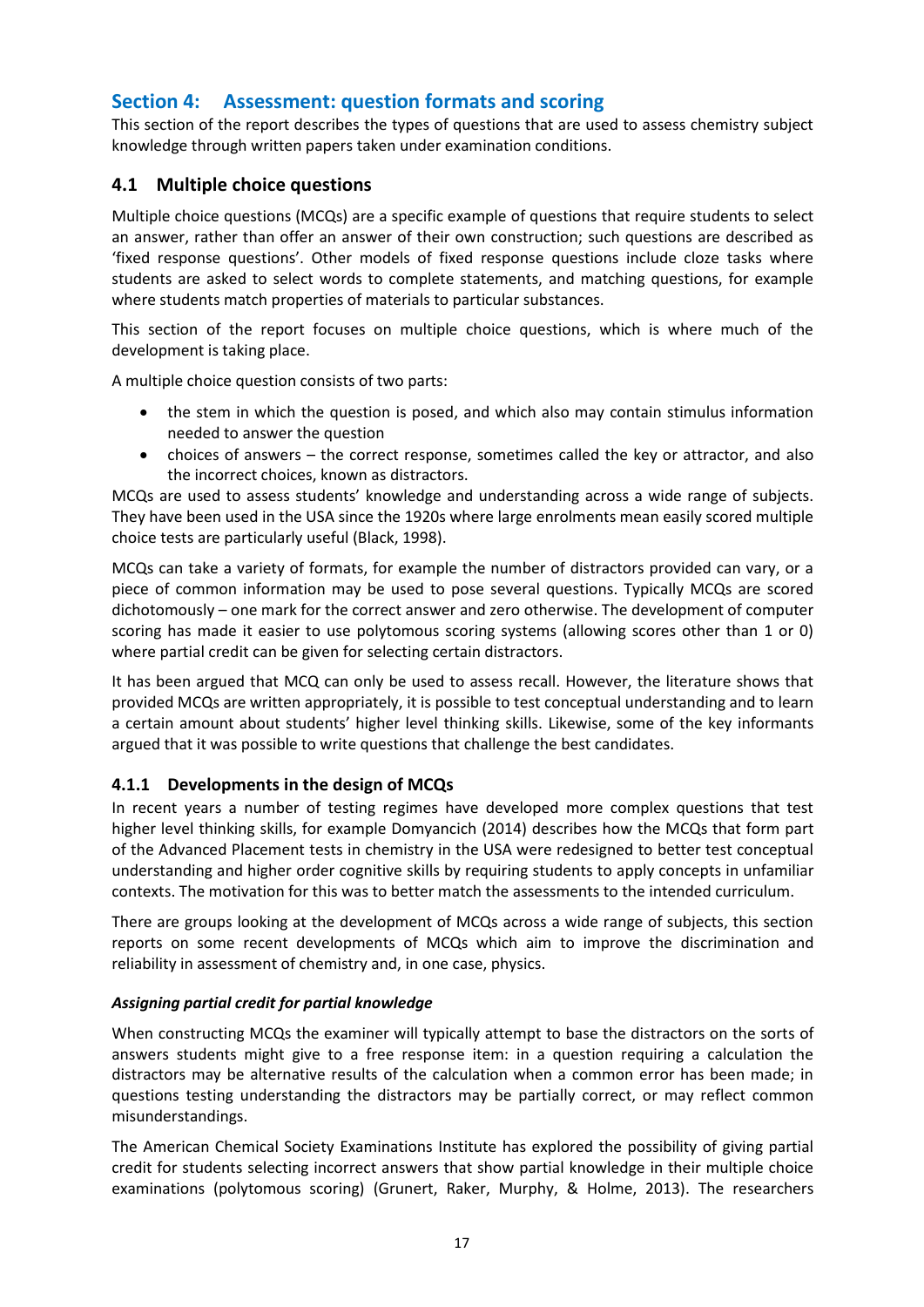## Section 4: Assessment: question formats and scoring

This section of the report describes the types of questions that are used to assess chemistry subject knowledge through written papers taken under examination conditions.

### 4.1 Multiple choice questions

Multiple choice questions (MCQs) are a specific example of questions that require students to select an answer, rather than offer an answer of their own construction; such questions are described as 'fixed response questions'. Other models of fixed response questions include cloze tasks where students are asked to select words to complete statements, and matching questions, for example where students match properties of materials to particular substances.

This section of the report focuses on multiple choice questions, which is where much of the development is taking place.

A multiple choice question consists of two parts:

- the stem in which the question is posed, and which also may contain stimulus information needed to answer the question
- choices of answers – the correct response, sometimes called the key or attractor, and also the incorrect choices, known as distractors.

MCQs are used to assess students' knowledge and understanding across a wide range of subjects. They have been used in the USA since the 1920s where large enrolments mean easily scored multiple choice tests are particularly useful (Black, 1998).

MCQs can take a variety of formats, for example the number of distractors provided can vary, or a piece of common information may be used to pose several questions. Typically MCQs are scored dichotomously – one mark for the correct answer and zero otherwise. The development of computer scoring has made it easier to use polytomous scoring systems (allowing scores other than 1 or 0) where partial credit can be given for selecting certain distractors.

It has been argued that MCQ can only be used to assess recall. However, the literature shows that provided MCQs are written appropriately, it is possible to test conceptual understanding and to learn a certain amount about students' higher level thinking skills. Likewise, some of the key informants argued that it was possible to write questions that challenge the best candidates.

#### 4.1.1 Developments in the design of MCQs

In recent years a number of testing regimes have developed more complex questions that test higher level thinking skills, for example Domyancich (2014) describes how the MCQs that form part of the Advanced Placement tests in chemistry in the USA were redesigned to better test conceptual understanding and higher order cognitive skills by requiring students to apply concepts in unfamiliar contexts. The motivation for this was to better match the assessments to the intended curriculum.

There are groups looking at the development of MCQs across a wide range of subjects, this section reports on some recent developments of MCQs which aim to improve the discrimination and reliability in assessment of chemistry and, in one case, physics.

***Assigning partial credit for partial knowledge***

When constructing MCQs the examiner will typically attempt to base the distractors on the sorts of answers students might give to a free response item: in a question requiring a calculation the distractors may be alternative results of the calculation when a common error has been made; in questions testing understanding the distractors may be partially correct, or may reflect common misunderstandings.

The American Chemical Society Examinations Institute has explored the possibility of giving partial credit for students selecting incorrect answers that show partial knowledge in their multiple choice examinations (polytomous scoring) (Grunert, Raker, Murphy, & Holme, 2013). The researchers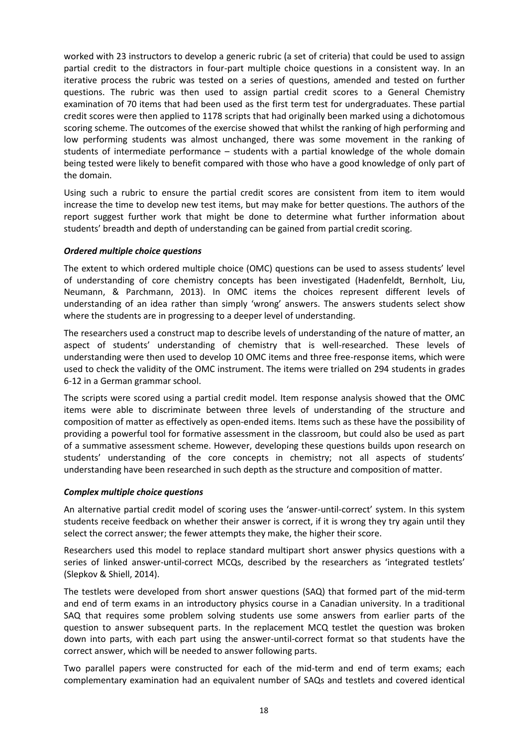worked with 23 instructors to develop a generic rubric (a set of criteria) that could be used to assign partial credit to the distractors in four-part multiple choice questions in a consistent way. In an iterative process the rubric was tested on a series of questions, amended and tested on further questions. The rubric was then used to assign partial credit scores to a General Chemistry examination of 70 items that had been used as the first term test for undergraduates. These partial credit scores were then applied to 1178 scripts that had originally been marked using a dichotomous scoring scheme. The outcomes of the exercise showed that whilst the ranking of high performing and low performing students was almost unchanged, there was some movement in the ranking of students of intermediate performance – students with a partial knowledge of the whole domain being tested were likely to benefit compared with those who have a good knowledge of only part of the domain.

Using such a rubric to ensure the partial credit scores are consistent from item to item would increase the time to develop new test items, but may make for better questions. The authors of the report suggest further work that might be done to determine what further information about students' breadth and depth of understanding can be gained from partial credit scoring.

#### *Ordered multiple choice questions*

The extent to which ordered multiple choice (OMC) questions can be used to assess students' level of understanding of core chemistry concepts has been investigated (Hadenfeldt, Bernholt, Liu, Neumann, & Parchmann, 2013). In OMC items the choices represent different levels of understanding of an idea rather than simply 'wrong' answers. The answers students select show where the students are in progressing to a deeper level of understanding.

The researchers used a construct map to describe levels of understanding of the nature of matter, an aspect of students' understanding of chemistry that is well-researched. These levels of understanding were then used to develop 10 OMC items and three free-response items, which were used to check the validity of the OMC instrument. The items were trialled on 294 students in grades 6-12 in a German grammar school.

The scripts were scored using a partial credit model. Item response analysis showed that the OMC items were able to discriminate between three levels of understanding of the structure and composition of matter as effectively as open-ended items. Items such as these have the possibility of providing a powerful tool for formative assessment in the classroom, but could also be used as part of a summative assessment scheme. However, developing these questions builds upon research on students' understanding of the core concepts in chemistry; not all aspects of students' understanding have been researched in such depth as the structure and composition of matter.

#### *Complex multiple choice questions*

An alternative partial credit model of scoring uses the 'answer-until-correct' system. In this system students receive feedback on whether their answer is correct, if it is wrong they try again until they select the correct answer; the fewer attempts they make, the higher their score.

Researchers used this model to replace standard multipart short answer physics questions with a series of linked answer-until-correct MCQs, described by the researchers as 'integrated testlets' (Slepkov & Shiell, 2014).

The testlets were developed from short answer questions (SAQ) that formed part of the mid-term and end of term exams in an introductory physics course in a Canadian university. In a traditional SAQ that requires some problem solving students use some answers from earlier parts of the question to answer subsequent parts. In the replacement MCQ testlet the question was broken down into parts, with each part using the answer-until-correct format so that students have the correct answer, which will be needed to answer following parts.

Two parallel papers were constructed for each of the mid-term and end of term exams; each complementary examination had an equivalent number of SAQs and testlets and covered identical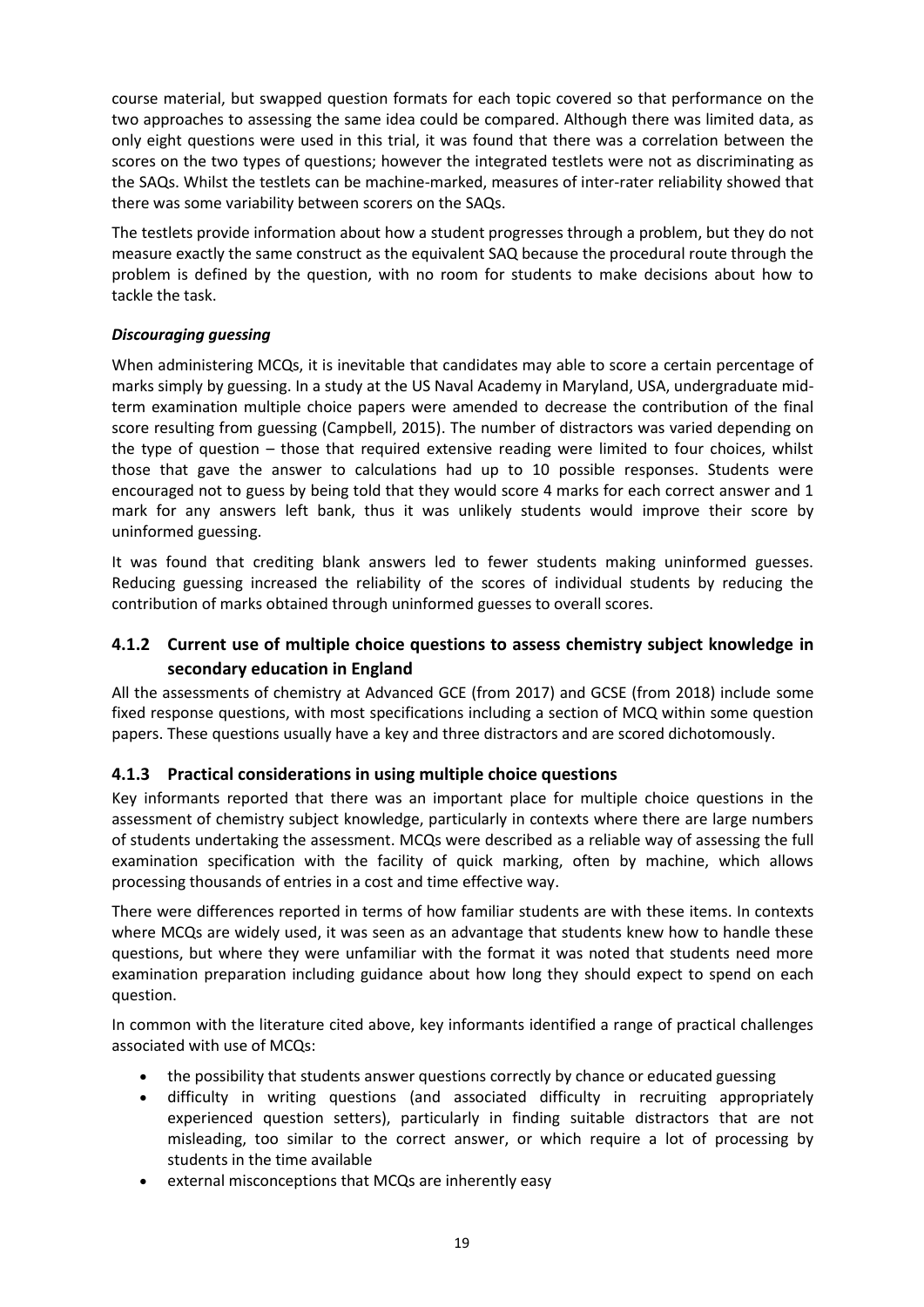course material, but swapped question formats for each topic covered so that performance on the two approaches to assessing the same idea could be compared. Although there was limited data, as only eight questions were used in this trial, it was found that there was a correlation between the scores on the two types of questions; however the integrated testlets were not as discriminating as the SAQs. Whilst the testlets can be machine-marked, measures of inter-rater reliability showed that there was some variability between scorers on the SAQs.

The testlets provide information about how a student progresses through a problem, but they do not measure exactly the same construct as the equivalent SAQ because the procedural route through the problem is defined by the question, with no room for students to make decisions about how to tackle the task.

***Discouraging guessing***

When administering MCQs, it is inevitable that candidates may able to score a certain percentage of marks simply by guessing. In a study at the US Naval Academy in Maryland, USA, undergraduate mid-term examination multiple choice papers were amended to decrease the contribution of the final score resulting from guessing (Campbell, 2015). The number of distractors was varied depending on the type of question – those that required extensive reading were limited to four choices, whilst those that gave the answer to calculations had up to 10 possible responses. Students were encouraged not to guess by being told that they would score 4 marks for each correct answer and 1 mark for any answers left bank, thus it was unlikely students would improve their score by uninformed guessing.

It was found that crediting blank answers led to fewer students making uninformed guesses. Reducing guessing increased the reliability of the scores of individual students by reducing the contribution of marks obtained through uninformed guesses to overall scores.

### 4.1.2 Current use of multiple choice questions to assess chemistry subject knowledge in secondary education in England

All the assessments of chemistry at Advanced GCE (from 2017) and GCSE (from 2018) include some fixed response questions, with most specifications including a section of MCQ within some question papers. These questions usually have a key and three distractors and are scored dichotomously.

### 4.1.3 Practical considerations in using multiple choice questions

Key informants reported that there was an important place for multiple choice questions in the assessment of chemistry subject knowledge, particularly in contexts where there are large numbers of students undertaking the assessment. MCQs were described as a reliable way of assessing the full examination specification with the facility of quick marking, often by machine, which allows processing thousands of entries in a cost and time effective way.

There were differences reported in terms of how familiar students are with these items. In contexts where MCQs are widely used, it was seen as an advantage that students knew how to handle these questions, but where they were unfamiliar with the format it was noted that students need more examination preparation including guidance about how long they should expect to spend on each question.

In common with the literature cited above, key informants identified a range of practical challenges associated with use of MCQs:

- the possibility that students answer questions correctly by chance or educated guessing
- difficulty in writing questions (and associated difficulty in recruiting appropriately experienced question setters), particularly in finding suitable distractors that are not misleading, too similar to the correct answer, or which require a lot of processing by students in the time available
- external misconceptions that MCQs are inherently easy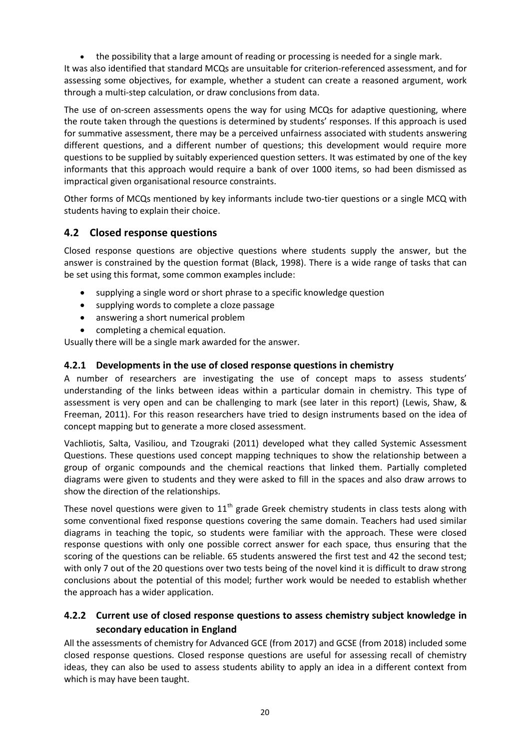- the possibility that a large amount of reading or processing is needed for a single mark.

It was also identified that standard MCQs are unsuitable for criterion-referenced assessment, and for assessing some objectives, for example, whether a student can create a reasoned argument, work through a multi-step calculation, or draw conclusions from data.

The use of on-screen assessments opens the way for using MCQs for adaptive questioning, where the route taken through the questions is determined by students' responses. If this approach is used for summative assessment, there may be a perceived unfairness associated with students answering different questions, and a different number of questions; this development would require more questions to be supplied by suitably experienced question setters. It was estimated by one of the key informants that this approach would require a bank of over 1000 items, so had been dismissed as impractical given organisational resource constraints.

Other forms of MCQs mentioned by key informants include two-tier questions or a single MCQ with students having to explain their choice.

## 4.2 Closed response questions

Closed response questions are objective questions where students supply the answer, but the answer is constrained by the question format (Black, 1998). There is a wide range of tasks that can be set using this format, some common examples include:

- supplying a single word or short phrase to a specific knowledge question
- supplying words to complete a cloze passage
- answering a short numerical problem
- completing a chemical equation.

Usually there will be a single mark awarded for the answer.

### 4.2.1 Developments in the use of closed response questions in chemistry

A number of researchers are investigating the use of concept maps to assess students' understanding of the links between ideas within a particular domain in chemistry. This type of assessment is very open and can be challenging to mark (see later in this report) (Lewis, Shaw, & Freeman, 2011). For this reason researchers have tried to design instruments based on the idea of concept mapping but to generate a more closed assessment.

Vachliotis, Salta, Vasiliou, and Tzougraki (2011) developed what they called Systemic Assessment Questions. These questions used concept mapping techniques to show the relationship between a group of organic compounds and the chemical reactions that linked them. Partially completed diagrams were given to students and they were asked to fill in the spaces and also draw arrows to show the direction of the relationships.

These novel questions were given to $11^{th}$ grade Greek chemistry students in class tests along with some conventional fixed response questions covering the same domain. Teachers had used similar diagrams in teaching the topic, so students were familiar with the approach. These were closed response questions with only one possible correct answer for each space, thus ensuring that the scoring of the questions can be reliable. 65 students answered the first test and 42 the second test; with only 7 out of the 20 questions over two tests being of the novel kind it is difficult to draw strong conclusions about the potential of this model; further work would be needed to establish whether the approach has a wider application.

### 4.2.2 Current use of closed response questions to assess chemistry subject knowledge in secondary education in England

All the assessments of chemistry for Advanced GCE (from 2017) and GCSE (from 2018) included some closed response questions. Closed response questions are useful for assessing recall of chemistry ideas, they can also be used to assess students ability to apply an idea in a different context from which is may have been taught.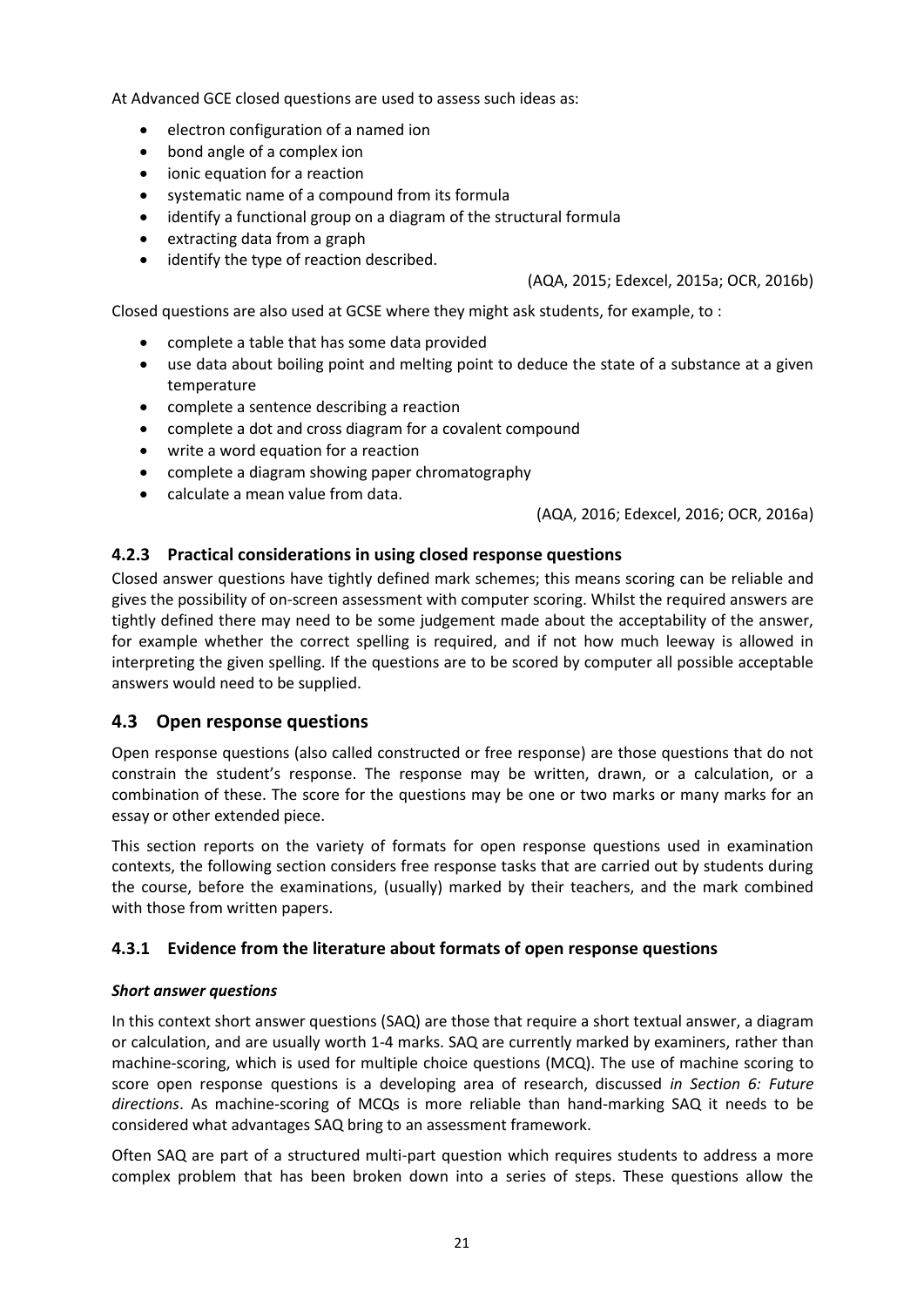At Advanced GCE closed questions are used to assess such ideas as:

- electron configuration of a named ion
- bond angle of a complex ion
- ionic equation for a reaction
- systematic name of a compound from its formula
- identify a functional group on a diagram of the structural formula
- extracting data from a graph
- identify the type of reaction described.

(AQA, 2015; Edexcel, 2015a; OCR, 2016b)

Closed questions are also used at GCSE where they might ask students, for example, to :

- complete a table that has some data provided
- use data about boiling point and melting point to deduce the state of a substance at a given temperature
- complete a sentence describing a reaction
- complete a dot and cross diagram for a covalent compound
- write a word equation for a reaction
- complete a diagram showing paper chromatography
- calculate a mean value from data.

(AQA, 2016; Edexcel, 2016; OCR, 2016a)

### 4.2.3 Practical considerations in using closed response questions

Closed answer questions have tightly defined mark schemes; this means scoring can be reliable and gives the possibility of on-screen assessment with computer scoring. Whilst the required answers are tightly defined there may need to be some judgement made about the acceptability of the answer, for example whether the correct spelling is required, and if not how much leeway is allowed in interpreting the given spelling. If the questions are to be scored by computer all possible acceptable answers would need to be supplied.

## 4.3 Open response questions

Open response questions (also called constructed or free response) are those questions that do not constrain the student's response. The response may be written, drawn, or a calculation, or a combination of these. The score for the questions may be one or two marks or many marks for an essay or other extended piece.

This section reports on the variety of formats for open response questions used in examination contexts, the following section considers free response tasks that are carried out by students during the course, before the examinations, (usually) marked by their teachers, and the mark combined with those from written papers.

### 4.3.1 Evidence from the literature about formats of open response questions

***Short answer questions***

In this context short answer questions (SAQ) are those that require a short textual answer, a diagram or calculation, and are usually worth 1-4 marks. SAQ are currently marked by examiners, rather than machine-scoring, which is used for multiple choice questions (MCQ). The use of machine scoring to score open response questions is a developing area of research, discussed *in Section 6: Future directions*. As machine-scoring of MCQs is more reliable than hand-marking SAQ it needs to be considered what advantages SAQ bring to an assessment framework.

Often SAQ are part of a structured multi-part question which requires students to address a more complex problem that has been broken down into a series of steps. These questions allow the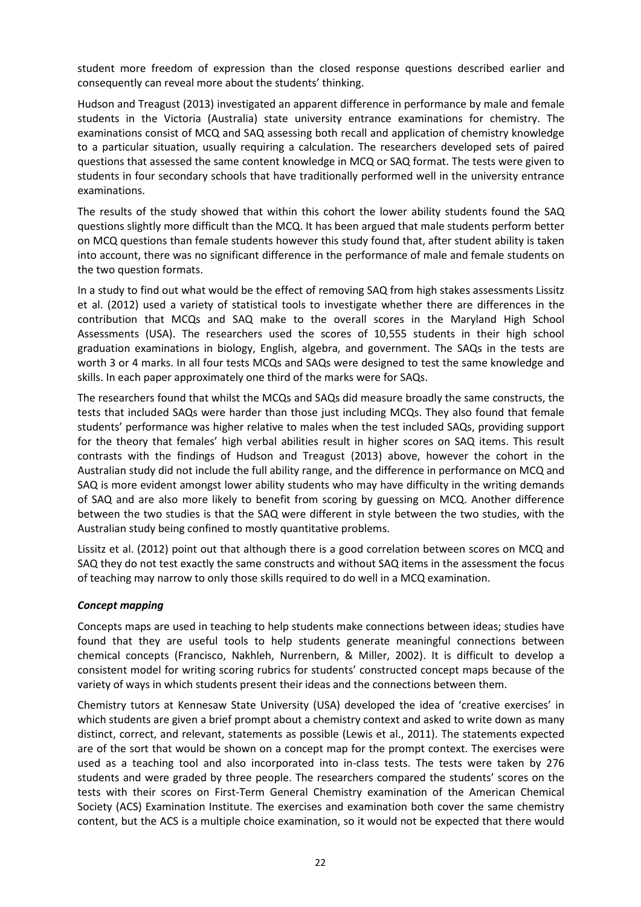student more freedom of expression than the closed response questions described earlier and consequently can reveal more about the students' thinking.

Hudson and Treagust (2013) investigated an apparent difference in performance by male and female students in the Victoria (Australia) state university entrance examinations for chemistry. The examinations consist of MCQ and SAQ assessing both recall and application of chemistry knowledge to a particular situation, usually requiring a calculation. The researchers developed sets of paired questions that assessed the same content knowledge in MCQ or SAQ format. The tests were given to students in four secondary schools that have traditionally performed well in the university entrance examinations.

The results of the study showed that within this cohort the lower ability students found the SAQ questions slightly more difficult than the MCQ. It has been argued that male students perform better on MCQ questions than female students however this study found that, after student ability is taken into account, there was no significant difference in the performance of male and female students on the two question formats.

In a study to find out what would be the effect of removing SAQ from high stakes assessments Lissitz et al. (2012) used a variety of statistical tools to investigate whether there are differences in the contribution that MCQs and SAQ make to the overall scores in the Maryland High School Assessments (USA). The researchers used the scores of 10,555 students in their high school graduation examinations in biology, English, algebra, and government. The SAQs in the tests are worth 3 or 4 marks. In all four tests MCQs and SAQs were designed to test the same knowledge and skills. In each paper approximately one third of the marks were for SAQs.

The researchers found that whilst the MCQs and SAQs did measure broadly the same constructs, the tests that included SAQs were harder than those just including MCQs. They also found that female students' performance was higher relative to males when the test included SAQs, providing support for the theory that females' high verbal abilities result in higher scores on SAQ items. This result contrasts with the findings of Hudson and Treagust (2013) above, however the cohort in the Australian study did not include the full ability range, and the difference in performance on MCQ and SAQ is more evident amongst lower ability students who may have difficulty in the writing demands of SAQ and are also more likely to benefit from scoring by guessing on MCQ. Another difference between the two studies is that the SAQ were different in style between the two studies, with the Australian study being confined to mostly quantitative problems.

Lissitz et al. (2012) point out that although there is a good correlation between scores on MCQ and SAQ they do not test exactly the same constructs and without SAQ items in the assessment the focus of teaching may narrow to only those skills required to do well in a MCQ examination.

### *Concept mapping*

Concepts maps are used in teaching to help students make connections between ideas; studies have found that they are useful tools to help students generate meaningful connections between chemical concepts (Francisco, Nakhleh, Nurrenbern, & Miller, 2002). It is difficult to develop a consistent model for writing scoring rubrics for students' constructed concept maps because of the variety of ways in which students present their ideas and the connections between them.

Chemistry tutors at Kennesaw State University (USA) developed the idea of 'creative exercises' in which students are given a brief prompt about a chemistry context and asked to write down as many distinct, correct, and relevant, statements as possible (Lewis et al., 2011). The statements expected are of the sort that would be shown on a concept map for the prompt context. The exercises were used as a teaching tool and also incorporated into in-class tests. The tests were taken by 276 students and were graded by three people. The researchers compared the students' scores on the tests with their scores on First-Term General Chemistry examination of the American Chemical Society (ACS) Examination Institute. The exercises and examination both cover the same chemistry content, but the ACS is a multiple choice examination, so it would not be expected that there would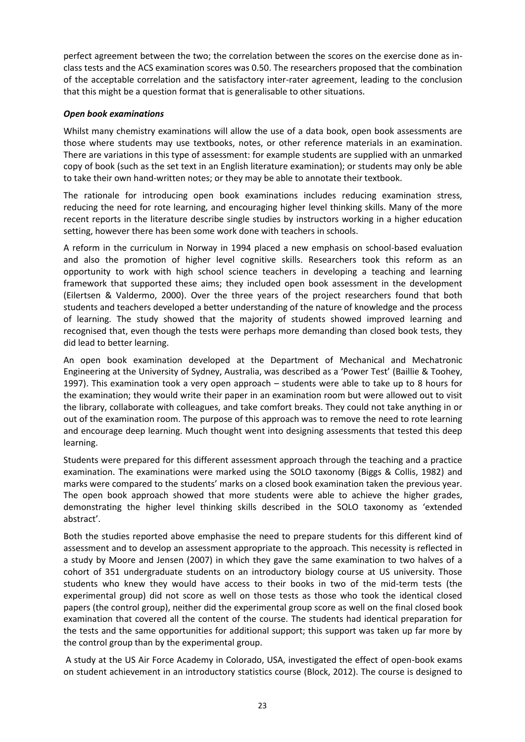perfect agreement between the two; the correlation between the scores on the exercise done as in-class tests and the ACS examination scores was 0.50. The researchers proposed that the combination of the acceptable correlation and the satisfactory inter-rater agreement, leading to the conclusion that this might be a question format that is generalisable to other situations.

***Open book examinations***

Whilst many chemistry examinations will allow the use of a data book, open book assessments are those where students may use textbooks, notes, or other reference materials in an examination. There are variations in this type of assessment: for example students are supplied with an unmarked copy of book (such as the set text in an English literature examination); or students may only be able to take their own hand-written notes; or they may be able to annotate their textbook.

The rationale for introducing open book examinations includes reducing examination stress, reducing the need for rote learning, and encouraging higher level thinking skills. Many of the more recent reports in the literature describe single studies by instructors working in a higher education setting, however there has been some work done with teachers in schools.

A reform in the curriculum in Norway in 1994 placed a new emphasis on school-based evaluation and also the promotion of higher level cognitive skills. Researchers took this reform as an opportunity to work with high school science teachers in developing a teaching and learning framework that supported these aims; they included open book assessment in the development (Eilertsen & Valdermo, 2000). Over the three years of the project researchers found that both students and teachers developed a better understanding of the nature of knowledge and the process of learning. The study showed that the majority of students showed improved learning and recognised that, even though the tests were perhaps more demanding than closed book tests, they did lead to better learning.

An open book examination developed at the Department of Mechanical and Mechatronic Engineering at the University of Sydney, Australia, was described as a 'Power Test' (Baillie & Toohey, 1997). This examination took a very open approach – students were able to take up to 8 hours for the examination; they would write their paper in an examination room but were allowed out to visit the library, collaborate with colleagues, and take comfort breaks. They could not take anything in or out of the examination room. The purpose of this approach was to remove the need to rote learning and encourage deep learning. Much thought went into designing assessments that tested this deep learning.

Students were prepared for this different assessment approach through the teaching and a practice examination. The examinations were marked using the SOLO taxonomy (Biggs & Collis, 1982) and marks were compared to the students' marks on a closed book examination taken the previous year. The open book approach showed that more students were able to achieve the higher grades, demonstrating the higher level thinking skills described in the SOLO taxonomy as 'extended abstract'.

Both the studies reported above emphasise the need to prepare students for this different kind of assessment and to develop an assessment appropriate to the approach. This necessity is reflected in a study by Moore and Jensen (2007) in which they gave the same examination to two halves of a cohort of 351 undergraduate students on an introductory biology course at US university. Those students who knew they would have access to their books in two of the mid-term tests (the experimental group) did not score as well on those tests as those who took the identical closed papers (the control group), neither did the experimental group score as well on the final closed book examination that covered all the content of the course. The students had identical preparation for the tests and the same opportunities for additional support; this support was taken up far more by the control group than by the experimental group.

A study at the US Air Force Academy in Colorado, USA, investigated the effect of open-book exams on student achievement in an introductory statistics course (Block, 2012). The course is designed to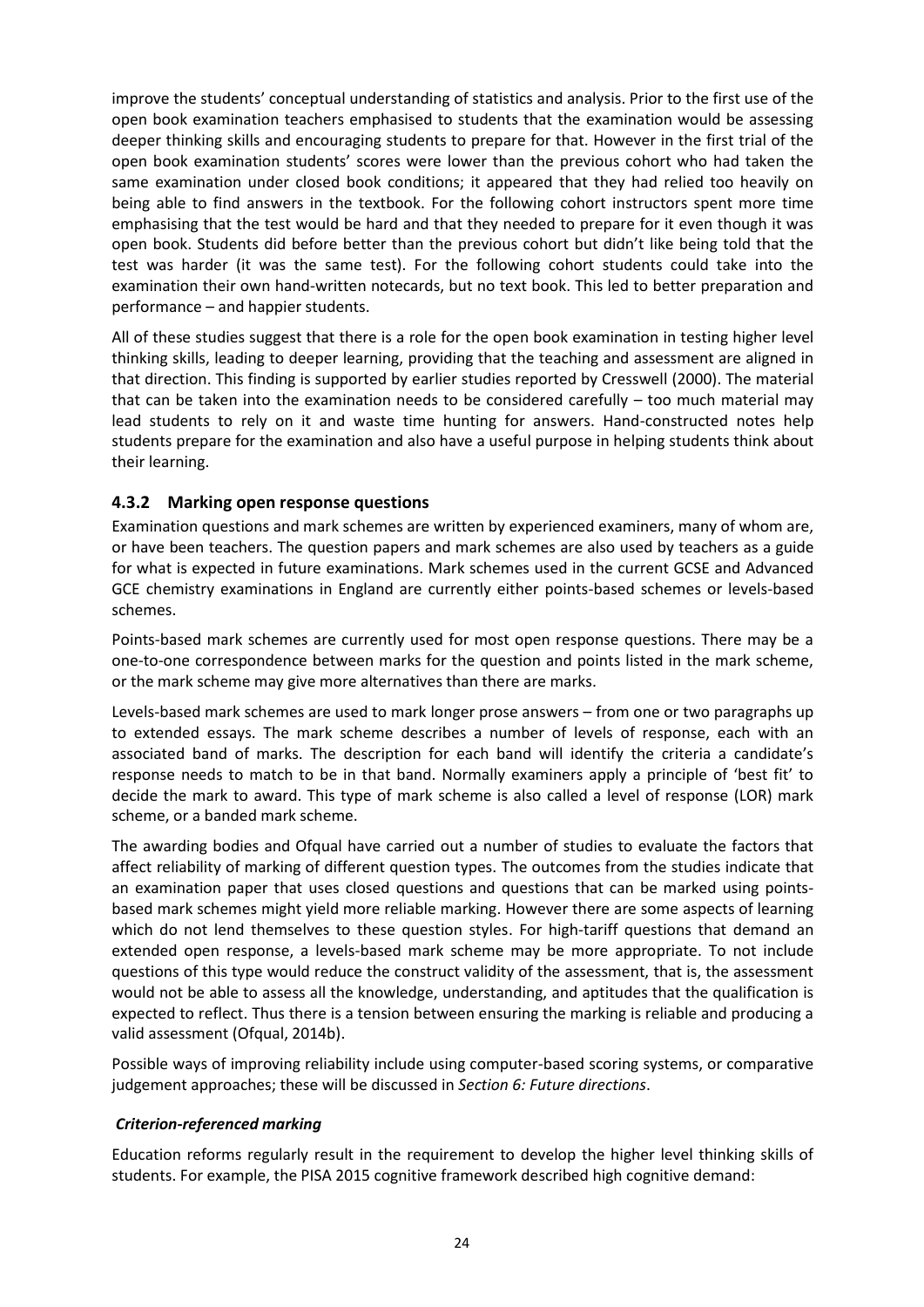improve the students' conceptual understanding of statistics and analysis. Prior to the first use of the open book examination teachers emphasised to students that the examination would be assessing deeper thinking skills and encouraging students to prepare for that. However in the first trial of the open book examination students' scores were lower than the previous cohort who had taken the same examination under closed book conditions; it appeared that they had relied too heavily on being able to find answers in the textbook. For the following cohort instructors spent more time emphasising that the test would be hard and that they needed to prepare for it even though it was open book. Students did before better than the previous cohort but didn't like being told that the test was harder (it was the same test). For the following cohort students could take into the examination their own hand-written notecards, but no text book. This led to better preparation and performance – and happier students.

All of these studies suggest that there is a role for the open book examination in testing higher level thinking skills, leading to deeper learning, providing that the teaching and assessment are aligned in that direction. This finding is supported by earlier studies reported by Cresswell (2000). The material that can be taken into the examination needs to be considered carefully – too much material may lead students to rely on it and waste time hunting for answers. Hand-constructed notes help students prepare for the examination and also have a useful purpose in helping students think about their learning.

### 4.3.2 Marking open response questions

Examination questions and mark schemes are written by experienced examiners, many of whom are, or have been teachers. The question papers and mark schemes are also used by teachers as a guide for what is expected in future examinations. Mark schemes used in the current GCSE and Advanced GCE chemistry examinations in England are currently either points-based schemes or levels-based schemes.

Points-based mark schemes are currently used for most open response questions. There may be a one-to-one correspondence between marks for the question and points listed in the mark scheme, or the mark scheme may give more alternatives than there are marks.

Levels-based mark schemes are used to mark longer prose answers – from one or two paragraphs up to extended essays. The mark scheme describes a number of levels of response, each with an associated band of marks. The description for each band will identify the criteria a candidate's response needs to match to be in that band. Normally examiners apply a principle of 'best fit' to decide the mark to award. This type of mark scheme is also called a level of response (LOR) mark scheme, or a banded mark scheme.

The awarding bodies and Ofqual have carried out a number of studies to evaluate the factors that affect reliability of marking of different question types. The outcomes from the studies indicate that an examination paper that uses closed questions and questions that can be marked using points-based mark schemes might yield more reliable marking. However there are some aspects of learning which do not lend themselves to these question styles. For high-tariff questions that demand an extended open response, a levels-based mark scheme may be more appropriate. To not include questions of this type would reduce the construct validity of the assessment, that is, the assessment would not be able to assess all the knowledge, understanding, and aptitudes that the qualification is expected to reflect. Thus there is a tension between ensuring the marking is reliable and producing a valid assessment (Ofqual, 2014b).

Possible ways of improving reliability include using computer-based scoring systems, or comparative judgement approaches; these will be discussed in *Section 6: Future directions*.

***Criterion-referenced marking***

Education reforms regularly result in the requirement to develop the higher level thinking skills of students. For example, the PISA 2015 cognitive framework described high cognitive demand: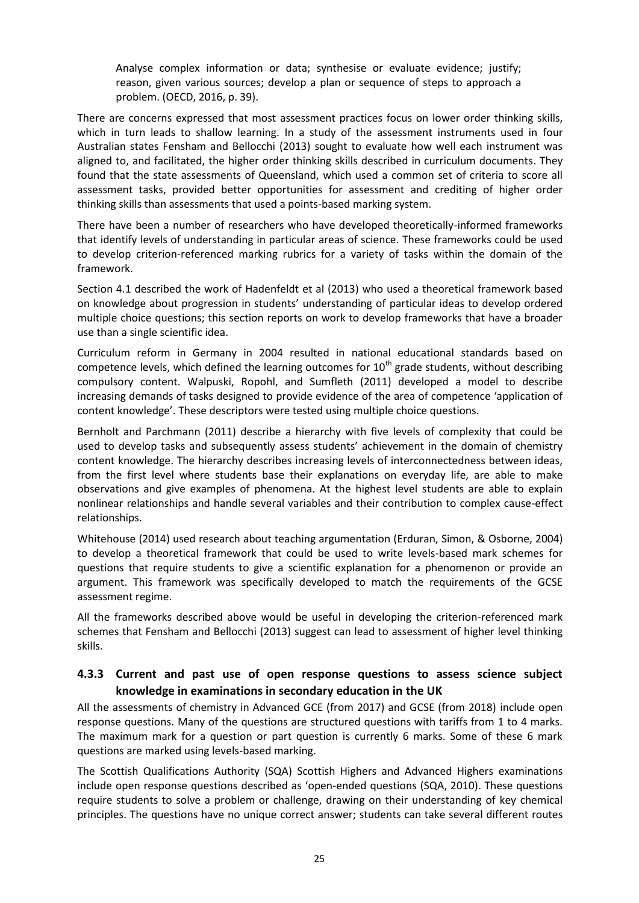> Analyse complex information or data; synthesise or evaluate evidence; justify; reason, given various sources; develop a plan or sequence of steps to approach a problem. (OECD, 2016, p. 39).

There are concerns expressed that most assessment practices focus on lower order thinking skills, which in turn leads to shallow learning. In a study of the assessment instruments used in four Australian states Fensham and Bellocchi (2013) sought to evaluate how well each instrument was aligned to, and facilitated, the higher order thinking skills described in curriculum documents. They found that the state assessments of Queensland, which used a common set of criteria to score all assessment tasks, provided better opportunities for assessment and crediting of higher order thinking skills than assessments that used a points-based marking system.

There have been a number of researchers who have developed theoretically-informed frameworks that identify levels of understanding in particular areas of science. These frameworks could be used to develop criterion-referenced marking rubrics for a variety of tasks within the domain of the framework.

Section 4.1 described the work of Hadenfeldt et al (2013) who used a theoretical framework based on knowledge about progression in students' understanding of particular ideas to develop ordered multiple choice questions; this section reports on work to develop frameworks that have a broader use than a single scientific idea.

Curriculum reform in Germany in 2004 resulted in national educational standards based on competence levels, which defined the learning outcomes for 10th grade students, without describing compulsory content. Walpuski, Ropohl, and Sumfleth (2011) developed a model to describe increasing demands of tasks designed to provide evidence of the area of competence 'application of content knowledge'. These descriptors were tested using multiple choice questions.

Bernholt and Parchmann (2011) describe a hierarchy with five levels of complexity that could be used to develop tasks and subsequently assess students' achievement in the domain of chemistry content knowledge. The hierarchy describes increasing levels of interconnectedness between ideas, from the first level where students base their explanations on everyday life, are able to make observations and give examples of phenomena. At the highest level students are able to explain nonlinear relationships and handle several variables and their contribution to complex cause-effect relationships.

Whitehouse (2014) used research about teaching argumentation (Erduran, Simon, & Osborne, 2004) to develop a theoretical framework that could be used to write levels-based mark schemes for questions that require students to give a scientific explanation for a phenomenon or provide an argument. This framework was specifically developed to match the requirements of the GCSE assessment regime.

All the frameworks described above would be useful in developing the criterion-referenced mark schemes that Fensham and Bellocchi (2013) suggest can lead to assessment of higher level thinking skills.

### 4.3.3 Current and past use of open response questions to assess science subject knowledge in examinations in secondary education in the UK

All the assessments of chemistry in Advanced GCE (from 2017) and GCSE (from 2018) include open response questions. Many of the questions are structured questions with tariffs from 1 to 4 marks. The maximum mark for a question or part question is currently 6 marks. Some of these 6 mark questions are marked using levels-based marking.

The Scottish Qualifications Authority (SQA) Scottish Highers and Advanced Highers examinations include open response questions described as 'open-ended questions (SQA, 2010). These questions require students to solve a problem or challenge, drawing on their understanding of key chemical principles. The questions have no unique correct answer; students can take several different routes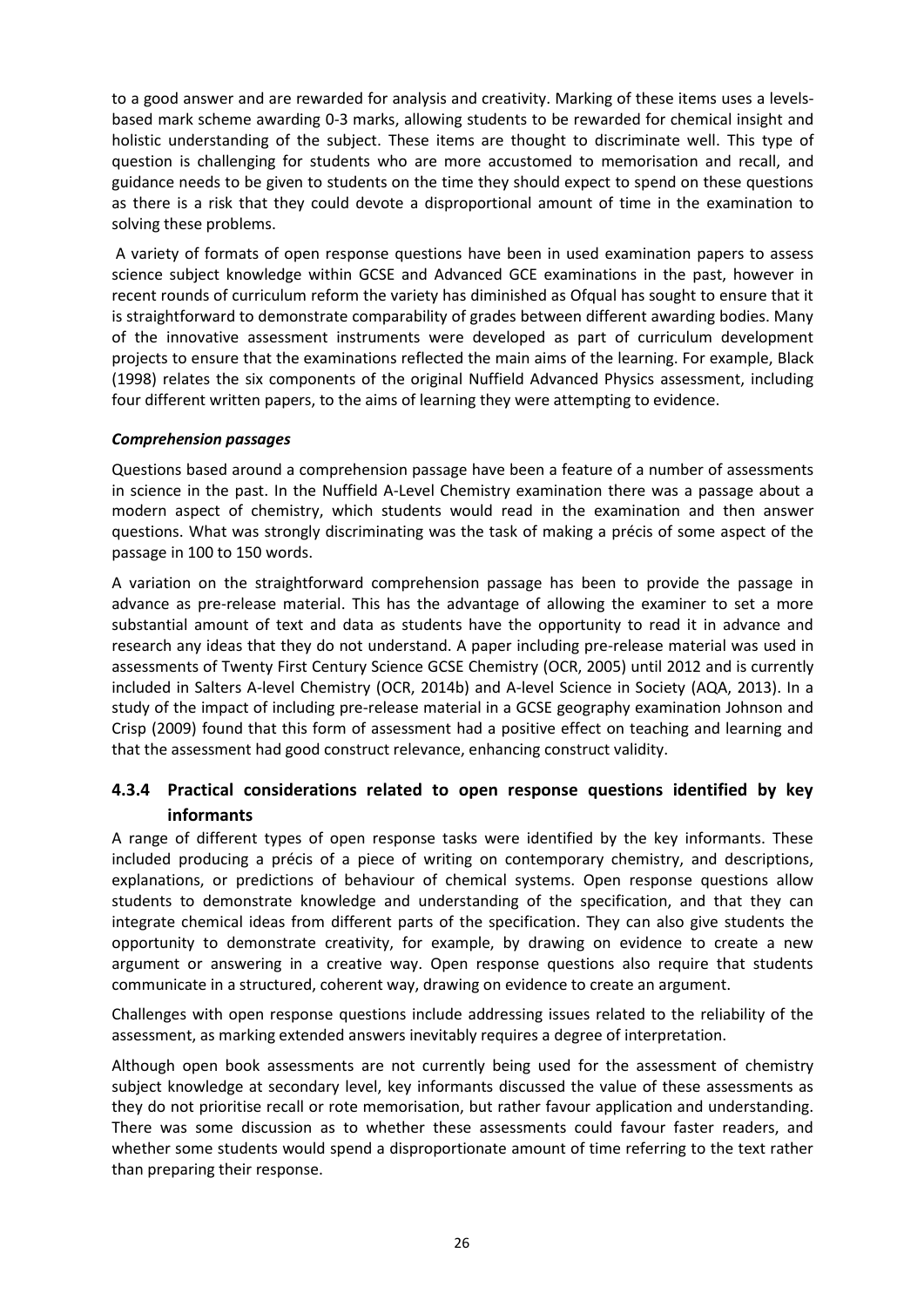to a good answer and are rewarded for analysis and creativity. Marking of these items uses a levels-based mark scheme awarding 0-3 marks, allowing students to be rewarded for chemical insight and holistic understanding of the subject. These items are thought to discriminate well. This type of question is challenging for students who are more accustomed to memorisation and recall, and guidance needs to be given to students on the time they should expect to spend on these questions as there is a risk that they could devote a disproportional amount of time in the examination to solving these problems.

A variety of formats of open response questions have been in used examination papers to assess science subject knowledge within GCSE and Advanced GCE examinations in the past, however in recent rounds of curriculum reform the variety has diminished as Ofqual has sought to ensure that it is straightforward to demonstrate comparability of grades between different awarding bodies. Many of the innovative assessment instruments were developed as part of curriculum development projects to ensure that the examinations reflected the main aims of the learning. For example, Black (1998) relates the six components of the original Nuffield Advanced Physics assessment, including four different written papers, to the aims of learning they were attempting to evidence.

***Comprehension passages***

Questions based around a comprehension passage have been a feature of a number of assessments in science in the past. In the Nuffield A-Level Chemistry examination there was a passage about a modern aspect of chemistry, which students would read in the examination and then answer questions. What was strongly discriminating was the task of making a précis of some aspect of the passage in 100 to 150 words.

A variation on the straightforward comprehension passage has been to provide the passage in advance as pre-release material. This has the advantage of allowing the examiner to set a more substantial amount of text and data as students have the opportunity to read it in advance and research any ideas that they do not understand. A paper including pre-release material was used in assessments of Twenty First Century Science GCSE Chemistry (OCR, 2005) until 2012 and is currently included in Salters A-level Chemistry (OCR, 2014b) and A-level Science in Society (AQA, 2013). In a study of the impact of including pre-release material in a GCSE geography examination Johnson and Crisp (2009) found that this form of assessment had a positive effect on teaching and learning and that the assessment had good construct relevance, enhancing construct validity.

### 4.3.4 Practical considerations related to open response questions identified by key informants

A range of different types of open response tasks were identified by the key informants. These included producing a précis of a piece of writing on contemporary chemistry, and descriptions, explanations, or predictions of behaviour of chemical systems. Open response questions allow students to demonstrate knowledge and understanding of the specification, and that they can integrate chemical ideas from different parts of the specification. They can also give students the opportunity to demonstrate creativity, for example, by drawing on evidence to create a new argument or answering in a creative way. Open response questions also require that students communicate in a structured, coherent way, drawing on evidence to create an argument.

Challenges with open response questions include addressing issues related to the reliability of the assessment, as marking extended answers inevitably requires a degree of interpretation.

Although open book assessments are not currently being used for the assessment of chemistry subject knowledge at secondary level, key informants discussed the value of these assessments as they do not prioritise recall or rote memorisation, but rather favour application and understanding. There was some discussion as to whether these assessments could favour faster readers, and whether some students would spend a disproportionate amount of time referring to the text rather than preparing their response.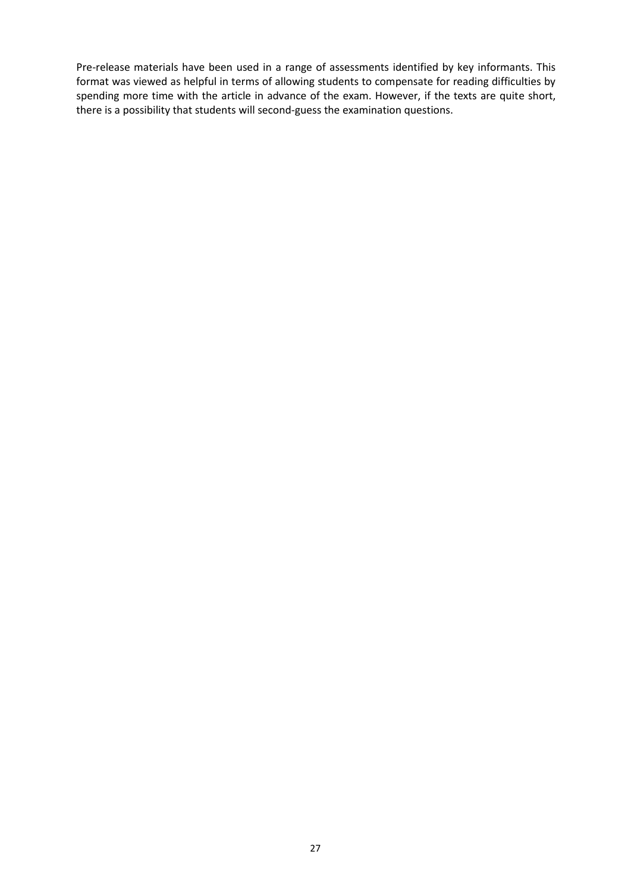Pre-release materials have been used in a range of assessments identified by key informants. This format was viewed as helpful in terms of allowing students to compensate for reading difficulties by spending more time with the article in advance of the exam. However, if the texts are quite short, there is a possibility that students will second-guess the examination questions.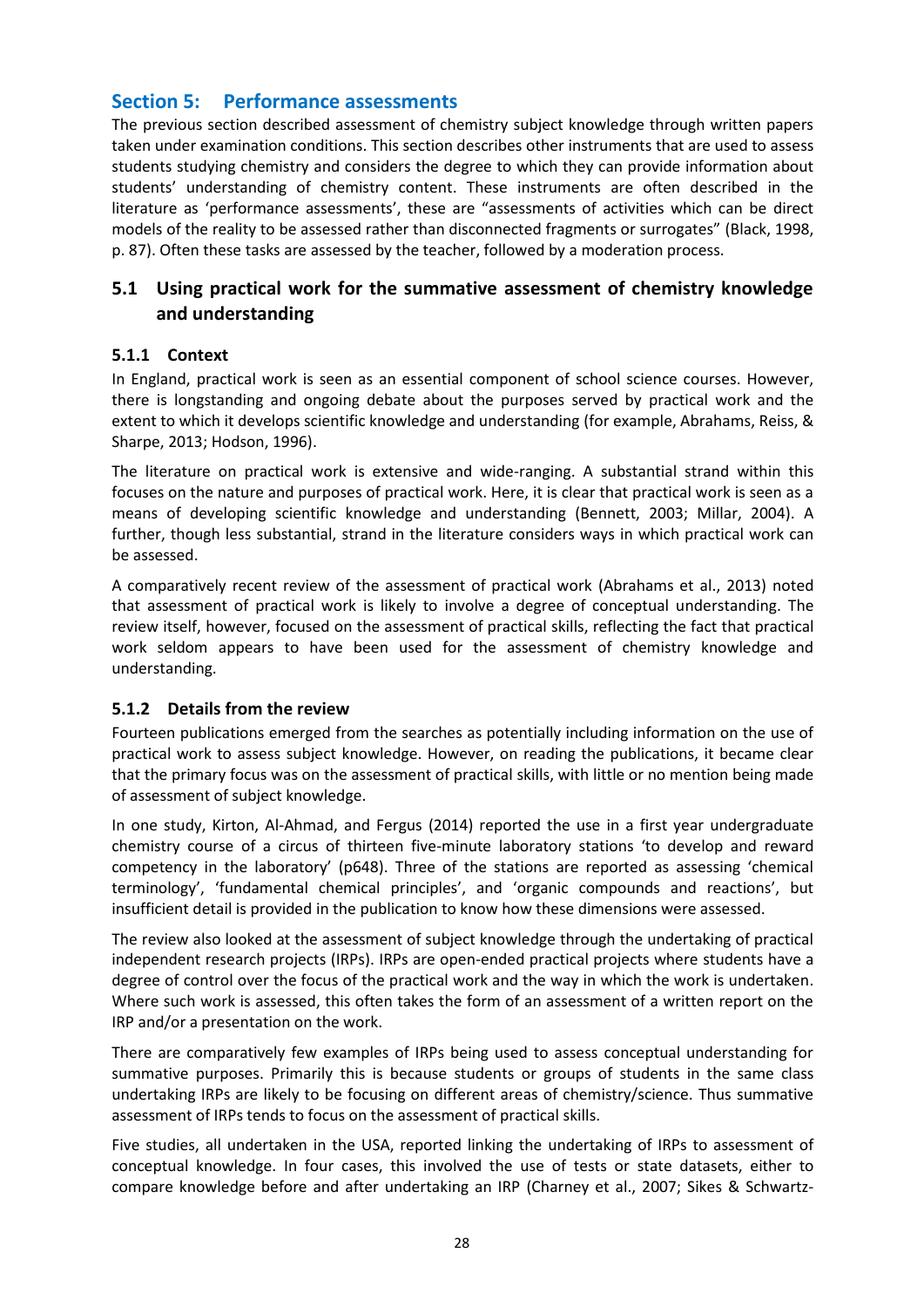## Section 5: Performance assessments

The previous section described assessment of chemistry subject knowledge through written papers taken under examination conditions. This section describes other instruments that are used to assess students studying chemistry and considers the degree to which they can provide information about students' understanding of chemistry content. These instruments are often described in the literature as 'performance assessments', these are "assessments of activities which can be direct models of the reality to be assessed rather than disconnected fragments or surrogates" (Black, 1998, p. 87). Often these tasks are assessed by the teacher, followed by a moderation process.

### 5.1 Using practical work for the summative assessment of chemistry knowledge and understanding

#### 5.1.1 Context

In England, practical work is seen as an essential component of school science courses. However, there is longstanding and ongoing debate about the purposes served by practical work and the extent to which it develops scientific knowledge and understanding (for example, Abrahams, Reiss, & Sharpe, 2013; Hodson, 1996).

The literature on practical work is extensive and wide-ranging. A substantial strand within this focuses on the nature and purposes of practical work. Here, it is clear that practical work is seen as a means of developing scientific knowledge and understanding (Bennett, 2003; Millar, 2004). A further, though less substantial, strand in the literature considers ways in which practical work can be assessed.

A comparatively recent review of the assessment of practical work (Abrahams et al., 2013) noted that assessment of practical work is likely to involve a degree of conceptual understanding. The review itself, however, focused on the assessment of practical skills, reflecting the fact that practical work seldom appears to have been used for the assessment of chemistry knowledge and understanding.

#### 5.1.2 Details from the review

Fourteen publications emerged from the searches as potentially including information on the use of practical work to assess subject knowledge. However, on reading the publications, it became clear that the primary focus was on the assessment of practical skills, with little or no mention being made of assessment of subject knowledge.

In one study, Kirton, Al-Ahmad, and Fergus (2014) reported the use in a first year undergraduate chemistry course of a circus of thirteen five-minute laboratory stations 'to develop and reward competency in the laboratory' (p648). Three of the stations are reported as assessing 'chemical terminology', 'fundamental chemical principles', and 'organic compounds and reactions', but insufficient detail is provided in the publication to know how these dimensions were assessed.

The review also looked at the assessment of subject knowledge through the undertaking of practical independent research projects (IRPs). IRPs are open-ended practical projects where students have a degree of control over the focus of the practical work and the way in which the work is undertaken. Where such work is assessed, this often takes the form of an assessment of a written report on the IRP and/or a presentation on the work.

There are comparatively few examples of IRPs being used to assess conceptual understanding for summative purposes. Primarily this is because students or groups of students in the same class undertaking IRPs are likely to be focusing on different areas of chemistry/science. Thus summative assessment of IRPs tends to focus on the assessment of practical skills.

Five studies, all undertaken in the USA, reported linking the undertaking of IRPs to assessment of conceptual knowledge. In four cases, this involved the use of tests or state datasets, either to compare knowledge before and after undertaking an IRP (Charney et al., 2007; Sikes & Schwartz-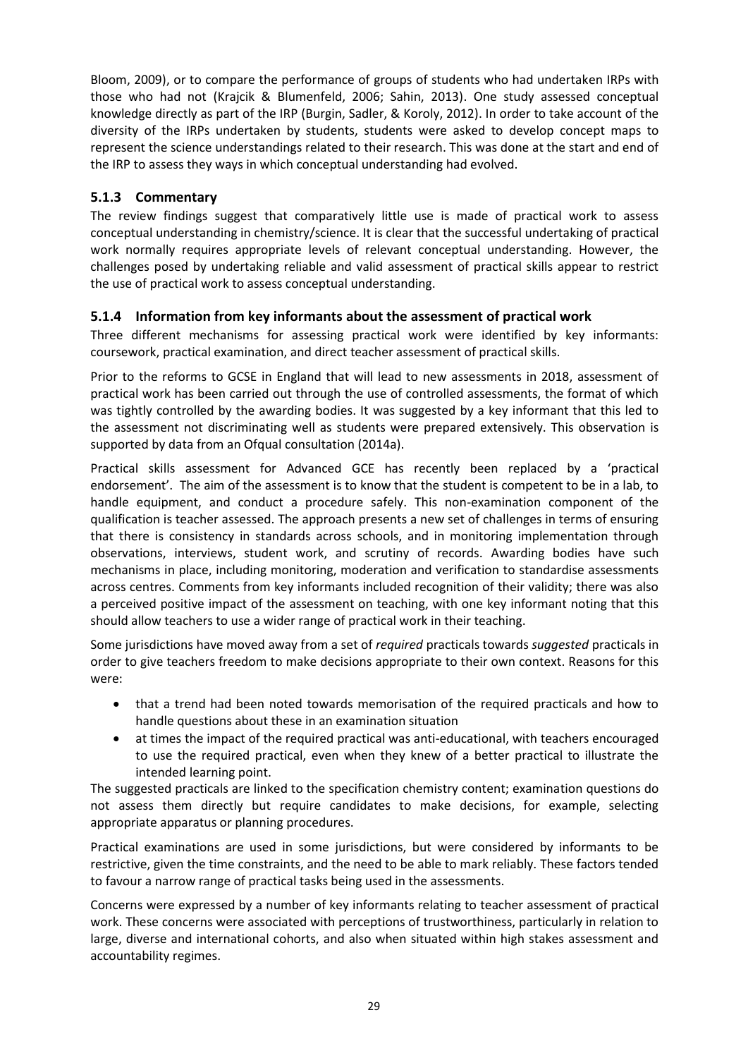Bloom, 2009), or to compare the performance of groups of students who had undertaken IRPs with those who had not (Krajcik & Blumenfeld, 2006; Sahin, 2013). One study assessed conceptual knowledge directly as part of the IRP (Burgin, Sadler, & Koroly, 2012). In order to take account of the diversity of the IRPs undertaken by students, students were asked to develop concept maps to represent the science understandings related to their research. This was done at the start and end of the IRP to assess they ways in which conceptual understanding had evolved.

### 5.1.3 Commentary

The review findings suggest that comparatively little use is made of practical work to assess conceptual understanding in chemistry/science. It is clear that the successful undertaking of practical work normally requires appropriate levels of relevant conceptual understanding. However, the challenges posed by undertaking reliable and valid assessment of practical skills appear to restrict the use of practical work to assess conceptual understanding.

### 5.1.4 Information from key informants about the assessment of practical work

Three different mechanisms for assessing practical work were identified by key informants: coursework, practical examination, and direct teacher assessment of practical skills.

Prior to the reforms to GCSE in England that will lead to new assessments in 2018, assessment of practical work has been carried out through the use of controlled assessments, the format of which was tightly controlled by the awarding bodies. It was suggested by a key informant that this led to the assessment not discriminating well as students were prepared extensively. This observation is supported by data from an Ofqual consultation (2014a).

Practical skills assessment for Advanced GCE has recently been replaced by a 'practical endorsement'. The aim of the assessment is to know that the student is competent to be in a lab, to handle equipment, and conduct a procedure safely. This non-examination component of the qualification is teacher assessed. The approach presents a new set of challenges in terms of ensuring that there is consistency in standards across schools, and in monitoring implementation through observations, interviews, student work, and scrutiny of records. Awarding bodies have such mechanisms in place, including monitoring, moderation and verification to standardise assessments across centres. Comments from key informants included recognition of their validity; there was also a perceived positive impact of the assessment on teaching, with one key informant noting that this should allow teachers to use a wider range of practical work in their teaching.

Some jurisdictions have moved away from a set of *required* practicals towards *suggested* practicals in order to give teachers freedom to make decisions appropriate to their own context. Reasons for this were:

- that a trend had been noted towards memorisation of the required practicals and how to handle questions about these in an examination situation
- at times the impact of the required practical was anti-educational, with teachers encouraged to use the required practical, even when they knew of a better practical to illustrate the intended learning point.

The suggested practicals are linked to the specification chemistry content; examination questions do not assess them directly but require candidates to make decisions, for example, selecting appropriate apparatus or planning procedures.

Practical examinations are used in some jurisdictions, but were considered by informants to be restrictive, given the time constraints, and the need to be able to mark reliably. These factors tended to favour a narrow range of practical tasks being used in the assessments.

Concerns were expressed by a number of key informants relating to teacher assessment of practical work. These concerns were associated with perceptions of trustworthiness, particularly in relation to large, diverse and international cohorts, and also when situated within high stakes assessment and accountability regimes.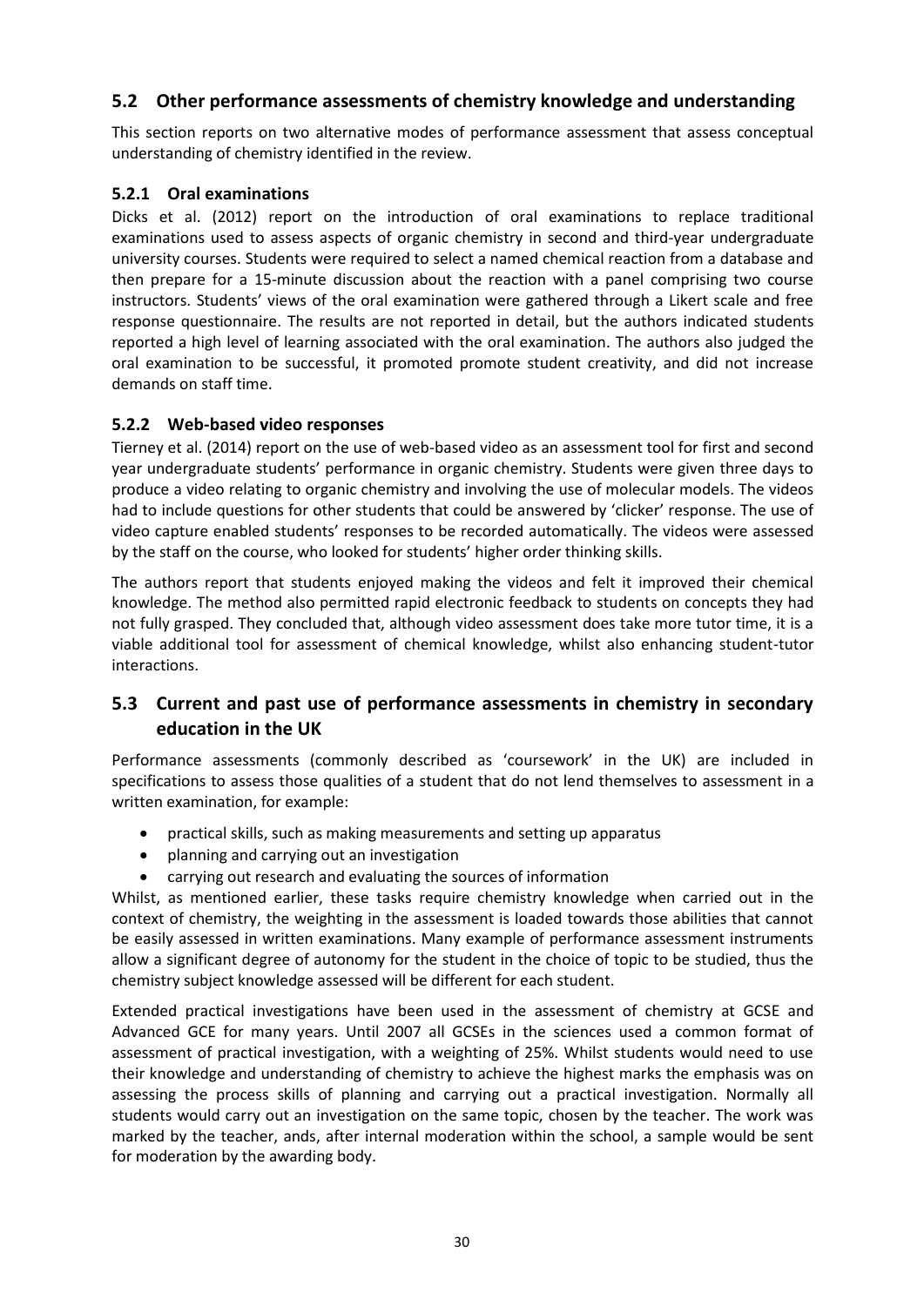## 5.2 Other performance assessments of chemistry knowledge and understanding

This section reports on two alternative modes of performance assessment that assess conceptual understanding of chemistry identified in the review.

### 5.2.1 Oral examinations

Dicks et al. (2012) report on the introduction of oral examinations to replace traditional examinations used to assess aspects of organic chemistry in second and third-year undergraduate university courses. Students were required to select a named chemical reaction from a database and then prepare for a 15-minute discussion about the reaction with a panel comprising two course instructors. Students' views of the oral examination were gathered through a Likert scale and free response questionnaire. The results are not reported in detail, but the authors indicated students reported a high level of learning associated with the oral examination. The authors also judged the oral examination to be successful, it promoted promote student creativity, and did not increase demands on staff time.

### 5.2.2 Web-based video responses

Tierney et al. (2014) report on the use of web-based video as an assessment tool for first and second year undergraduate students' performance in organic chemistry. Students were given three days to produce a video relating to organic chemistry and involving the use of molecular models. The videos had to include questions for other students that could be answered by 'clicker' response. The use of video capture enabled students' responses to be recorded automatically. The videos were assessed by the staff on the course, who looked for students' higher order thinking skills.

The authors report that students enjoyed making the videos and felt it improved their chemical knowledge. The method also permitted rapid electronic feedback to students on concepts they had not fully grasped. They concluded that, although video assessment does take more tutor time, it is a viable additional tool for assessment of chemical knowledge, whilst also enhancing student-tutor interactions.

## 5.3 Current and past use of performance assessments in chemistry in secondary education in the UK

Performance assessments (commonly described as 'coursework' in the UK) are included in specifications to assess those qualities of a student that do not lend themselves to assessment in a written examination, for example:

- practical skills, such as making measurements and setting up apparatus
- planning and carrying out an investigation
- carrying out research and evaluating the sources of information

Whilst, as mentioned earlier, these tasks require chemistry knowledge when carried out in the context of chemistry, the weighting in the assessment is loaded towards those abilities that cannot be easily assessed in written examinations. Many example of performance assessment instruments allow a significant degree of autonomy for the student in the choice of topic to be studied, thus the chemistry subject knowledge assessed will be different for each student.

Extended practical investigations have been used in the assessment of chemistry at GCSE and Advanced GCE for many years. Until 2007 all GCSEs in the sciences used a common format of assessment of practical investigation, with a weighting of 25%. Whilst students would need to use their knowledge and understanding of chemistry to achieve the highest marks the emphasis was on assessing the process skills of planning and carrying out a practical investigation. Normally all students would carry out an investigation on the same topic, chosen by the teacher. The work was marked by the teacher, ands, after internal moderation within the school, a sample would be sent for moderation by the awarding body.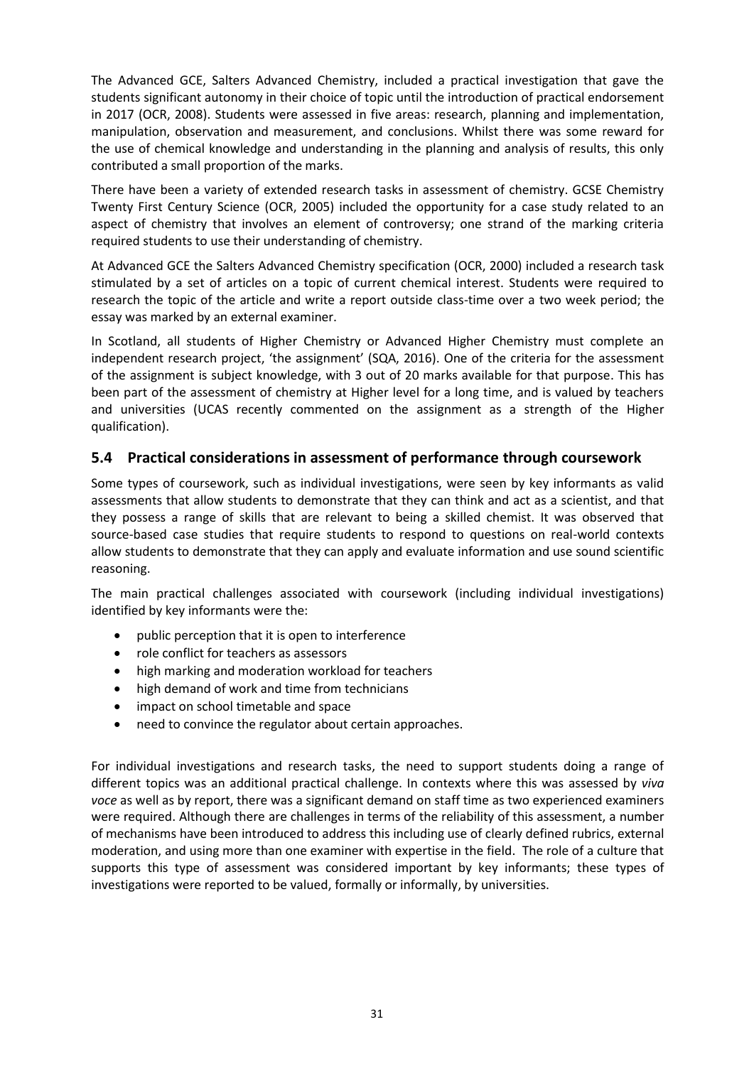The Advanced GCE, Salters Advanced Chemistry, included a practical investigation that gave the students significant autonomy in their choice of topic until the introduction of practical endorsement in 2017 (OCR, 2008). Students were assessed in five areas: research, planning and implementation, manipulation, observation and measurement, and conclusions. Whilst there was some reward for the use of chemical knowledge and understanding in the planning and analysis of results, this only contributed a small proportion of the marks.

There have been a variety of extended research tasks in assessment of chemistry. GCSE Chemistry Twenty First Century Science (OCR, 2005) included the opportunity for a case study related to an aspect of chemistry that involves an element of controversy; one strand of the marking criteria required students to use their understanding of chemistry.

At Advanced GCE the Salters Advanced Chemistry specification (OCR, 2000) included a research task stimulated by a set of articles on a topic of current chemical interest. Students were required to research the topic of the article and write a report outside class-time over a two week period; the essay was marked by an external examiner.

In Scotland, all students of Higher Chemistry or Advanced Higher Chemistry must complete an independent research project, 'the assignment' (SQA, 2016). One of the criteria for the assessment of the assignment is subject knowledge, with 3 out of 20 marks available for that purpose. This has been part of the assessment of chemistry at Higher level for a long time, and is valued by teachers and universities (UCAS recently commented on the assignment as a strength of the Higher qualification).

## 5.4 Practical considerations in assessment of performance through coursework

Some types of coursework, such as individual investigations, were seen by key informants as valid assessments that allow students to demonstrate that they can think and act as a scientist, and that they possess a range of skills that are relevant to being a skilled chemist. It was observed that source-based case studies that require students to respond to questions on real-world contexts allow students to demonstrate that they can apply and evaluate information and use sound scientific reasoning.

The main practical challenges associated with coursework (including individual investigations) identified by key informants were the:

- public perception that it is open to interference
- role conflict for teachers as assessors
- high marking and moderation workload for teachers
- high demand of work and time from technicians
- impact on school timetable and space
- need to convince the regulator about certain approaches.

For individual investigations and research tasks, the need to support students doing a range of different topics was an additional practical challenge. In contexts where this was assessed by *viva voce* as well as by report, there was a significant demand on staff time as two experienced examiners were required. Although there are challenges in terms of the reliability of this assessment, a number of mechanisms have been introduced to address this including use of clearly defined rubrics, external moderation, and using more than one examiner with expertise in the field. The role of a culture that supports this type of assessment was considered important by key informants; these types of investigations were reported to be valued, formally or informally, by universities.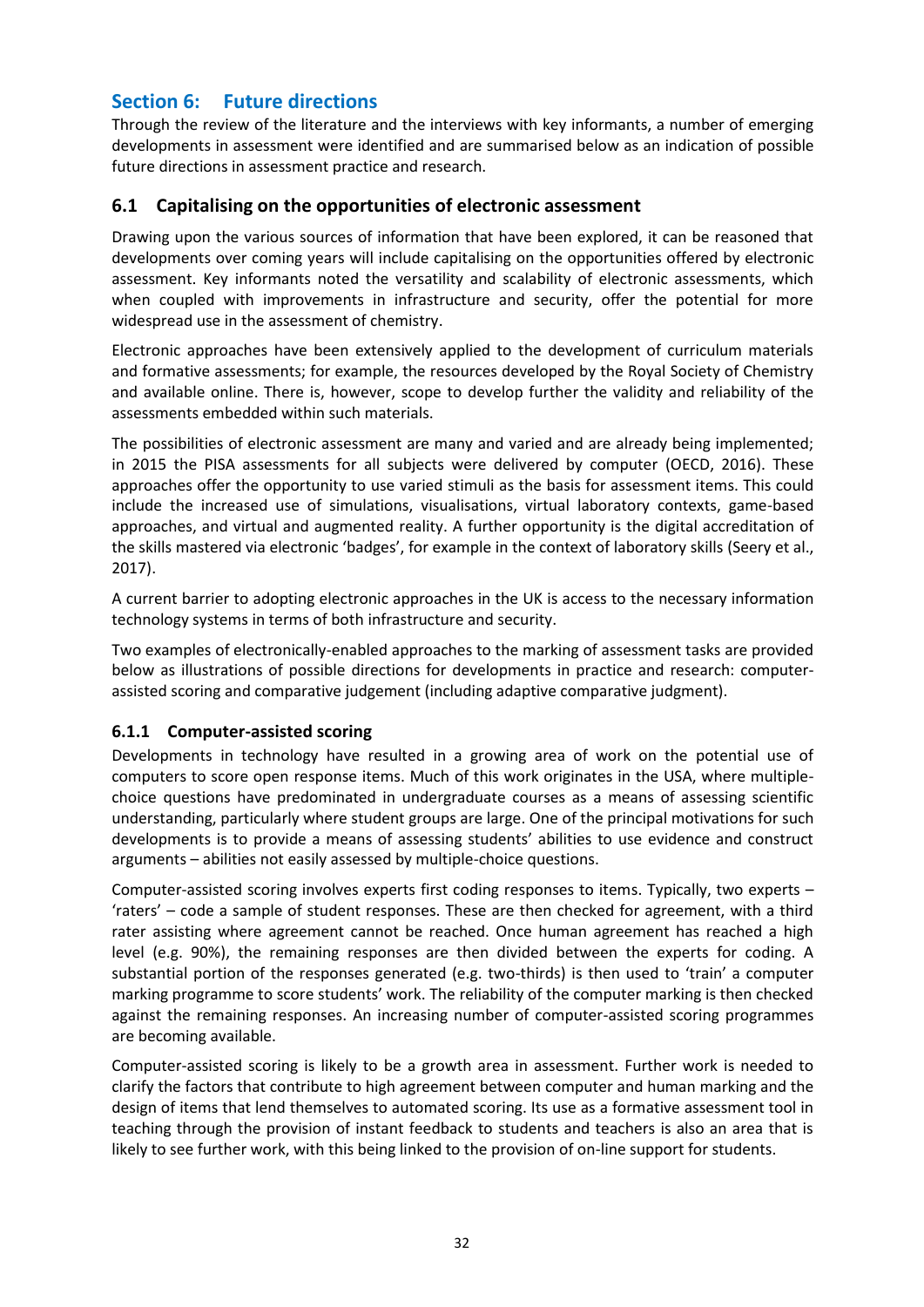## Section 6: Future directions

Through the review of the literature and the interviews with key informants, a number of emerging developments in assessment were identified and are summarised below as an indication of possible future directions in assessment practice and research.

### 6.1 Capitalising on the opportunities of electronic assessment

Drawing upon the various sources of information that have been explored, it can be reasoned that developments over coming years will include capitalising on the opportunities offered by electronic assessment. Key informants noted the versatility and scalability of electronic assessments, which when coupled with improvements in infrastructure and security, offer the potential for more widespread use in the assessment of chemistry.

Electronic approaches have been extensively applied to the development of curriculum materials and formative assessments; for example, the resources developed by the Royal Society of Chemistry and available online. There is, however, scope to develop further the validity and reliability of the assessments embedded within such materials.

The possibilities of electronic assessment are many and varied and are already being implemented; in 2015 the PISA assessments for all subjects were delivered by computer (OECD, 2016). These approaches offer the opportunity to use varied stimuli as the basis for assessment items. This could include the increased use of simulations, visualisations, virtual laboratory contexts, game-based approaches, and virtual and augmented reality. A further opportunity is the digital accreditation of the skills mastered via electronic 'badges', for example in the context of laboratory skills (Seery et al., 2017).

A current barrier to adopting electronic approaches in the UK is access to the necessary information technology systems in terms of both infrastructure and security.

Two examples of electronically-enabled approaches to the marking of assessment tasks are provided below as illustrations of possible directions for developments in practice and research: computer-assisted scoring and comparative judgement (including adaptive comparative judgment).

#### 6.1.1 Computer-assisted scoring

Developments in technology have resulted in a growing area of work on the potential use of computers to score open response items. Much of this work originates in the USA, where multiple-choice questions have predominated in undergraduate courses as a means of assessing scientific understanding, particularly where student groups are large. One of the principal motivations for such developments is to provide a means of assessing students' abilities to use evidence and construct arguments – abilities not easily assessed by multiple-choice questions.

Computer-assisted scoring involves experts first coding responses to items. Typically, two experts – 'raters' – code a sample of student responses. These are then checked for agreement, with a third rater assisting where agreement cannot be reached. Once human agreement has reached a high level (e.g. 90%), the remaining responses are then divided between the experts for coding. A substantial portion of the responses generated (e.g. two-thirds) is then used to 'train' a computer marking programme to score students' work. The reliability of the computer marking is then checked against the remaining responses. An increasing number of computer-assisted scoring programmes are becoming available.

Computer-assisted scoring is likely to be a growth area in assessment. Further work is needed to clarify the factors that contribute to high agreement between computer and human marking and the design of items that lend themselves to automated scoring. Its use as a formative assessment tool in teaching through the provision of instant feedback to students and teachers is also an area that is likely to see further work, with this being linked to the provision of on-line support for students.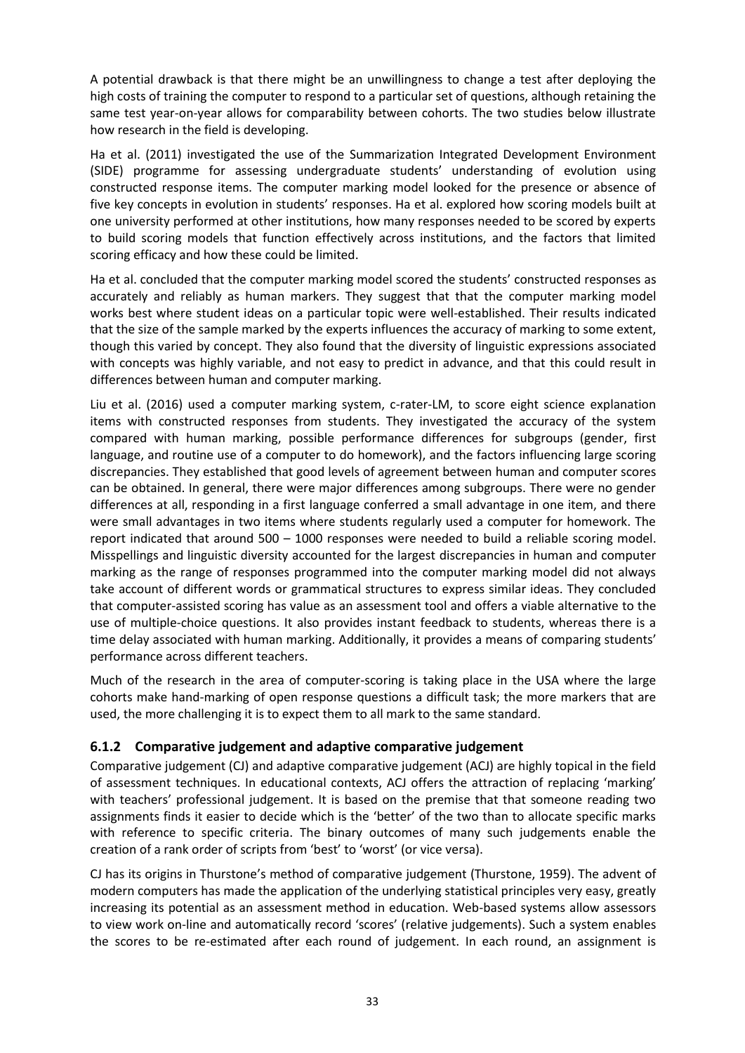A potential drawback is that there might be an unwillingness to change a test after deploying the high costs of training the computer to respond to a particular set of questions, although retaining the same test year-on-year allows for comparability between cohorts. The two studies below illustrate how research in the field is developing.

Ha et al. (2011) investigated the use of the Summarization Integrated Development Environment (SIDE) programme for assessing undergraduate students' understanding of evolution using constructed response items. The computer marking model looked for the presence or absence of five key concepts in evolution in students' responses. Ha et al. explored how scoring models built at one university performed at other institutions, how many responses needed to be scored by experts to build scoring models that function effectively across institutions, and the factors that limited scoring efficacy and how these could be limited.

Ha et al. concluded that the computer marking model scored the students' constructed responses as accurately and reliably as human markers. They suggest that that the computer marking model works best where student ideas on a particular topic were well-established. Their results indicated that the size of the sample marked by the experts influences the accuracy of marking to some extent, though this varied by concept. They also found that the diversity of linguistic expressions associated with concepts was highly variable, and not easy to predict in advance, and that this could result in differences between human and computer marking.

Liu et al. (2016) used a computer marking system, c-rater-LM, to score eight science explanation items with constructed responses from students. They investigated the accuracy of the system compared with human marking, possible performance differences for subgroups (gender, first language, and routine use of a computer to do homework), and the factors influencing large scoring discrepancies. They established that good levels of agreement between human and computer scores can be obtained. In general, there were major differences among subgroups. There were no gender differences at all, responding in a first language conferred a small advantage in one item, and there were small advantages in two items where students regularly used a computer for homework. The report indicated that around 500 – 1000 responses were needed to build a reliable scoring model. Misspellings and linguistic diversity accounted for the largest discrepancies in human and computer marking as the range of responses programmed into the computer marking model did not always take account of different words or grammatical structures to express similar ideas. They concluded that computer-assisted scoring has value as an assessment tool and offers a viable alternative to the use of multiple-choice questions. It also provides instant feedback to students, whereas there is a time delay associated with human marking. Additionally, it provides a means of comparing students' performance across different teachers.

Much of the research in the area of computer-scoring is taking place in the USA where the large cohorts make hand-marking of open response questions a difficult task; the more markers that are used, the more challenging it is to expect them to all mark to the same standard.

### 6.1.2 Comparative judgement and adaptive comparative judgement

Comparative judgement (CJ) and adaptive comparative judgement (ACJ) are highly topical in the field of assessment techniques. In educational contexts, ACJ offers the attraction of replacing 'marking' with teachers' professional judgement. It is based on the premise that that someone reading two assignments finds it easier to decide which is the 'better' of the two than to allocate specific marks with reference to specific criteria. The binary outcomes of many such judgements enable the creation of a rank order of scripts from 'best' to 'worst' (or vice versa).

CJ has its origins in Thurstone's method of comparative judgement (Thurstone, 1959). The advent of modern computers has made the application of the underlying statistical principles very easy, greatly increasing its potential as an assessment method in education. Web-based systems allow assessors to view work on-line and automatically record 'scores' (relative judgements). Such a system enables the scores to be re-estimated after each round of judgement. In each round, an assignment is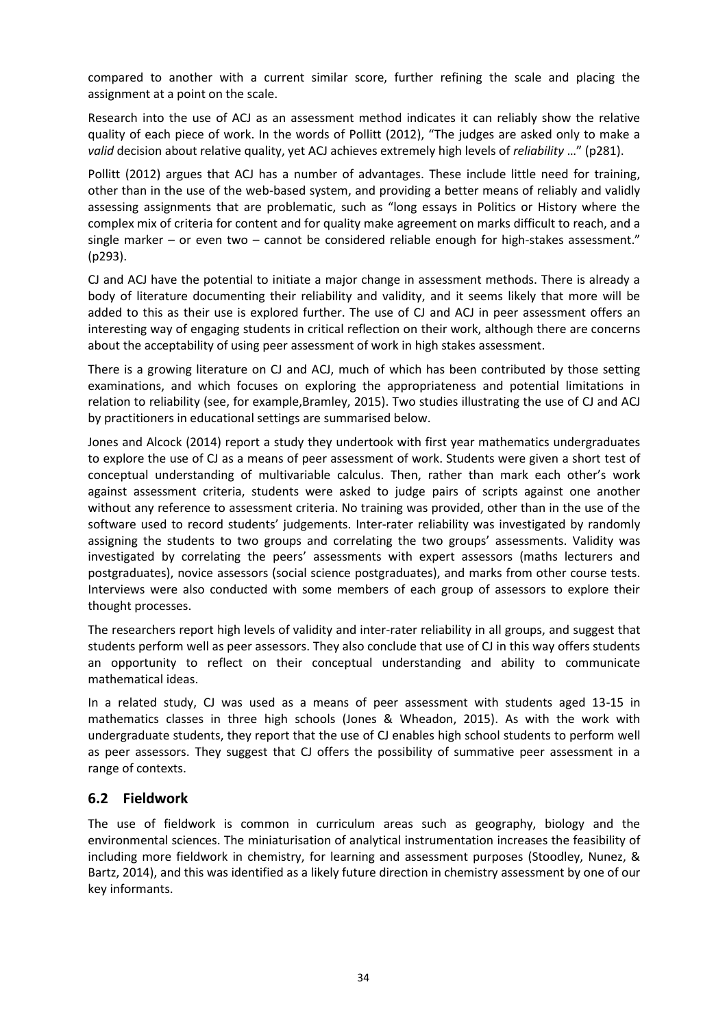compared to another with a current similar score, further refining the scale and placing the assignment at a point on the scale.

Research into the use of ACJ as an assessment method indicates it can reliably show the relative quality of each piece of work. In the words of Pollitt (2012), "The judges are asked only to make a *valid* decision about relative quality, yet ACJ achieves extremely high levels of *reliability* …" (p281).

Pollitt (2012) argues that ACJ has a number of advantages. These include little need for training, other than in the use of the web-based system, and providing a better means of reliably and validly assessing assignments that are problematic, such as "long essays in Politics or History where the complex mix of criteria for content and for quality make agreement on marks difficult to reach, and a single marker – or even two – cannot be considered reliable enough for high-stakes assessment." (p293).

CJ and ACJ have the potential to initiate a major change in assessment methods. There is already a body of literature documenting their reliability and validity, and it seems likely that more will be added to this as their use is explored further. The use of CJ and ACJ in peer assessment offers an interesting way of engaging students in critical reflection on their work, although there are concerns about the acceptability of using peer assessment of work in high stakes assessment.

There is a growing literature on CJ and ACJ, much of which has been contributed by those setting examinations, and which focuses on exploring the appropriateness and potential limitations in relation to reliability (see, for example,Bramley, 2015). Two studies illustrating the use of CJ and ACJ by practitioners in educational settings are summarised below.

Jones and Alcock (2014) report a study they undertook with first year mathematics undergraduates to explore the use of CJ as a means of peer assessment of work. Students were given a short test of conceptual understanding of multivariable calculus. Then, rather than mark each other's work against assessment criteria, students were asked to judge pairs of scripts against one another without any reference to assessment criteria. No training was provided, other than in the use of the software used to record students' judgements. Inter-rater reliability was investigated by randomly assigning the students to two groups and correlating the two groups' assessments. Validity was investigated by correlating the peers' assessments with expert assessors (maths lecturers and postgraduates), novice assessors (social science postgraduates), and marks from other course tests. Interviews were also conducted with some members of each group of assessors to explore their thought processes.

The researchers report high levels of validity and inter-rater reliability in all groups, and suggest that students perform well as peer assessors. They also conclude that use of CJ in this way offers students an opportunity to reflect on their conceptual understanding and ability to communicate mathematical ideas.

In a related study, CJ was used as a means of peer assessment with students aged 13-15 in mathematics classes in three high schools (Jones & Wheadon, 2015). As with the work with undergraduate students, they report that the use of CJ enables high school students to perform well as peer assessors. They suggest that CJ offers the possibility of summative peer assessment in a range of contexts.

## 6.2 Fieldwork

The use of fieldwork is common in curriculum areas such as geography, biology and the environmental sciences. The miniaturisation of analytical instrumentation increases the feasibility of including more fieldwork in chemistry, for learning and assessment purposes (Stoodley, Nunez, & Bartz, 2014), and this was identified as a likely future direction in chemistry assessment by one of our key informants.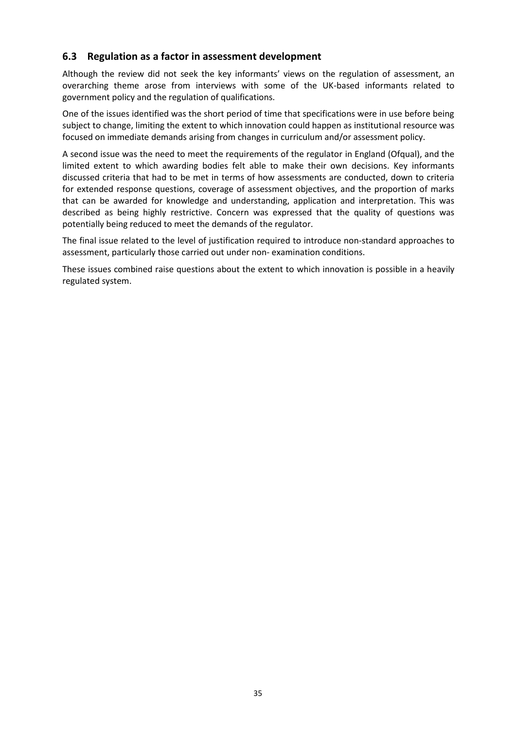## 6.3 Regulation as a factor in assessment development

Although the review did not seek the key informants' views on the regulation of assessment, an overarching theme arose from interviews with some of the UK-based informants related to government policy and the regulation of qualifications.

One of the issues identified was the short period of time that specifications were in use before being subject to change, limiting the extent to which innovation could happen as institutional resource was focused on immediate demands arising from changes in curriculum and/or assessment policy.

A second issue was the need to meet the requirements of the regulator in England (Ofqual), and the limited extent to which awarding bodies felt able to make their own decisions. Key informants discussed criteria that had to be met in terms of how assessments are conducted, down to criteria for extended response questions, coverage of assessment objectives, and the proportion of marks that can be awarded for knowledge and understanding, application and interpretation. This was described as being highly restrictive. Concern was expressed that the quality of questions was potentially being reduced to meet the demands of the regulator.

The final issue related to the level of justification required to introduce non-standard approaches to assessment, particularly those carried out under non- examination conditions.

These issues combined raise questions about the extent to which innovation is possible in a heavily regulated system.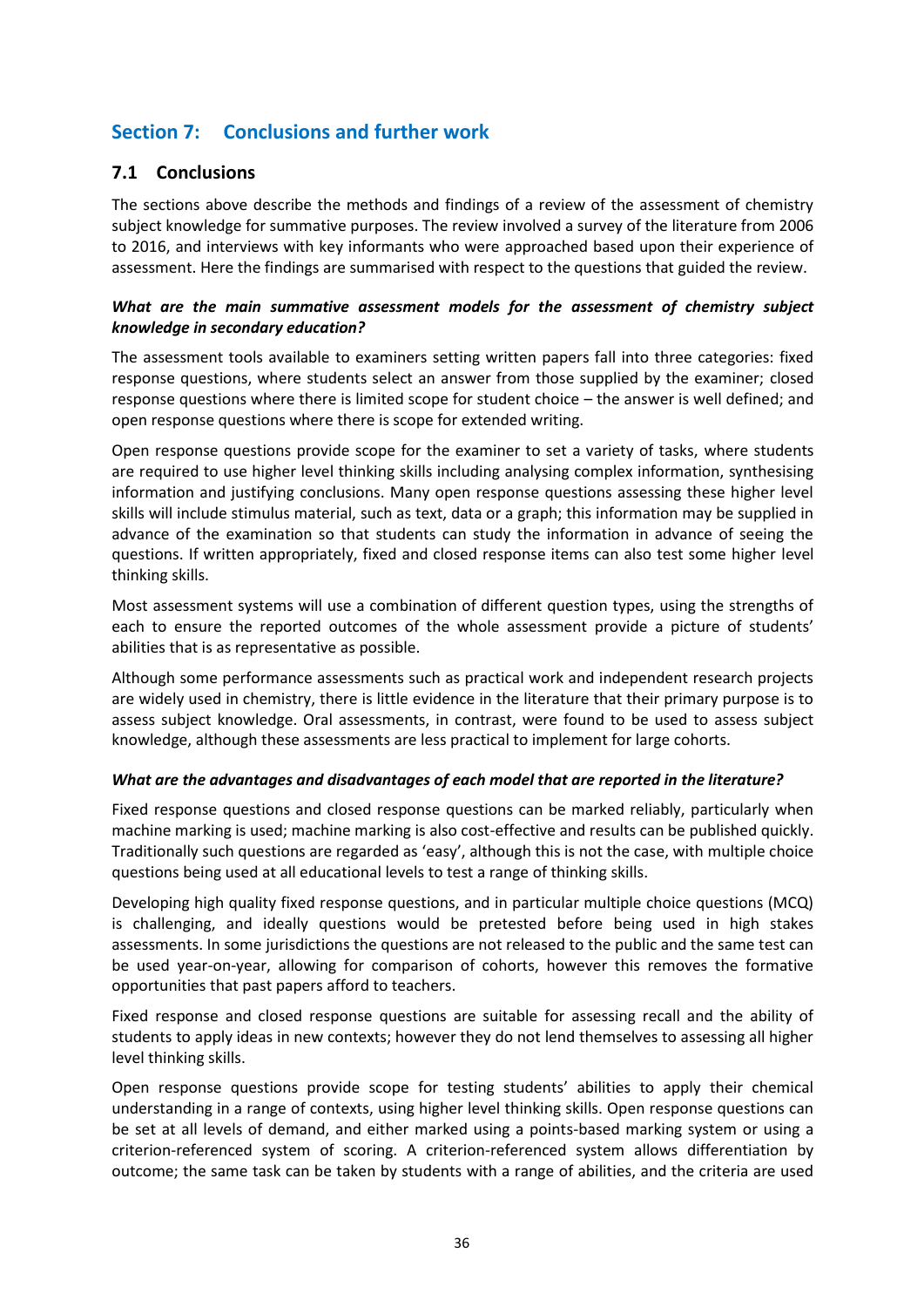# Section 7: Conclusions and further work

## 7.1 Conclusions

The sections above describe the methods and findings of a review of the assessment of chemistry subject knowledge for summative purposes. The review involved a survey of the literature from 2006 to 2016, and interviews with key informants who were approached based upon their experience of assessment. Here the findings are summarised with respect to the questions that guided the review.

***What are the main summative assessment models for the assessment of chemistry subject knowledge in secondary education?***

The assessment tools available to examiners setting written papers fall into three categories: fixed response questions, where students select an answer from those supplied by the examiner; closed response questions where there is limited scope for student choice – the answer is well defined; and open response questions where there is scope for extended writing.

Open response questions provide scope for the examiner to set a variety of tasks, where students are required to use higher level thinking skills including analysing complex information, synthesising information and justifying conclusions. Many open response questions assessing these higher level skills will include stimulus material, such as text, data or a graph; this information may be supplied in advance of the examination so that students can study the information in advance of seeing the questions. If written appropriately, fixed and closed response items can also test some higher level thinking skills.

Most assessment systems will use a combination of different question types, using the strengths of each to ensure the reported outcomes of the whole assessment provide a picture of students' abilities that is as representative as possible.

Although some performance assessments such as practical work and independent research projects are widely used in chemistry, there is little evidence in the literature that their primary purpose is to assess subject knowledge. Oral assessments, in contrast, were found to be used to assess subject knowledge, although these assessments are less practical to implement for large cohorts.

***What are the advantages and disadvantages of each model that are reported in the literature?***

Fixed response questions and closed response questions can be marked reliably, particularly when machine marking is used; machine marking is also cost-effective and results can be published quickly. Traditionally such questions are regarded as 'easy', although this is not the case, with multiple choice questions being used at all educational levels to test a range of thinking skills.

Developing high quality fixed response questions, and in particular multiple choice questions (MCQ) is challenging, and ideally questions would be pretested before being used in high stakes assessments. In some jurisdictions the questions are not released to the public and the same test can be used year-on-year, allowing for comparison of cohorts, however this removes the formative opportunities that past papers afford to teachers.

Fixed response and closed response questions are suitable for assessing recall and the ability of students to apply ideas in new contexts; however they do not lend themselves to assessing all higher level thinking skills.

Open response questions provide scope for testing students' abilities to apply their chemical understanding in a range of contexts, using higher level thinking skills. Open response questions can be set at all levels of demand, and either marked using a points-based marking system or using a criterion-referenced system of scoring. A criterion-referenced system allows differentiation by outcome; the same task can be taken by students with a range of abilities, and the criteria are used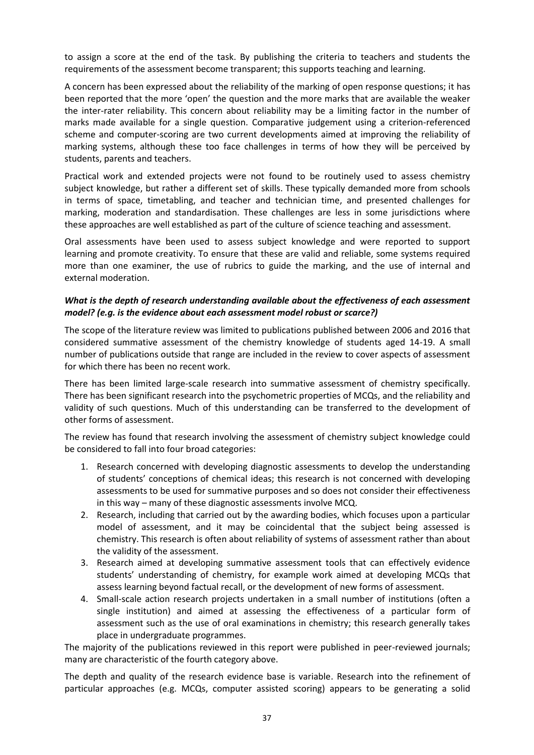to assign a score at the end of the task. By publishing the criteria to teachers and students the requirements of the assessment become transparent; this supports teaching and learning.

A concern has been expressed about the reliability of the marking of open response questions; it has been reported that the more 'open' the question and the more marks that are available the weaker the inter-rater reliability. This concern about reliability may be a limiting factor in the number of marks made available for a single question. Comparative judgement using a criterion-referenced scheme and computer-scoring are two current developments aimed at improving the reliability of marking systems, although these too face challenges in terms of how they will be perceived by students, parents and teachers.

Practical work and extended projects were not found to be routinely used to assess chemistry subject knowledge, but rather a different set of skills. These typically demanded more from schools in terms of space, timetabling, and teacher and technician time, and presented challenges for marking, moderation and standardisation. These challenges are less in some jurisdictions where these approaches are well established as part of the culture of science teaching and assessment.

Oral assessments have been used to assess subject knowledge and were reported to support learning and promote creativity. To ensure that these are valid and reliable, some systems required more than one examiner, the use of rubrics to guide the marking, and the use of internal and external moderation.

***What is the depth of research understanding available about the effectiveness of each assessment model? (e.g. is the evidence about each assessment model robust or scarce?)***

The scope of the literature review was limited to publications published between 2006 and 2016 that considered summative assessment of the chemistry knowledge of students aged 14-19. A small number of publications outside that range are included in the review to cover aspects of assessment for which there has been no recent work.

There has been limited large-scale research into summative assessment of chemistry specifically. There has been significant research into the psychometric properties of MCQs, and the reliability and validity of such questions. Much of this understanding can be transferred to the development of other forms of assessment.

The review has found that research involving the assessment of chemistry subject knowledge could be considered to fall into four broad categories:

1. Research concerned with developing diagnostic assessments to develop the understanding of students' conceptions of chemical ideas; this research is not concerned with developing assessments to be used for summative purposes and so does not consider their effectiveness in this way – many of these diagnostic assessments involve MCQ.
2. Research, including that carried out by the awarding bodies, which focuses upon a particular model of assessment, and it may be coincidental that the subject being assessed is chemistry. This research is often about reliability of systems of assessment rather than about the validity of the assessment.
3. Research aimed at developing summative assessment tools that can effectively evidence students' understanding of chemistry, for example work aimed at developing MCQs that assess learning beyond factual recall, or the development of new forms of assessment.
4. Small-scale action research projects undertaken in a small number of institutions (often a single institution) and aimed at assessing the effectiveness of a particular form of assessment such as the use of oral examinations in chemistry; this research generally takes place in undergraduate programmes.

The majority of the publications reviewed in this report were published in peer-reviewed journals; many are characteristic of the fourth category above.

The depth and quality of the research evidence base is variable. Research into the refinement of particular approaches (e.g. MCQs, computer assisted scoring) appears to be generating a solid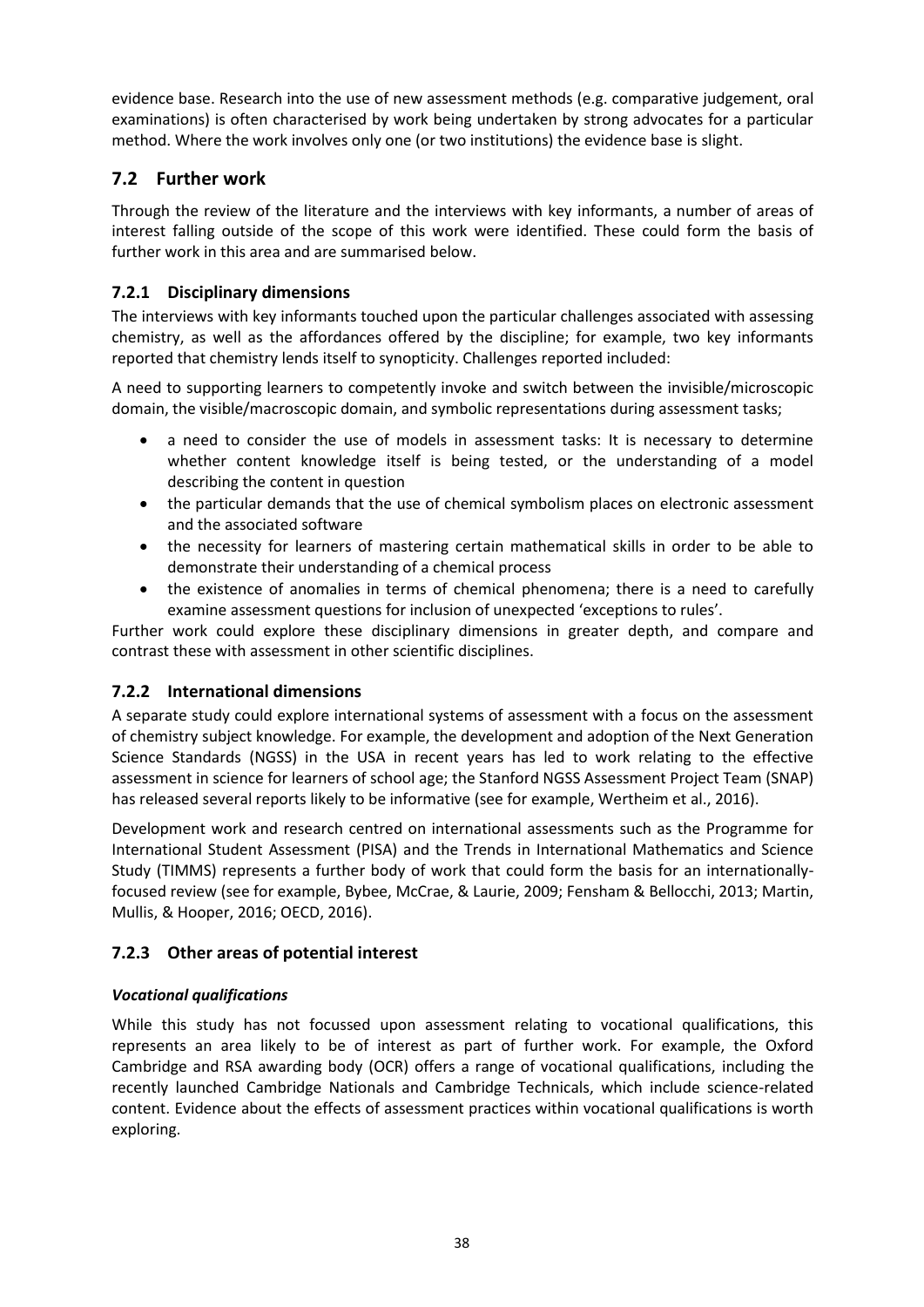evidence base. Research into the use of new assessment methods (e.g. comparative judgement, oral examinations) is often characterised by work being undertaken by strong advocates for a particular method. Where the work involves only one (or two institutions) the evidence base is slight.

## 7.2 Further work

Through the review of the literature and the interviews with key informants, a number of areas of interest falling outside of the scope of this work were identified. These could form the basis of further work in this area and are summarised below.

### 7.2.1 Disciplinary dimensions

The interviews with key informants touched upon the particular challenges associated with assessing chemistry, as well as the affordances offered by the discipline; for example, two key informants reported that chemistry lends itself to synopticity. Challenges reported included:

A need to supporting learners to competently invoke and switch between the invisible/microscopic domain, the visible/macroscopic domain, and symbolic representations during assessment tasks;

- a need to consider the use of models in assessment tasks: It is necessary to determine whether content knowledge itself is being tested, or the understanding of a model describing the content in question
- the particular demands that the use of chemical symbolism places on electronic assessment and the associated software
- the necessity for learners of mastering certain mathematical skills in order to be able to demonstrate their understanding of a chemical process
- the existence of anomalies in terms of chemical phenomena; there is a need to carefully examine assessment questions for inclusion of unexpected 'exceptions to rules'.

Further work could explore these disciplinary dimensions in greater depth, and compare and contrast these with assessment in other scientific disciplines.

### 7.2.2 International dimensions

A separate study could explore international systems of assessment with a focus on the assessment of chemistry subject knowledge. For example, the development and adoption of the Next Generation Science Standards (NGSS) in the USA in recent years has led to work relating to the effective assessment in science for learners of school age; the Stanford NGSS Assessment Project Team (SNAP) has released several reports likely to be informative (see for example, Wertheim et al., 2016).

Development work and research centred on international assessments such as the Programme for International Student Assessment (PISA) and the Trends in International Mathematics and Science Study (TIMMS) represents a further body of work that could form the basis for an internationally-focused review (see for example, Bybee, McCrae, & Laurie, 2009; Fensham & Bellocchi, 2013; Martin, Mullis, & Hooper, 2016; OECD, 2016).

### 7.2.3 Other areas of potential interest

#### *Vocational qualifications*

While this study has not focussed upon assessment relating to vocational qualifications, this represents an area likely to be of interest as part of further work. For example, the Oxford Cambridge and RSA awarding body (OCR) offers a range of vocational qualifications, including the recently launched Cambridge Nationals and Cambridge Technicals, which include science-related content. Evidence about the effects of assessment practices within vocational qualifications is worth exploring.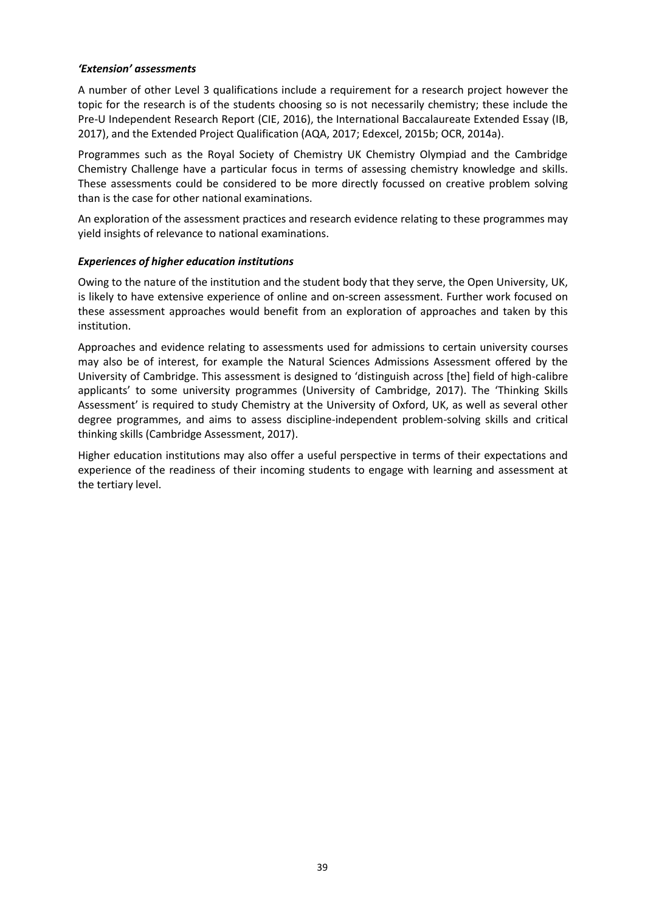*'Extension' assessments*

A number of other Level 3 qualifications include a requirement for a research project however the topic for the research is of the students choosing so is not necessarily chemistry; these include the Pre-U Independent Research Report (CIE, 2016), the International Baccalaureate Extended Essay (IB, 2017), and the Extended Project Qualification (AQA, 2017; Edexcel, 2015b; OCR, 2014a).

Programmes such as the Royal Society of Chemistry UK Chemistry Olympiad and the Cambridge Chemistry Challenge have a particular focus in terms of assessing chemistry knowledge and skills. These assessments could be considered to be more directly focussed on creative problem solving than is the case for other national examinations.

An exploration of the assessment practices and research evidence relating to these programmes may yield insights of relevance to national examinations.

***Experiences of higher education institutions***

Owing to the nature of the institution and the student body that they serve, the Open University, UK, is likely to have extensive experience of online and on-screen assessment. Further work focused on these assessment approaches would benefit from an exploration of approaches and taken by this institution.

Approaches and evidence relating to assessments used for admissions to certain university courses may also be of interest, for example the Natural Sciences Admissions Assessment offered by the University of Cambridge. This assessment is designed to 'distinguish across [the] field of high-calibre applicants' to some university programmes (University of Cambridge, 2017). The 'Thinking Skills Assessment' is required to study Chemistry at the University of Oxford, UK, as well as several other degree programmes, and aims to assess discipline-independent problem-solving skills and critical thinking skills (Cambridge Assessment, 2017).

Higher education institutions may also offer a useful perspective in terms of their expectations and experience of the readiness of their incoming students to engage with learning and assessment at the tertiary level.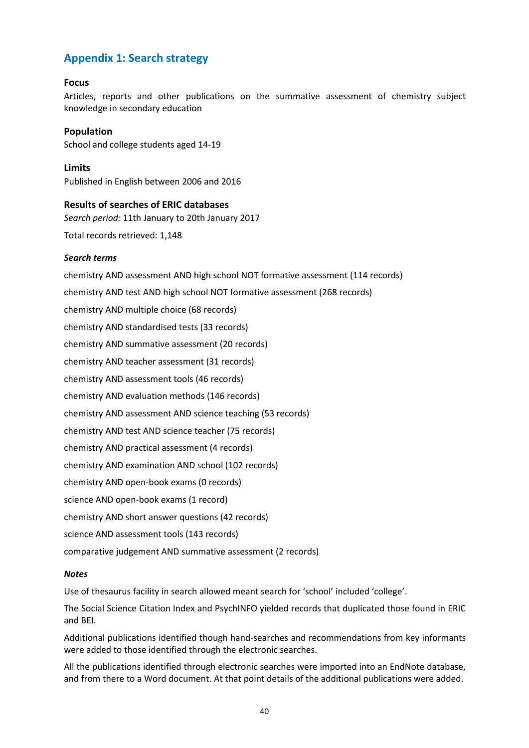## Appendix 1: Search strategy

**Focus**

Articles, reports and other publications on the summative assessment of chemistry subject knowledge in secondary education

**Population**

School and college students aged 14-19

**Limits**

Published in English between 2006 and 2016

**Results of searches of ERIC databases**

*Search period:* 11th January to 20th January 2017

Total records retrieved: 1,148

***Search terms***

chemistry AND assessment AND high school NOT formative assessment (114 records)

chemistry AND test AND high school NOT formative assessment (268 records)

chemistry AND multiple choice (68 records)

chemistry AND standardised tests (33 records)

chemistry AND summative assessment (20 records)

chemistry AND teacher assessment (31 records)

chemistry AND assessment tools (46 records)

chemistry AND evaluation methods (146 records)

chemistry AND assessment AND science teaching (53 records)

chemistry AND test AND science teacher (75 records)

chemistry AND practical assessment (4 records)

chemistry AND examination AND school (102 records)

chemistry AND open-book exams (0 records)

science AND open-book exams (1 record)

chemistry AND short answer questions (42 records)

science AND assessment tools (143 records)

comparative judgement AND summative assessment (2 records)

***Notes***

Use of thesaurus facility in search allowed meant search for 'school' included 'college'.

The Social Science Citation Index and PsychINFO yielded records that duplicated those found in ERIC and BEI.

Additional publications identified though hand-searches and recommendations from key informants were added to those identified through the electronic searches.

All the publications identified through electronic searches were imported into an EndNote database, and from there to a Word document. At that point details of the additional publications were added.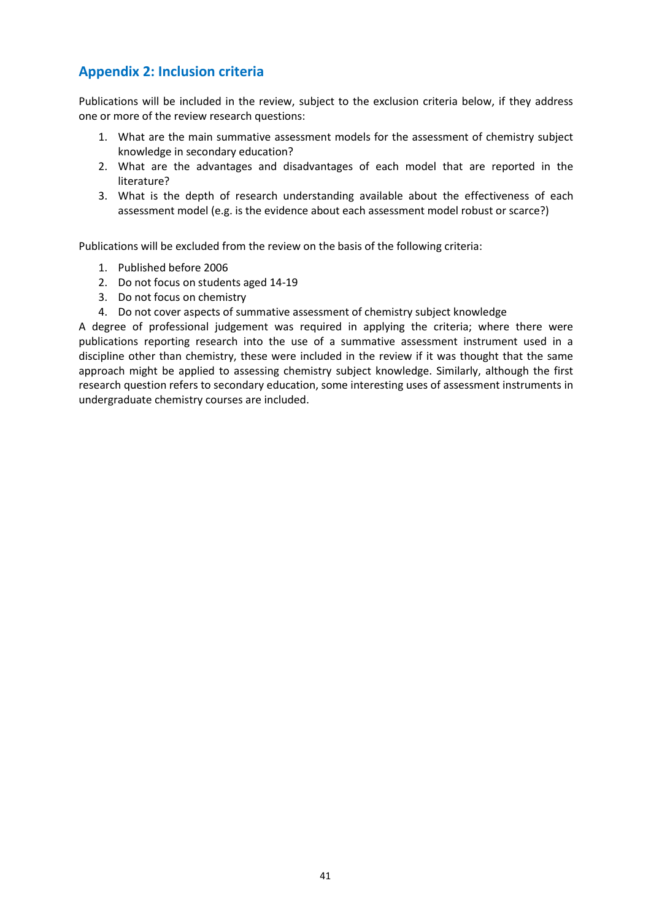## Appendix 2: Inclusion criteria

Publications will be included in the review, subject to the exclusion criteria below, if they address one or more of the review research questions:

1. What are the main summative assessment models for the assessment of chemistry subject knowledge in secondary education?
2. What are the advantages and disadvantages of each model that are reported in the literature?
3. What is the depth of research understanding available about the effectiveness of each assessment model (e.g. is the evidence about each assessment model robust or scarce?)

Publications will be excluded from the review on the basis of the following criteria:

1. Published before 2006
2. Do not focus on students aged 14-19
3. Do not focus on chemistry
4. Do not cover aspects of summative assessment of chemistry subject knowledge

A degree of professional judgement was required in applying the criteria; where there were publications reporting research into the use of a summative assessment instrument used in a discipline other than chemistry, these were included in the review if it was thought that the same approach might be applied to assessing chemistry subject knowledge. Similarly, although the first research question refers to secondary education, some interesting uses of assessment instruments in undergraduate chemistry courses are included.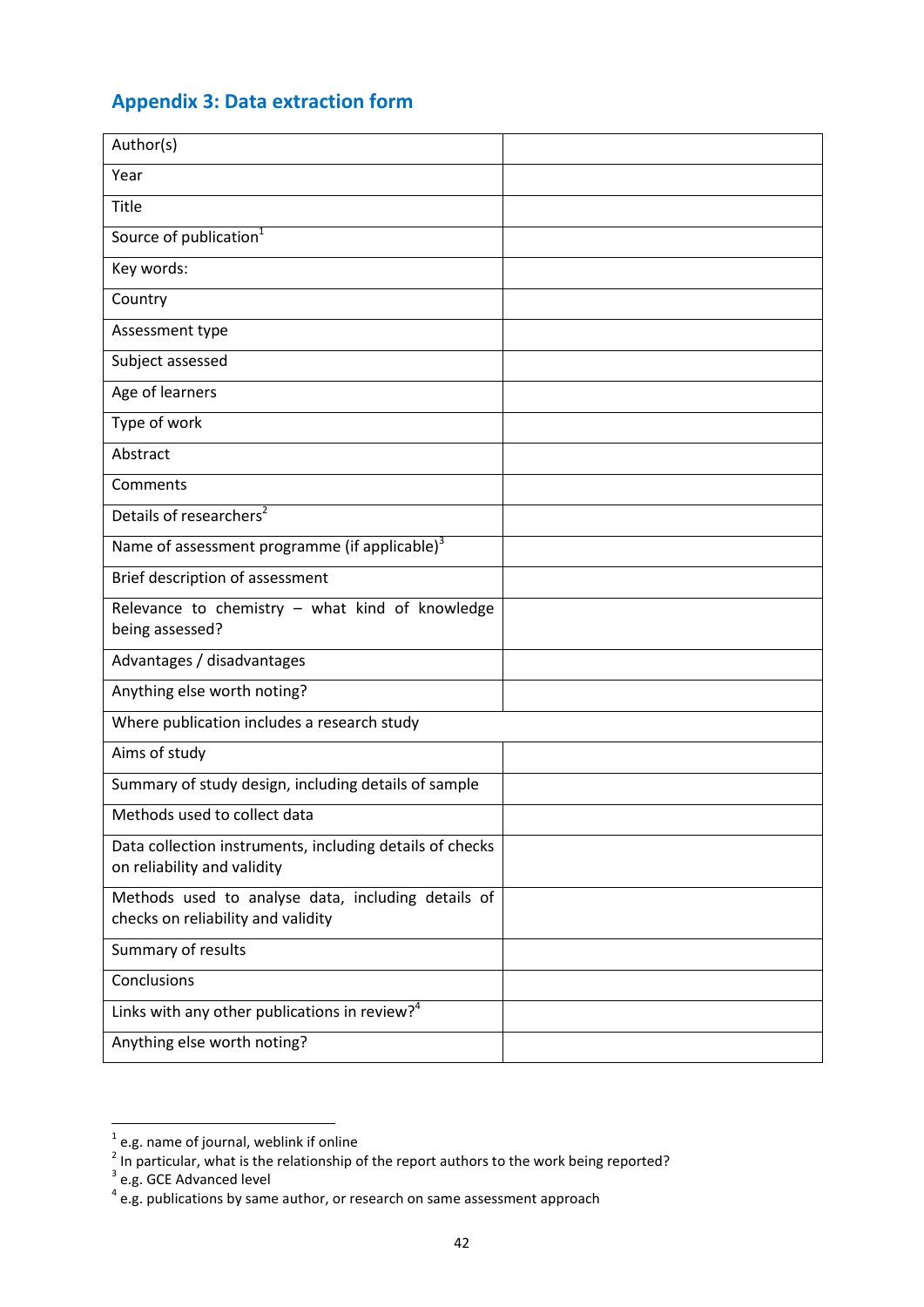## Appendix 3: Data extraction form

| | |
|---|---|
| Author(s) | |
| Year | |
| Title | |
| Source of publication[1] | |
| Key words: | |
| Country | |
| Assessment type | |
| Subject assessed | |
| Age of learners | |
| Type of work | |
| Abstract | |
| Comments | |
| Details of researchers[2] | |
| Name of assessment programme (if applicable)[3] | |
| Brief description of assessment | |
| Relevance to chemistry – what kind of knowledge being assessed? | |
| Advantages / disadvantages | |
| Anything else worth noting? | |
| Where publication includes a research study | |
| Aims of study | |
| Summary of study design, including details of sample | |
| Methods used to collect data | |
| Data collection instruments, including details of checks on reliability and validity | |
| Methods used to analyse data, including details of checks on reliability and validity | |
| Summary of results | |
| Conclusions | |
| Links with any other publications in review?[4] | |
| Anything else worth noting? | |

[1] e.g. name of journal, weblink if online

[2] In particular, what is the relationship of the report authors to the work being reported?

[3] e.g. GCE Advanced level

[4] e.g. publications by same author, or research on same assessment approach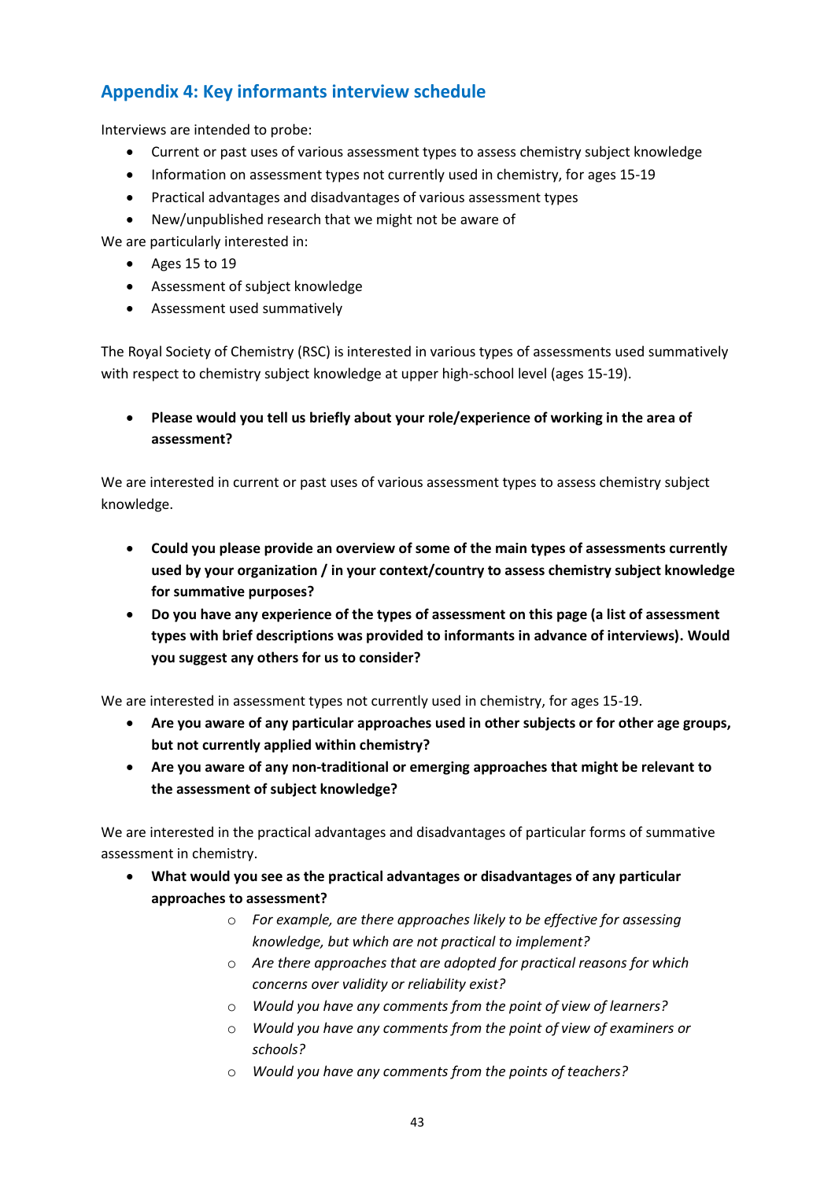## Appendix 4: Key informants interview schedule

Interviews are intended to probe:

- Current or past uses of various assessment types to assess chemistry subject knowledge
- Information on assessment types not currently used in chemistry, for ages 15-19
- Practical advantages and disadvantages of various assessment types
- New/unpublished research that we might not be aware of

We are particularly interested in:

- Ages 15 to 19
- Assessment of subject knowledge
- Assessment used summatively

The Royal Society of Chemistry (RSC) is interested in various types of assessments used summatively with respect to chemistry subject knowledge at upper high-school level (ages 15-19).

- **Please would you tell us briefly about your role/experience of working in the area of assessment?**

We are interested in current or past uses of various assessment types to assess chemistry subject knowledge.

- **Could you please provide an overview of some of the main types of assessments currently used by your organization / in your context/country to assess chemistry subject knowledge for summative purposes?**
- **Do you have any experience of the types of assessment on this page (a list of assessment types with brief descriptions was provided to informants in advance of interviews). Would you suggest any others for us to consider?**

We are interested in assessment types not currently used in chemistry, for ages 15-19.

- **Are you aware of any particular approaches used in other subjects or for other age groups, but not currently applied within chemistry?**
- **Are you aware of any non-traditional or emerging approaches that might be relevant to the assessment of subject knowledge?**

We are interested in the practical advantages and disadvantages of particular forms of summative assessment in chemistry.

- **What would you see as the practical advantages or disadvantages of any particular approaches to assessment?**
    - *For example, are there approaches likely to be effective for assessing knowledge, but which are not practical to implement?*
    - *Are there approaches that are adopted for practical reasons for which concerns over validity or reliability exist?*
    - *Would you have any comments from the point of view of learners?*
    - *Would you have any comments from the point of view of examiners or schools?*
    - *Would you have any comments from the points of teachers?*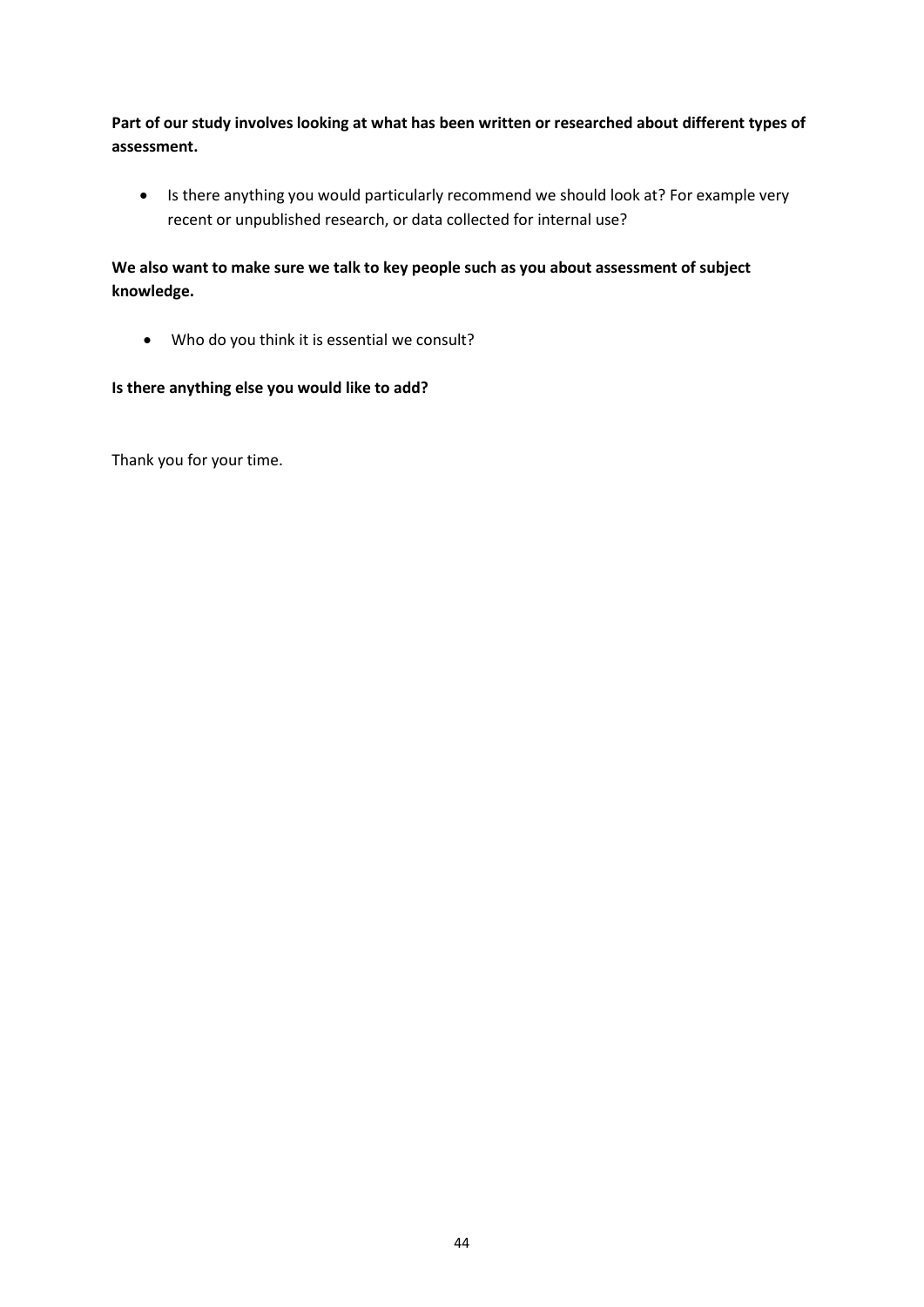**Part of our study involves looking at what has been written or researched about different types of assessment.**

- Is there anything you would particularly recommend we should look at? For example very recent or unpublished research, or data collected for internal use?

**We also want to make sure we talk to key people such as you about assessment of subject knowledge.**

- Who do you think it is essential we consult?

**Is there anything else you would like to add?**

Thank you for your time.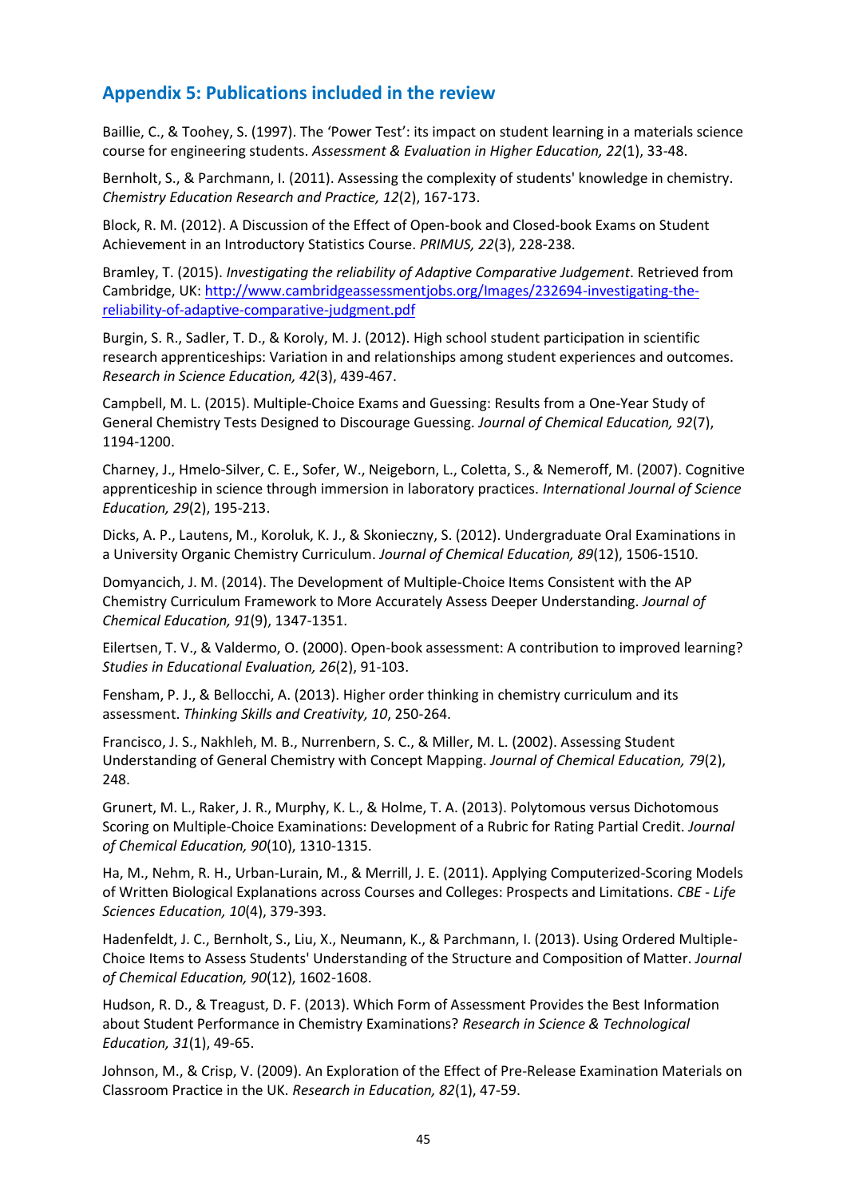## Appendix 5: Publications included in the review

Baillie, C., & Toohey, S. (1997). The 'Power Test': its impact on student learning in a materials science course for engineering students. *Assessment & Evaluation in Higher Education, 22*(1), 33-48.

Bernholt, S., & Parchmann, I. (2011). Assessing the complexity of students' knowledge in chemistry. *Chemistry Education Research and Practice, 12*(2), 167-173.

Block, R. M. (2012). A Discussion of the Effect of Open-book and Closed-book Exams on Student Achievement in an Introductory Statistics Course. *PRIMUS, 22*(3), 228-238.

Bramley, T. (2015). *Investigating the reliability of Adaptive Comparative Judgement*. Retrieved from Cambridge, UK: [http://www.cambridgeassessmentjobs.org/Images/232694-investigating-the-reliability-of-adaptive-comparative-judgment.pdf](http://www.cambridgeassessmentjobs.org/Images/232694-investigating-the-reliability-of-adaptive-comparative-judgment.pdf)

Burgin, S. R., Sadler, T. D., & Koroly, M. J. (2012). High school student participation in scientific research apprenticeships: Variation in and relationships among student experiences and outcomes. *Research in Science Education, 42*(3), 439-467.

Campbell, M. L. (2015). Multiple-Choice Exams and Guessing: Results from a One-Year Study of General Chemistry Tests Designed to Discourage Guessing. *Journal of Chemical Education, 92*(7), 1194-1200.

Charney, J., Hmelo-Silver, C. E., Sofer, W., Neigeborn, L., Coletta, S., & Nemeroff, M. (2007). Cognitive apprenticeship in science through immersion in laboratory practices. *International Journal of Science Education, 29*(2), 195-213.

Dicks, A. P., Lautens, M., Koroluk, K. J., & Skonieczny, S. (2012). Undergraduate Oral Examinations in a University Organic Chemistry Curriculum. *Journal of Chemical Education, 89*(12), 1506-1510.

Domyancich, J. M. (2014). The Development of Multiple-Choice Items Consistent with the AP Chemistry Curriculum Framework to More Accurately Assess Deeper Understanding. *Journal of Chemical Education, 91*(9), 1347-1351.

Eilertsen, T. V., & Valdermo, O. (2000). Open-book assessment: A contribution to improved learning? *Studies in Educational Evaluation, 26*(2), 91-103.

Fensham, P. J., & Bellocchi, A. (2013). Higher order thinking in chemistry curriculum and its assessment. *Thinking Skills and Creativity, 10*, 250-264.

Francisco, J. S., Nakhleh, M. B., Nurrenbern, S. C., & Miller, M. L. (2002). Assessing Student Understanding of General Chemistry with Concept Mapping. *Journal of Chemical Education, 79*(2), 248.

Grunert, M. L., Raker, J. R., Murphy, K. L., & Holme, T. A. (2013). Polytomous versus Dichotomous Scoring on Multiple-Choice Examinations: Development of a Rubric for Rating Partial Credit. *Journal of Chemical Education, 90*(10), 1310-1315.

Ha, M., Nehm, R. H., Urban-Lurain, M., & Merrill, J. E. (2011). Applying Computerized-Scoring Models of Written Biological Explanations across Courses and Colleges: Prospects and Limitations. *CBE - Life Sciences Education, 10*(4), 379-393.

Hadenfeldt, J. C., Bernholt, S., Liu, X., Neumann, K., & Parchmann, I. (2013). Using Ordered Multiple-Choice Items to Assess Students' Understanding of the Structure and Composition of Matter. *Journal of Chemical Education, 90*(12), 1602-1608.

Hudson, R. D., & Treagust, D. F. (2013). Which Form of Assessment Provides the Best Information about Student Performance in Chemistry Examinations? *Research in Science & Technological Education, 31*(1), 49-65.

Johnson, M., & Crisp, V. (2009). An Exploration of the Effect of Pre-Release Examination Materials on Classroom Practice in the UK. *Research in Education, 82*(1), 47-59.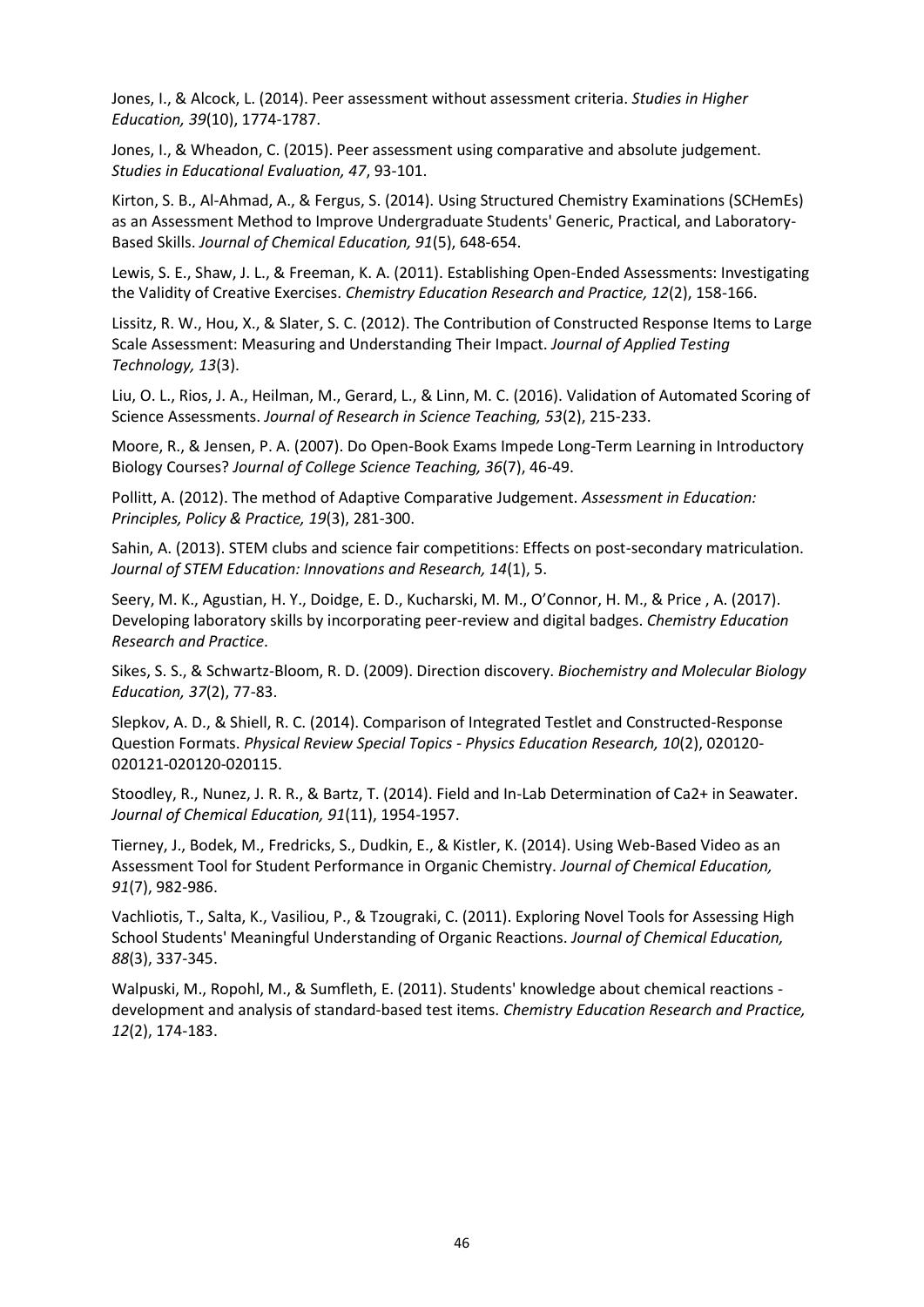Jones, I., & Alcock, L. (2014). Peer assessment without assessment criteria. *Studies in Higher Education, 39*(10), 1774-1787.

Jones, I., & Wheadon, C. (2015). Peer assessment using comparative and absolute judgement. *Studies in Educational Evaluation, 47*, 93-101.

Kirton, S. B., Al-Ahmad, A., & Fergus, S. (2014). Using Structured Chemistry Examinations (SCHemEs) as an Assessment Method to Improve Undergraduate Students' Generic, Practical, and Laboratory-Based Skills. *Journal of Chemical Education, 91*(5), 648-654.

Lewis, S. E., Shaw, J. L., & Freeman, K. A. (2011). Establishing Open-Ended Assessments: Investigating the Validity of Creative Exercises. *Chemistry Education Research and Practice, 12*(2), 158-166.

Lissitz, R. W., Hou, X., & Slater, S. C. (2012). The Contribution of Constructed Response Items to Large Scale Assessment: Measuring and Understanding Their Impact. *Journal of Applied Testing Technology, 13*(3).

Liu, O. L., Rios, J. A., Heilman, M., Gerard, L., & Linn, M. C. (2016). Validation of Automated Scoring of Science Assessments. *Journal of Research in Science Teaching, 53*(2), 215-233.

Moore, R., & Jensen, P. A. (2007). Do Open-Book Exams Impede Long-Term Learning in Introductory Biology Courses? *Journal of College Science Teaching, 36*(7), 46-49.

Pollitt, A. (2012). The method of Adaptive Comparative Judgement. *Assessment in Education: Principles, Policy & Practice, 19*(3), 281-300.

Sahin, A. (2013). STEM clubs and science fair competitions: Effects on post-secondary matriculation. *Journal of STEM Education: Innovations and Research, 14*(1), 5.

Seery, M. K., Agustian, H. Y., Doidge, E. D., Kucharski, M. M., O'Connor, H. M., & Price , A. (2017). Developing laboratory skills by incorporating peer-review and digital badges. *Chemistry Education Research and Practice*.

Sikes, S. S., & Schwartz-Bloom, R. D. (2009). Direction discovery. *Biochemistry and Molecular Biology Education, 37*(2), 77-83.

Slepkov, A. D., & Shiell, R. C. (2014). Comparison of Integrated Testlet and Constructed-Response Question Formats. *Physical Review Special Topics - Physics Education Research, 10*(2), 020120-020121-020120-020115.

Stoodley, R., Nunez, J. R. R., & Bartz, T. (2014). Field and In-Lab Determination of Ca2+ in Seawater. *Journal of Chemical Education, 91*(11), 1954-1957.

Tierney, J., Bodek, M., Fredricks, S., Dudkin, E., & Kistler, K. (2014). Using Web-Based Video as an Assessment Tool for Student Performance in Organic Chemistry. *Journal of Chemical Education, 91*(7), 982-986.

Vachliotis, T., Salta, K., Vasiliou, P., & Tzougraki, C. (2011). Exploring Novel Tools for Assessing High School Students' Meaningful Understanding of Organic Reactions. *Journal of Chemical Education, 88*(3), 337-345.

Walpuski, M., Ropohl, M., & Sumfleth, E. (2011). Students' knowledge about chemical reactions - development and analysis of standard-based test items. *Chemistry Education Research and Practice, 12*(2), 174-183.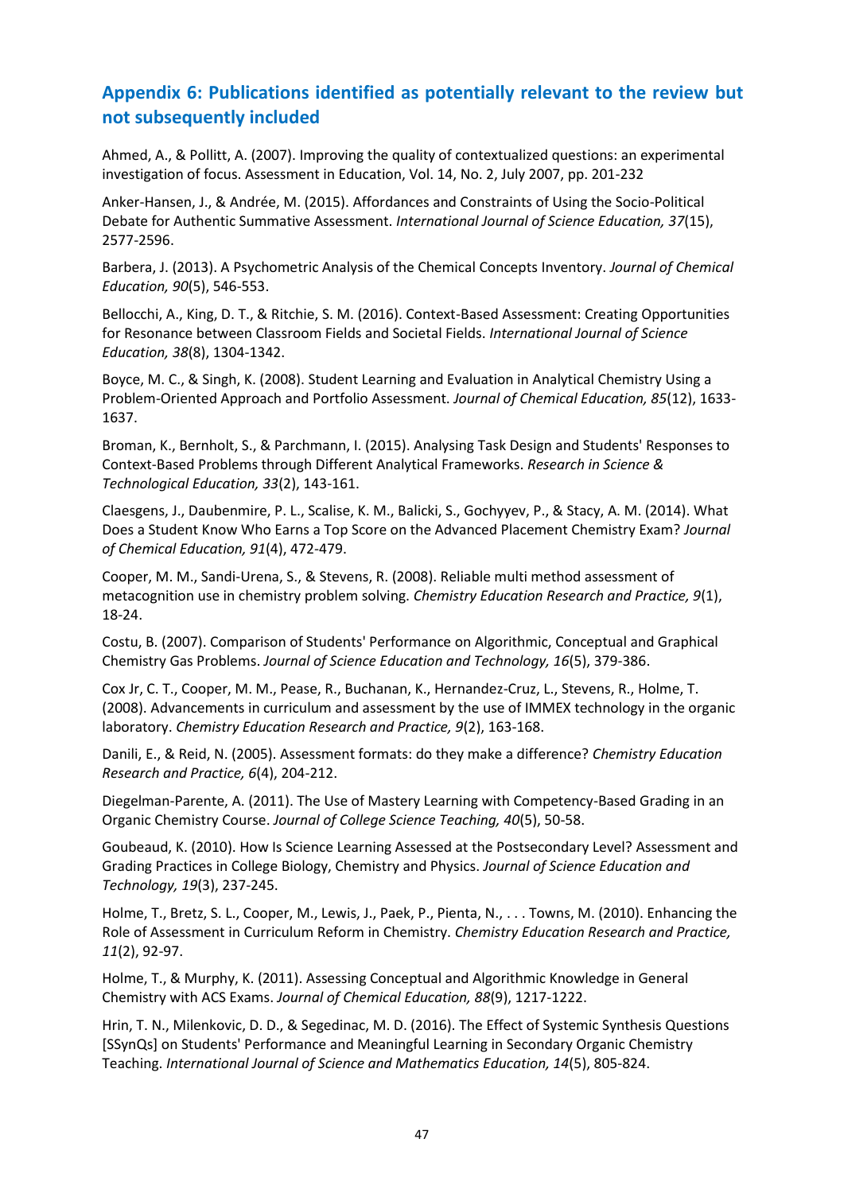## Appendix 6: Publications identified as potentially relevant to the review but not subsequently included

Ahmed, A., & Pollitt, A. (2007). Improving the quality of contextualized questions: an experimental investigation of focus. Assessment in Education, Vol. 14, No. 2, July 2007, pp. 201-232

Anker-Hansen, J., & Andrée, M. (2015). Affordances and Constraints of Using the Socio-Political Debate for Authentic Summative Assessment. *International Journal of Science Education, 37*(15), 2577-2596.

Barbera, J. (2013). A Psychometric Analysis of the Chemical Concepts Inventory. *Journal of Chemical Education, 90*(5), 546-553.

Bellocchi, A., King, D. T., & Ritchie, S. M. (2016). Context-Based Assessment: Creating Opportunities for Resonance between Classroom Fields and Societal Fields. *International Journal of Science Education, 38*(8), 1304-1342.

Boyce, M. C., & Singh, K. (2008). Student Learning and Evaluation in Analytical Chemistry Using a Problem-Oriented Approach and Portfolio Assessment. *Journal of Chemical Education, 85*(12), 1633-1637.

Broman, K., Bernholt, S., & Parchmann, I. (2015). Analysing Task Design and Students' Responses to Context-Based Problems through Different Analytical Frameworks. *Research in Science & Technological Education, 33*(2), 143-161.

Claesgens, J., Daubenmire, P. L., Scalise, K. M., Balicki, S., Gochyyev, P., & Stacy, A. M. (2014). What Does a Student Know Who Earns a Top Score on the Advanced Placement Chemistry Exam? *Journal of Chemical Education, 91*(4), 472-479.

Cooper, M. M., Sandi-Urena, S., & Stevens, R. (2008). Reliable multi method assessment of metacognition use in chemistry problem solving. *Chemistry Education Research and Practice, 9*(1), 18-24.

Costu, B. (2007). Comparison of Students' Performance on Algorithmic, Conceptual and Graphical Chemistry Gas Problems. *Journal of Science Education and Technology, 16*(5), 379-386.

Cox Jr, C. T., Cooper, M. M., Pease, R., Buchanan, K., Hernandez-Cruz, L., Stevens, R., Holme, T. (2008). Advancements in curriculum and assessment by the use of IMMEX technology in the organic laboratory. *Chemistry Education Research and Practice, 9*(2), 163-168.

Danili, E., & Reid, N. (2005). Assessment formats: do they make a difference? *Chemistry Education Research and Practice, 6*(4), 204-212.

Diegelman-Parente, A. (2011). The Use of Mastery Learning with Competency-Based Grading in an Organic Chemistry Course. *Journal of College Science Teaching, 40*(5), 50-58.

Goubeaud, K. (2010). How Is Science Learning Assessed at the Postsecondary Level? Assessment and Grading Practices in College Biology, Chemistry and Physics. *Journal of Science Education and Technology, 19*(3), 237-245.

Holme, T., Bretz, S. L., Cooper, M., Lewis, J., Paek, P., Pienta, N., . . . Towns, M. (2010). Enhancing the Role of Assessment in Curriculum Reform in Chemistry. *Chemistry Education Research and Practice, 11*(2), 92-97.

Holme, T., & Murphy, K. (2011). Assessing Conceptual and Algorithmic Knowledge in General Chemistry with ACS Exams. *Journal of Chemical Education, 88*(9), 1217-1222.

Hrin, T. N., Milenkovic, D. D., & Segedinac, M. D. (2016). The Effect of Systemic Synthesis Questions [SSynQs] on Students' Performance and Meaningful Learning in Secondary Organic Chemistry Teaching. *International Journal of Science and Mathematics Education, 14*(5), 805-824.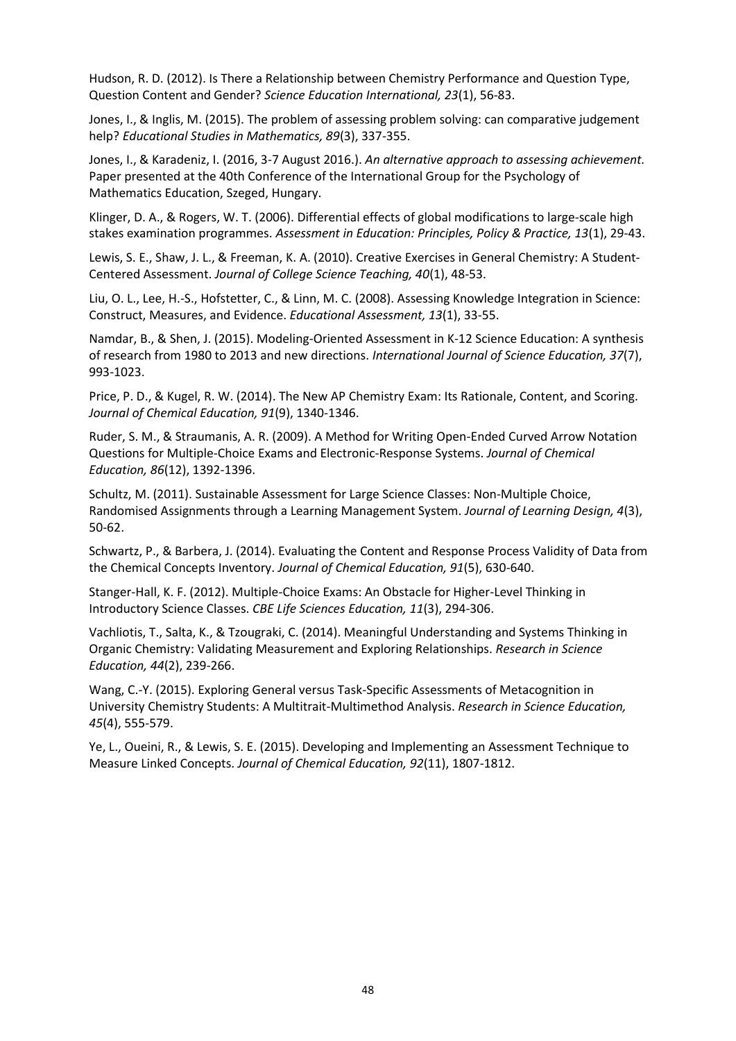Hudson, R. D. (2012). Is There a Relationship between Chemistry Performance and Question Type, Question Content and Gender? *Science Education International, 23*(1), 56-83.

Jones, I., & Inglis, M. (2015). The problem of assessing problem solving: can comparative judgement help? *Educational Studies in Mathematics, 89*(3), 337-355.

Jones, I., & Karadeniz, I. (2016, 3-7 August 2016.). *An alternative approach to assessing achievement.* Paper presented at the 40th Conference of the International Group for the Psychology of Mathematics Education, Szeged, Hungary.

Klinger, D. A., & Rogers, W. T. (2006). Differential effects of global modifications to large-scale high stakes examination programmes. *Assessment in Education: Principles, Policy & Practice, 13*(1), 29-43.

Lewis, S. E., Shaw, J. L., & Freeman, K. A. (2010). Creative Exercises in General Chemistry: A Student-Centered Assessment. *Journal of College Science Teaching, 40*(1), 48-53.

Liu, O. L., Lee, H.-S., Hofstetter, C., & Linn, M. C. (2008). Assessing Knowledge Integration in Science: Construct, Measures, and Evidence. *Educational Assessment, 13*(1), 33-55.

Namdar, B., & Shen, J. (2015). Modeling-Oriented Assessment in K-12 Science Education: A synthesis of research from 1980 to 2013 and new directions. *International Journal of Science Education, 37*(7), 993-1023.

Price, P. D., & Kugel, R. W. (2014). The New AP Chemistry Exam: Its Rationale, Content, and Scoring. *Journal of Chemical Education, 91*(9), 1340-1346.

Ruder, S. M., & Straumanis, A. R. (2009). A Method for Writing Open-Ended Curved Arrow Notation Questions for Multiple-Choice Exams and Electronic-Response Systems. *Journal of Chemical Education, 86*(12), 1392-1396.

Schultz, M. (2011). Sustainable Assessment for Large Science Classes: Non-Multiple Choice, Randomised Assignments through a Learning Management System. *Journal of Learning Design, 4*(3), 50-62.

Schwartz, P., & Barbera, J. (2014). Evaluating the Content and Response Process Validity of Data from the Chemical Concepts Inventory. *Journal of Chemical Education, 91*(5), 630-640.

Stanger-Hall, K. F. (2012). Multiple-Choice Exams: An Obstacle for Higher-Level Thinking in Introductory Science Classes. *CBE Life Sciences Education, 11*(3), 294-306.

Vachliotis, T., Salta, K., & Tzougraki, C. (2014). Meaningful Understanding and Systems Thinking in Organic Chemistry: Validating Measurement and Exploring Relationships. *Research in Science Education, 44*(2), 239-266.

Wang, C.-Y. (2015). Exploring General versus Task-Specific Assessments of Metacognition in University Chemistry Students: A Multitrait-Multimethod Analysis. *Research in Science Education, 45*(4), 555-579.

Ye, L., Oueini, R., & Lewis, S. E. (2015). Developing and Implementing an Assessment Technique to Measure Linked Concepts. *Journal of Chemical Education, 92*(11), 1807-1812.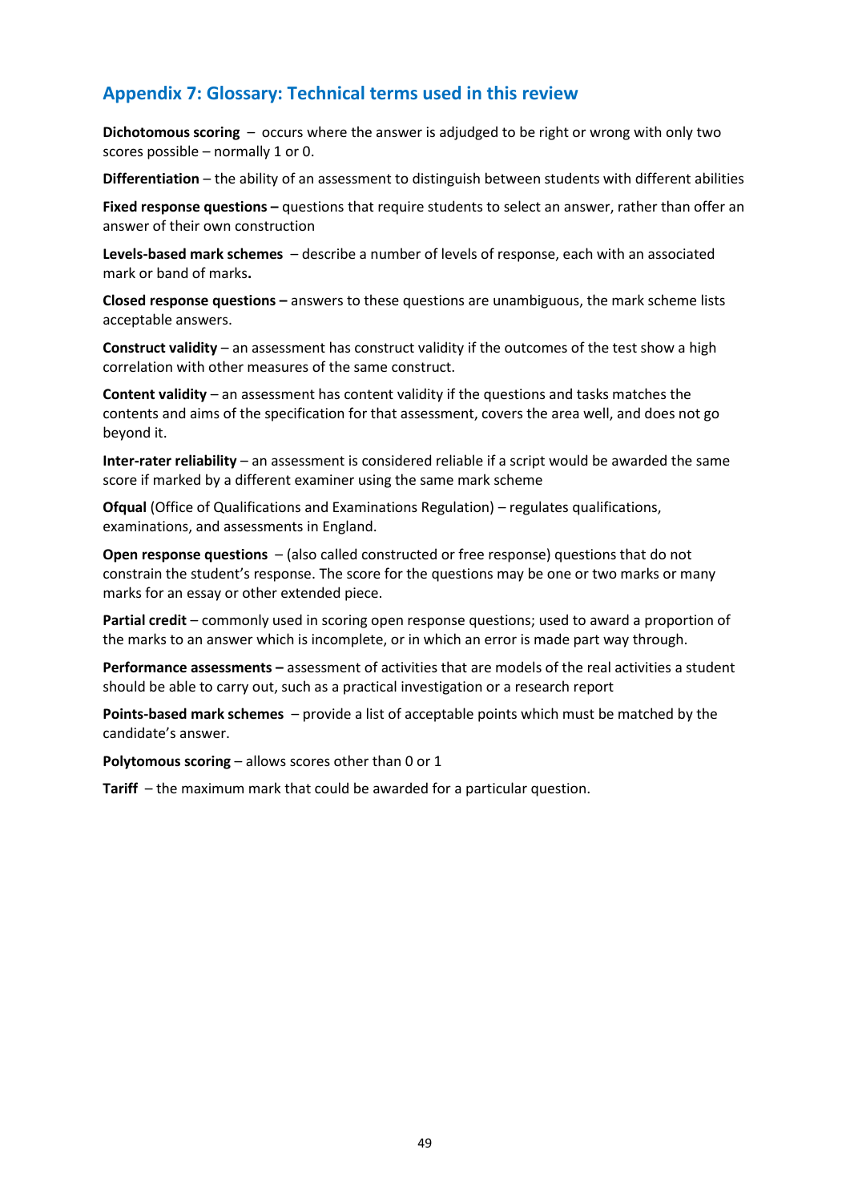## Appendix 7: Glossary: Technical terms used in this review

**Dichotomous scoring** – occurs where the answer is adjudged to be right or wrong with only two scores possible – normally 1 or 0.

**Differentiation** – the ability of an assessment to distinguish between students with different abilities

**Fixed response questions –** questions that require students to select an answer, rather than offer an answer of their own construction

**Levels-based mark schemes** – describe a number of levels of response, each with an associated mark or band of marks**.**

**Closed response questions –** answers to these questions are unambiguous, the mark scheme lists acceptable answers.

**Construct validity** – an assessment has construct validity if the outcomes of the test show a high correlation with other measures of the same construct.

**Content validity** – an assessment has content validity if the questions and tasks matches the contents and aims of the specification for that assessment, covers the area well, and does not go beyond it.

**Inter-rater reliability** – an assessment is considered reliable if a script would be awarded the same score if marked by a different examiner using the same mark scheme

**Ofqual** (Office of Qualifications and Examinations Regulation) – regulates qualifications, examinations, and assessments in England.

**Open response questions** – (also called constructed or free response) questions that do not constrain the student's response. The score for the questions may be one or two marks or many marks for an essay or other extended piece.

**Partial credit** – commonly used in scoring open response questions; used to award a proportion of the marks to an answer which is incomplete, or in which an error is made part way through.

**Performance assessments –** assessment of activities that are models of the real activities a student should be able to carry out, such as a practical investigation or a research report

**Points-based mark schemes** – provide a list of acceptable points which must be matched by the candidate's answer.

**Polytomous scoring** – allows scores other than 0 or 1

**Tariff** – the maximum mark that could be awarded for a particular question.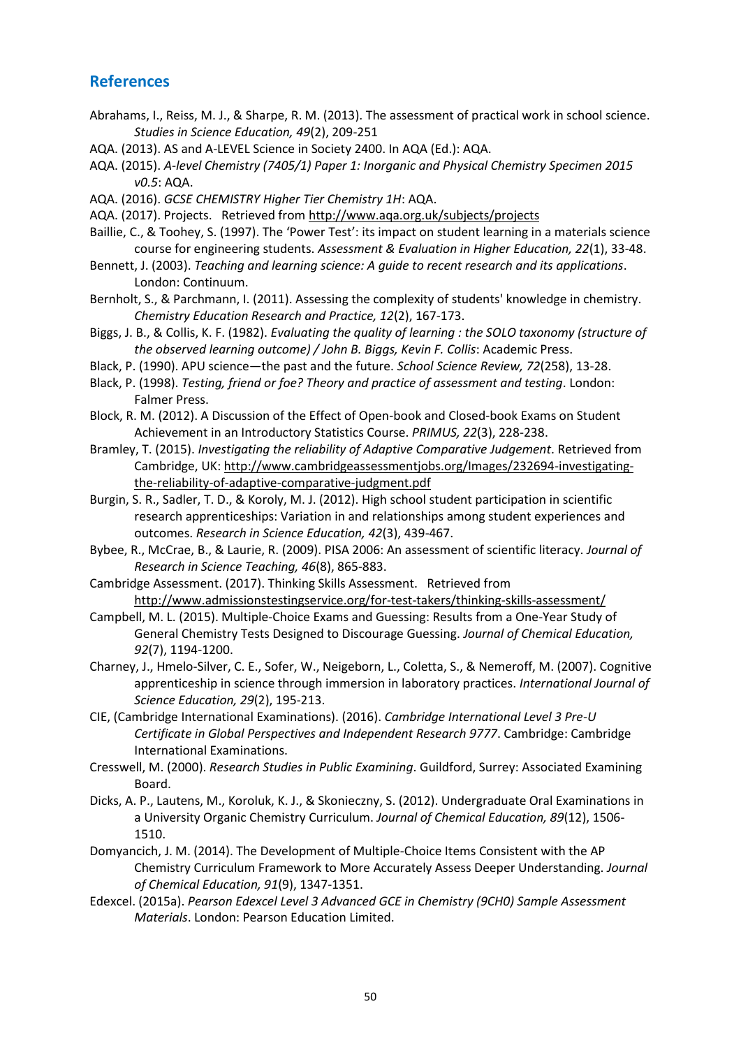## References

Abrahams, I., Reiss, M. J., & Sharpe, R. M. (2013). The assessment of practical work in school science. *Studies in Science Education, 49*(2), 209-251

AQA. (2013). AS and A-LEVEL Science in Society 2400. In AQA (Ed.): AQA.

AQA. (2015). *A-level Chemistry (7405/1) Paper 1: Inorganic and Physical Chemistry Specimen 2015 v0.5*: AQA.

AQA. (2016). *GCSE CHEMISTRY Higher Tier Chemistry 1H*: AQA.

AQA. (2017). Projects. Retrieved from http://www.aqa.org.uk/subjects/projects

Baillie, C., & Toohey, S. (1997). The 'Power Test': its impact on student learning in a materials science course for engineering students. *Assessment & Evaluation in Higher Education, 22*(1), 33-48.

Bennett, J. (2003). *Teaching and learning science: A guide to recent research and its applications*. London: Continuum.

Bernholt, S., & Parchmann, I. (2011). Assessing the complexity of students' knowledge in chemistry. *Chemistry Education Research and Practice, 12*(2), 167-173.

Biggs, J. B., & Collis, K. F. (1982). *Evaluating the quality of learning : the SOLO taxonomy (structure of the observed learning outcome) / John B. Biggs, Kevin F. Collis*: Academic Press.

Black, P. (1990). APU science—the past and the future. *School Science Review, 72*(258), 13-28.

Black, P. (1998). *Testing, friend or foe? Theory and practice of assessment and testing*. London: Falmer Press.

Block, R. M. (2012). A Discussion of the Effect of Open-book and Closed-book Exams on Student Achievement in an Introductory Statistics Course. *PRIMUS, 22*(3), 228-238.

Bramley, T. (2015). *Investigating the reliability of Adaptive Comparative Judgement*. Retrieved from Cambridge, UK: http://www.cambridgeassessmentjobs.org/Images/232694-investigating-the-reliability-of-adaptive-comparative-judgment.pdf

Burgin, S. R., Sadler, T. D., & Koroly, M. J. (2012). High school student participation in scientific research apprenticeships: Variation in and relationships among student experiences and outcomes. *Research in Science Education, 42*(3), 439-467.

Bybee, R., McCrae, B., & Laurie, R. (2009). PISA 2006: An assessment of scientific literacy. *Journal of Research in Science Teaching, 46*(8), 865-883.

Cambridge Assessment. (2017). Thinking Skills Assessment. Retrieved from http://www.admissionstestingservice.org/for-test-takers/thinking-skills-assessment/

Campbell, M. L. (2015). Multiple-Choice Exams and Guessing: Results from a One-Year Study of General Chemistry Tests Designed to Discourage Guessing. *Journal of Chemical Education, 92*(7), 1194-1200.

Charney, J., Hmelo-Silver, C. E., Sofer, W., Neigeborn, L., Coletta, S., & Nemeroff, M. (2007). Cognitive apprenticeship in science through immersion in laboratory practices. *International Journal of Science Education, 29*(2), 195-213.

CIE, (Cambridge International Examinations). (2016). *Cambridge International Level 3 Pre-U Certificate in Global Perspectives and Independent Research 9777*. Cambridge: Cambridge International Examinations.

Cresswell, M. (2000). *Research Studies in Public Examining*. Guildford, Surrey: Associated Examining Board.

Dicks, A. P., Lautens, M., Koroluk, K. J., & Skonieczny, S. (2012). Undergraduate Oral Examinations in a University Organic Chemistry Curriculum. *Journal of Chemical Education, 89*(12), 1506-1510.

Domyancich, J. M. (2014). The Development of Multiple-Choice Items Consistent with the AP Chemistry Curriculum Framework to More Accurately Assess Deeper Understanding. *Journal of Chemical Education, 91*(9), 1347-1351.

Edexcel. (2015a). *Pearson Edexcel Level 3 Advanced GCE in Chemistry (9CH0) Sample Assessment Materials*. London: Pearson Education Limited.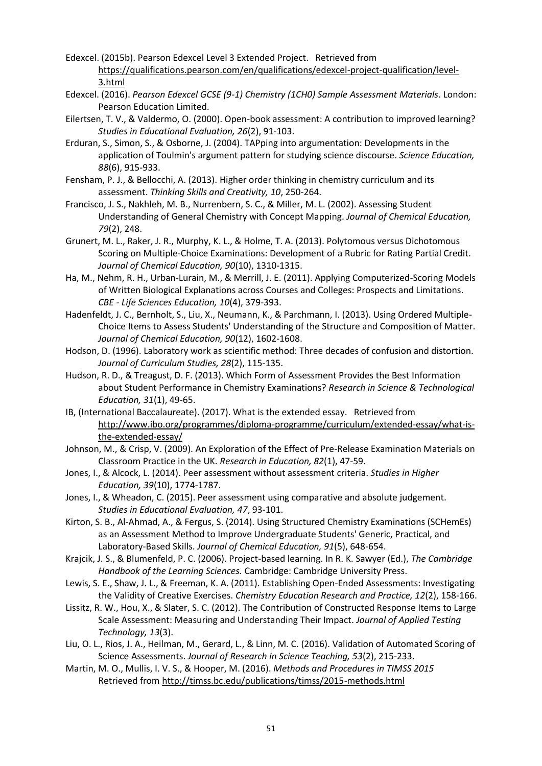Edexcel. (2015b). Pearson Edexcel Level 3 Extended Project. Retrieved from https://qualifications.pearson.com/en/qualifications/edexcel-project-qualification/level-3.html

Edexcel. (2016). *Pearson Edexcel GCSE (9-1) Chemistry (1CH0) Sample Assessment Materials*. London: Pearson Education Limited.

Eilertsen, T. V., & Valdermo, O. (2000). Open-book assessment: A contribution to improved learning? *Studies in Educational Evaluation, 26*(2), 91-103.

Erduran, S., Simon, S., & Osborne, J. (2004). TAPping into argumentation: Developments in the application of Toulmin's argument pattern for studying science discourse. *Science Education, 88*(6), 915-933.

Fensham, P. J., & Bellocchi, A. (2013). Higher order thinking in chemistry curriculum and its assessment. *Thinking Skills and Creativity, 10*, 250-264.

Francisco, J. S., Nakhleh, M. B., Nurrenbern, S. C., & Miller, M. L. (2002). Assessing Student Understanding of General Chemistry with Concept Mapping. *Journal of Chemical Education, 79*(2), 248.

Grunert, M. L., Raker, J. R., Murphy, K. L., & Holme, T. A. (2013). Polytomous versus Dichotomous Scoring on Multiple-Choice Examinations: Development of a Rubric for Rating Partial Credit. *Journal of Chemical Education, 90*(10), 1310-1315.

Ha, M., Nehm, R. H., Urban-Lurain, M., & Merrill, J. E. (2011). Applying Computerized-Scoring Models of Written Biological Explanations across Courses and Colleges: Prospects and Limitations. *CBE - Life Sciences Education, 10*(4), 379-393.

Hadenfeldt, J. C., Bernholt, S., Liu, X., Neumann, K., & Parchmann, I. (2013). Using Ordered Multiple-Choice Items to Assess Students' Understanding of the Structure and Composition of Matter. *Journal of Chemical Education, 90*(12), 1602-1608.

Hodson, D. (1996). Laboratory work as scientific method: Three decades of confusion and distortion. *Journal of Curriculum Studies, 28*(2), 115-135.

Hudson, R. D., & Treagust, D. F. (2013). Which Form of Assessment Provides the Best Information about Student Performance in Chemistry Examinations? *Research in Science & Technological Education, 31*(1), 49-65.

IB, (International Baccalaureate). (2017). What is the extended essay. Retrieved from http://www.ibo.org/programmes/diploma-programme/curriculum/extended-essay/what-is-the-extended-essay/

Johnson, M., & Crisp, V. (2009). An Exploration of the Effect of Pre-Release Examination Materials on Classroom Practice in the UK. *Research in Education, 82*(1), 47-59.

Jones, I., & Alcock, L. (2014). Peer assessment without assessment criteria. *Studies in Higher Education, 39*(10), 1774-1787.

Jones, I., & Wheadon, C. (2015). Peer assessment using comparative and absolute judgement. *Studies in Educational Evaluation, 47*, 93-101.

Kirton, S. B., Al-Ahmad, A., & Fergus, S. (2014). Using Structured Chemistry Examinations (SCHemEs) as an Assessment Method to Improve Undergraduate Students' Generic, Practical, and Laboratory-Based Skills. *Journal of Chemical Education, 91*(5), 648-654.

Krajcik, J. S., & Blumenfeld, P. C. (2006). Project-based learning. In R. K. Sawyer (Ed.), *The Cambridge Handbook of the Learning Sciences.* Cambridge: Cambridge University Press.

Lewis, S. E., Shaw, J. L., & Freeman, K. A. (2011). Establishing Open-Ended Assessments: Investigating the Validity of Creative Exercises. *Chemistry Education Research and Practice, 12*(2), 158-166.

Lissitz, R. W., Hou, X., & Slater, S. C. (2012). The Contribution of Constructed Response Items to Large Scale Assessment: Measuring and Understanding Their Impact. *Journal of Applied Testing Technology, 13*(3).

Liu, O. L., Rios, J. A., Heilman, M., Gerard, L., & Linn, M. C. (2016). Validation of Automated Scoring of Science Assessments. *Journal of Research in Science Teaching, 53*(2), 215-233.

Martin, M. O., Mullis, I. V. S., & Hooper, M. (2016). *Methods and Procedures in TIMSS 2015* Retrieved from http://timss.bc.edu/publications/timss/2015-methods.html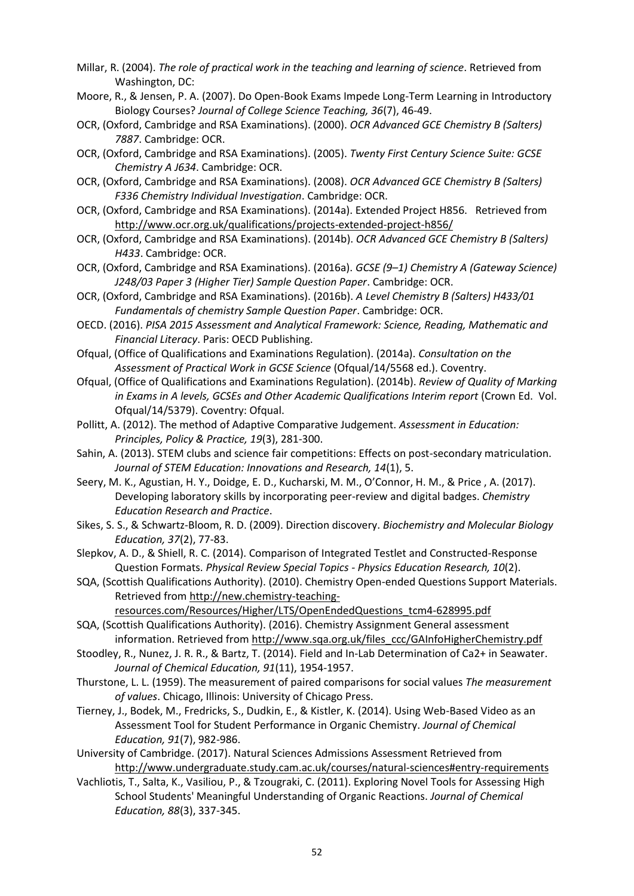Millar, R. (2004). *The role of practical work in the teaching and learning of science*. Retrieved from Washington, DC:

Moore, R., & Jensen, P. A. (2007). Do Open-Book Exams Impede Long-Term Learning in Introductory Biology Courses? *Journal of College Science Teaching, 36*(7), 46-49.

OCR, (Oxford, Cambridge and RSA Examinations). (2000). *OCR Advanced GCE Chemistry B (Salters) 7887*. Cambridge: OCR.

OCR, (Oxford, Cambridge and RSA Examinations). (2005). *Twenty First Century Science Suite: GCSE Chemistry A J634*. Cambridge: OCR.

OCR, (Oxford, Cambridge and RSA Examinations). (2008). *OCR Advanced GCE Chemistry B (Salters) F336 Chemistry Individual Investigation*. Cambridge: OCR.

OCR, (Oxford, Cambridge and RSA Examinations). (2014a). Extended Project H856. Retrieved from http://www.ocr.org.uk/qualifications/projects-extended-project-h856/

OCR, (Oxford, Cambridge and RSA Examinations). (2014b). *OCR Advanced GCE Chemistry B (Salters) H433*. Cambridge: OCR.

OCR, (Oxford, Cambridge and RSA Examinations). (2016a). *GCSE (9–1) Chemistry A (Gateway Science) J248/03 Paper 3 (Higher Tier) Sample Question Paper*. Cambridge: OCR.

OCR, (Oxford, Cambridge and RSA Examinations). (2016b). *A Level Chemistry B (Salters) H433/01 Fundamentals of chemistry Sample Question Paper*. Cambridge: OCR.

OECD. (2016). *PISA 2015 Assessment and Analytical Framework: Science, Reading, Mathematic and Financial Literacy*. Paris: OECD Publishing.

Ofqual, (Office of Qualifications and Examinations Regulation). (2014a). *Consultation on the Assessment of Practical Work in GCSE Science* (Ofqual/14/5568 ed.). Coventry.

Ofqual, (Office of Qualifications and Examinations Regulation). (2014b). *Review of Quality of Marking in Exams in A levels, GCSEs and Other Academic Qualifications Interim report* (Crown Ed. Vol. Ofqual/14/5379). Coventry: Ofqual.

Pollitt, A. (2012). The method of Adaptive Comparative Judgement. *Assessment in Education: Principles, Policy & Practice, 19*(3), 281-300.

Sahin, A. (2013). STEM clubs and science fair competitions: Effects on post-secondary matriculation. *Journal of STEM Education: Innovations and Research, 14*(1), 5.

Seery, M. K., Agustian, H. Y., Doidge, E. D., Kucharski, M. M., O'Connor, H. M., & Price , A. (2017). Developing laboratory skills by incorporating peer-review and digital badges. *Chemistry Education Research and Practice*.

Sikes, S. S., & Schwartz-Bloom, R. D. (2009). Direction discovery. *Biochemistry and Molecular Biology Education, 37*(2), 77-83.

Slepkov, A. D., & Shiell, R. C. (2014). Comparison of Integrated Testlet and Constructed-Response Question Formats. *Physical Review Special Topics - Physics Education Research, 10*(2).

SQA, (Scottish Qualifications Authority). (2010). Chemistry Open-ended Questions Support Materials. Retrieved from http://new.chemistry-teaching-resources.com/Resources/Higher/LTS/OpenEndedQuestions_tcm4-628995.pdf

SQA, (Scottish Qualifications Authority). (2016). Chemistry Assignment General assessment information. Retrieved from http://www.sqa.org.uk/files_ccc/GAInfoHigherChemistry.pdf

Stoodley, R., Nunez, J. R. R., & Bartz, T. (2014). Field and In-Lab Determination of Ca2+ in Seawater. *Journal of Chemical Education, 91*(11), 1954-1957.

Thurstone, L. L. (1959). The measurement of paired comparisons for social values *The measurement of values*. Chicago, Illinois: University of Chicago Press.

Tierney, J., Bodek, M., Fredricks, S., Dudkin, E., & Kistler, K. (2014). Using Web-Based Video as an Assessment Tool for Student Performance in Organic Chemistry. *Journal of Chemical Education, 91*(7), 982-986.

University of Cambridge. (2017). Natural Sciences Admissions Assessment Retrieved from http://www.undergraduate.study.cam.ac.uk/courses/natural-sciences#entry-requirements

Vachliotis, T., Salta, K., Vasiliou, P., & Tzougraki, C. (2011). Exploring Novel Tools for Assessing High School Students' Meaningful Understanding of Organic Reactions. *Journal of Chemical Education, 88*(3), 337-345.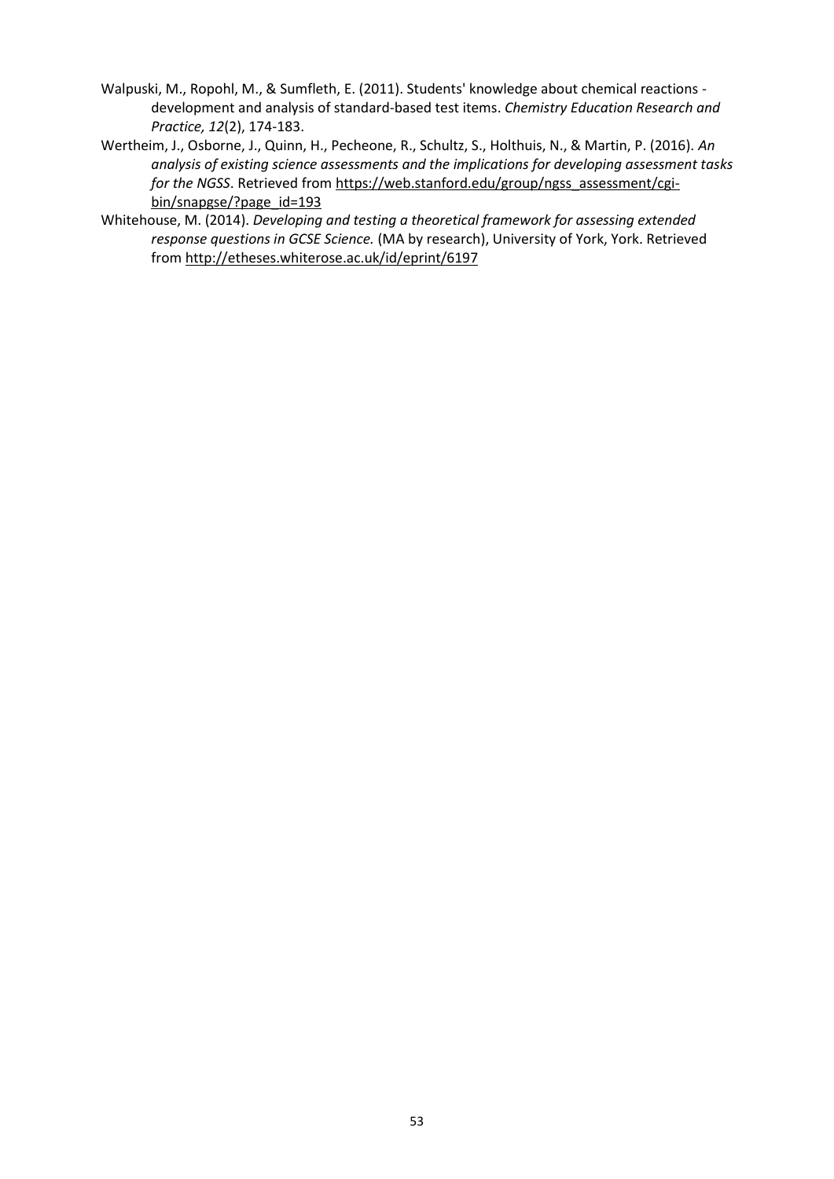Walpuski, M., Ropohl, M., & Sumfleth, E. (2011). Students' knowledge about chemical reactions - development and analysis of standard-based test items. *Chemistry Education Research and Practice, 12*(2), 174-183.

Wertheim, J., Osborne, J., Quinn, H., Pecheone, R., Schultz, S., Holthuis, N., & Martin, P. (2016). *An analysis of existing science assessments and the implications for developing assessment tasks for the NGSS*. Retrieved from https://web.stanford.edu/group/ngss_assessment/cgi-bin/snapgse/?page_id=193

Whitehouse, M. (2014). *Developing and testing a theoretical framework for assessing extended response questions in GCSE Science.* (MA by research), University of York, York. Retrieved from http://etheses.whiterose.ac.uk/id/eprint/6197